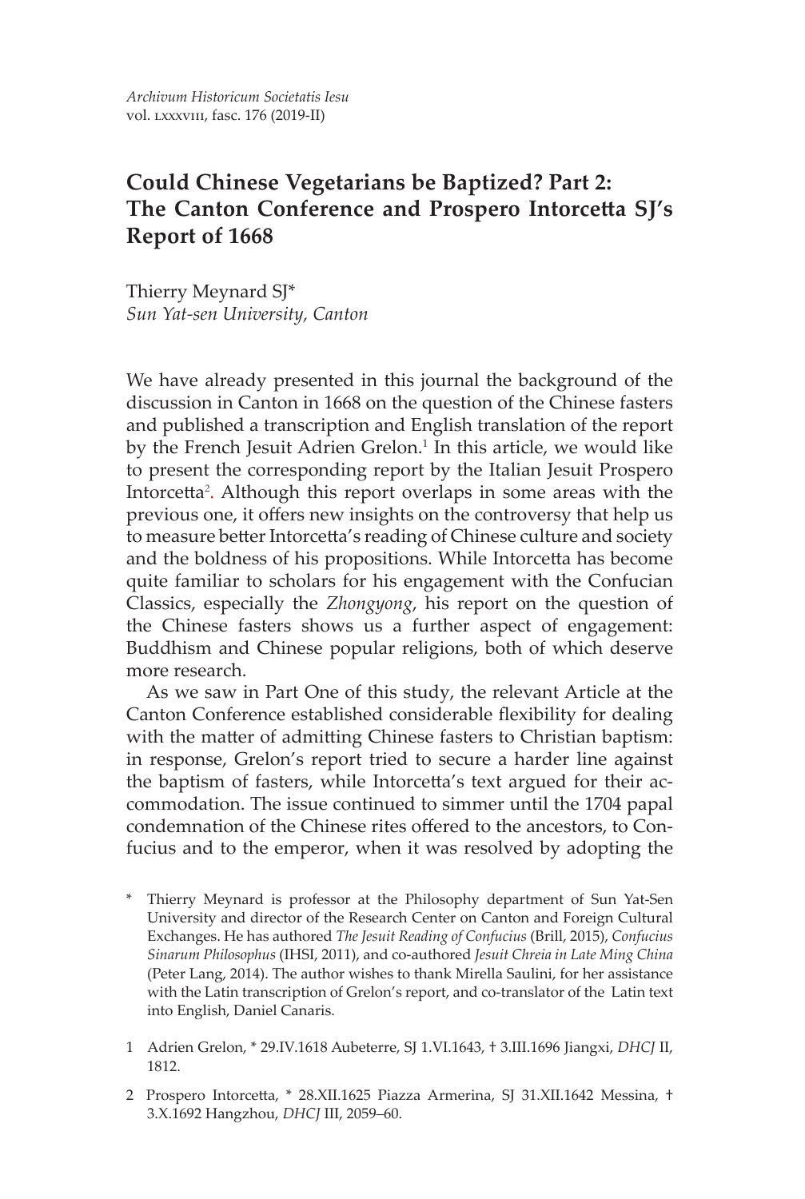*Archivum Historicum Societatis Iesu*
vol. lxxxviii, fasc. 176 (2019-II)

# Could Chinese Vegetarians be Baptized? Part 2: The Canton Conference and Prospero Intorcetta SJ's Report of 1668

Thierry Meynard SJ*
*Sun Yat-sen University, Canton*

We have already presented in this journal the background of the discussion in Canton in 1668 on the question of the Chinese fasters and published a transcription and English translation of the report by the French Jesuit Adrien Grelon.[1] In this article, we would like to present the corresponding report by the Italian Jesuit Prospero Intorcetta[2]. Although this report overlaps in some areas with the previous one, it offers new insights on the controversy that help us to measure better Intorcetta's reading of Chinese culture and society and the boldness of his propositions. While Intorcetta has become quite familiar to scholars for his engagement with the Confucian Classics, especially the *Zhongyong*, his report on the question of the Chinese fasters shows us a further aspect of engagement: Buddhism and Chinese popular religions, both of which deserve more research.

As we saw in Part One of this study, the relevant Article at the Canton Conference established considerable flexibility for dealing with the matter of admitting Chinese fasters to Christian baptism: in response, Grelon's report tried to secure a harder line against the baptism of fasters, while Intorcetta's text argued for their accommodation. The issue continued to simmer until the 1704 papal condemnation of the Chinese rites offered to the ancestors, to Confucius and to the emperor, when it was resolved by adopting the

\* Thierry Meynard is professor at the Philosophy department of Sun Yat-Sen University and director of the Research Center on Canton and Foreign Cultural Exchanges. He has authored *The Jesuit Reading of Confucius* (Brill, 2015), *Confucius Sinarum Philosophus* (IHSI, 2011), and co-authored *Jesuit Chreia in Late Ming China* (Peter Lang, 2014). The author wishes to thank Mirella Saulini, for her assistance with the Latin transcription of Grelon's report, and co-translator of the Latin text into English, Daniel Canaris.

1 Adrien Grelon, * 29.IV.1618 Aubeterre, SJ 1.VI.1643, † 3.III.1696 Jiangxi, *DHCJ* II, 1812.

2 Prospero Intorcetta, * 28.XII.1625 Piazza Armerina, SJ 31.XII.1642 Messina, † 3.X.1692 Hangzhou, *DHCJ* III, 2059–60.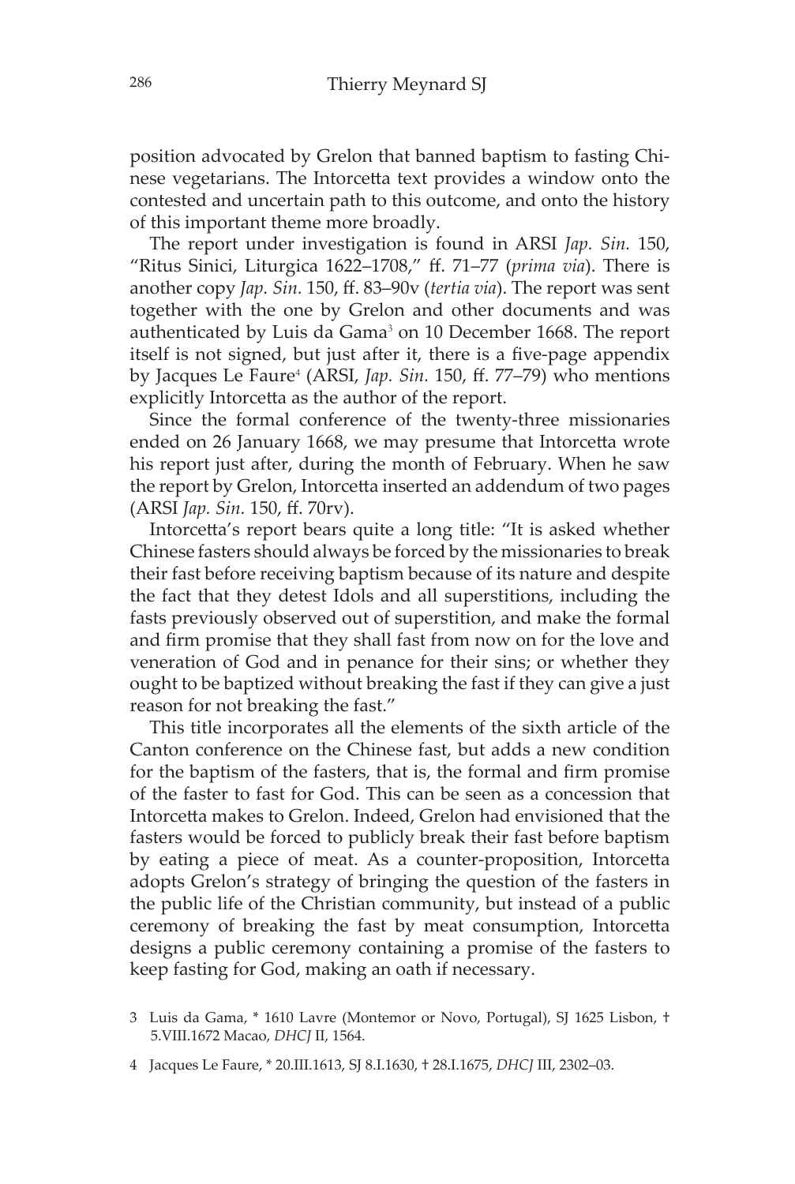position advocated by Grelon that banned baptism to fasting Chinese vegetarians. The Intorcetta text provides a window onto the contested and uncertain path to this outcome, and onto the history of this important theme more broadly.

The report under investigation is found in ARSI *Jap. Sin.* 150, "Ritus Sinici, Liturgica 1622–1708," ff. 71–77 (*prima via*). There is another copy *Jap. Sin.* 150, ff. 83–90v (*tertia via*). The report was sent together with the one by Grelon and other documents and was authenticated by Luis da Gama[3] on 10 December 1668. The report itself is not signed, but just after it, there is a five-page appendix by Jacques Le Faure[4] (ARSI, *Jap. Sin.* 150, ff. 77–79) who mentions explicitly Intorcetta as the author of the report.

Since the formal conference of the twenty-three missionaries ended on 26 January 1668, we may presume that Intorcetta wrote his report just after, during the month of February. When he saw the report by Grelon, Intorcetta inserted an addendum of two pages (ARSI *Jap. Sin.* 150, ff. 70rv).

Intorcetta's report bears quite a long title: "It is asked whether Chinese fasters should always be forced by the missionaries to break their fast before receiving baptism because of its nature and despite the fact that they detest Idols and all superstitions, including the fasts previously observed out of superstition, and make the formal and firm promise that they shall fast from now on for the love and veneration of God and in penance for their sins; or whether they ought to be baptized without breaking the fast if they can give a just reason for not breaking the fast."

This title incorporates all the elements of the sixth article of the Canton conference on the Chinese fast, but adds a new condition for the baptism of the fasters, that is, the formal and firm promise of the faster to fast for God. This can be seen as a concession that Intorcetta makes to Grelon. Indeed, Grelon had envisioned that the fasters would be forced to publicly break their fast before baptism by eating a piece of meat. As a counter-proposition, Intorcetta adopts Grelon's strategy of bringing the question of the fasters in the public life of the Christian community, but instead of a public ceremony of breaking the fast by meat consumption, Intorcetta designs a public ceremony containing a promise of the fasters to keep fasting for God, making an oath if necessary.

3 Luis da Gama, * 1610 Lavre (Montemor or Novo, Portugal), SJ 1625 Lisbon, † 5.VIII.1672 Macao, *DHCJ* II, 1564.

4 Jacques Le Faure, * 20.III.1613, SJ 8.I.1630, † 28.I.1675, *DHCJ* III, 2302–03.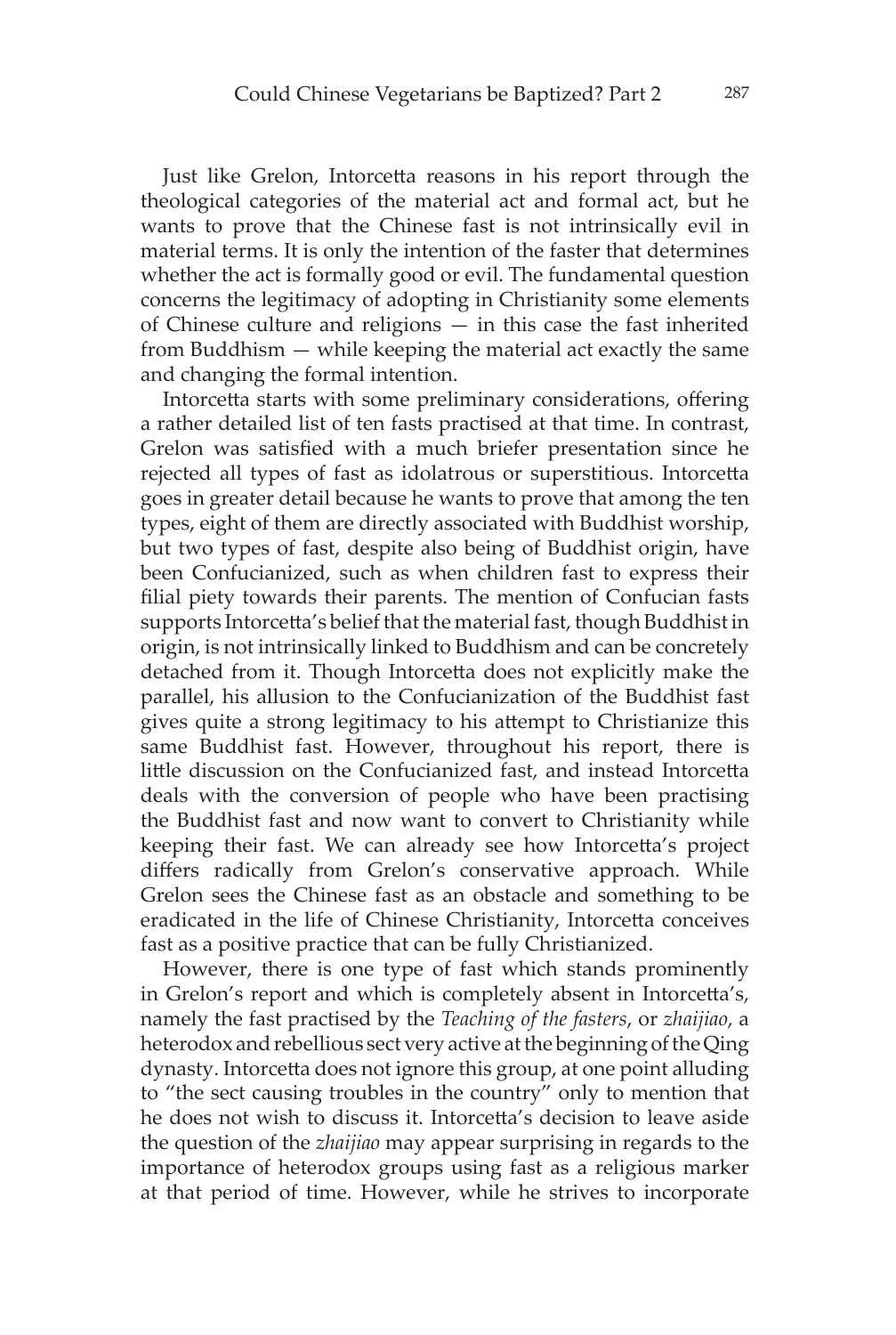Just like Grelon, Intorcetta reasons in his report through the theological categories of the material act and formal act, but he wants to prove that the Chinese fast is not intrinsically evil in material terms. It is only the intention of the faster that determines whether the act is formally good or evil. The fundamental question concerns the legitimacy of adopting in Christianity some elements of Chinese culture and religions — in this case the fast inherited from Buddhism — while keeping the material act exactly the same and changing the formal intention.

Intorcetta starts with some preliminary considerations, offering a rather detailed list of ten fasts practised at that time. In contrast, Grelon was satisfied with a much briefer presentation since he rejected all types of fast as idolatrous or superstitious. Intorcetta goes in greater detail because he wants to prove that among the ten types, eight of them are directly associated with Buddhist worship, but two types of fast, despite also being of Buddhist origin, have been Confucianized, such as when children fast to express their filial piety towards their parents. The mention of Confucian fasts supports Intorcetta's belief that the material fast, though Buddhist in origin, is not intrinsically linked to Buddhism and can be concretely detached from it. Though Intorcetta does not explicitly make the parallel, his allusion to the Confucianization of the Buddhist fast gives quite a strong legitimacy to his attempt to Christianize this same Buddhist fast. However, throughout his report, there is little discussion on the Confucianized fast, and instead Intorcetta deals with the conversion of people who have been practising the Buddhist fast and now want to convert to Christianity while keeping their fast. We can already see how Intorcetta's project differs radically from Grelon's conservative approach. While Grelon sees the Chinese fast as an obstacle and something to be eradicated in the life of Chinese Christianity, Intorcetta conceives fast as a positive practice that can be fully Christianized.

However, there is one type of fast which stands prominently in Grelon's report and which is completely absent in Intorcetta's, namely the fast practised by the *Teaching of the fasters*, or *zhaijiao*, a heterodox and rebellious sect very active at the beginning of the Qing dynasty. Intorcetta does not ignore this group, at one point alluding to "the sect causing troubles in the country" only to mention that he does not wish to discuss it. Intorcetta's decision to leave aside the question of the *zhaijiao* may appear surprising in regards to the importance of heterodox groups using fast as a religious marker at that period of time. However, while he strives to incorporate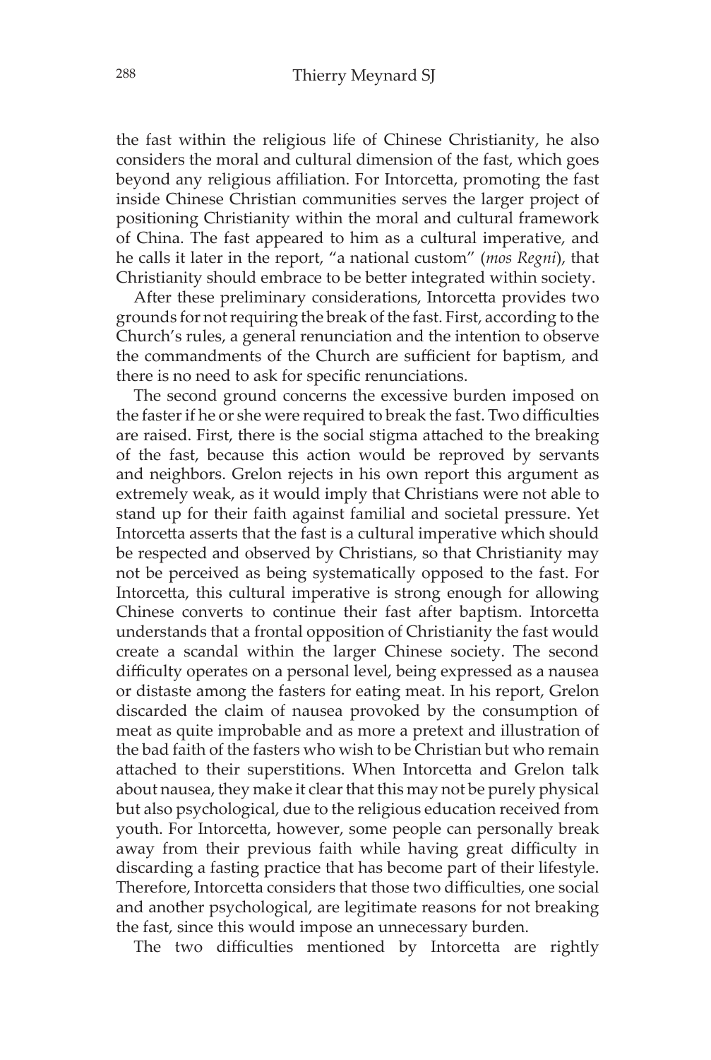the fast within the religious life of Chinese Christianity, he also considers the moral and cultural dimension of the fast, which goes beyond any religious affiliation. For Intorcetta, promoting the fast inside Chinese Christian communities serves the larger project of positioning Christianity within the moral and cultural framework of China. The fast appeared to him as a cultural imperative, and he calls it later in the report, "a national custom" (*mos Regni*), that Christianity should embrace to be better integrated within society.

After these preliminary considerations, Intorcetta provides two grounds for not requiring the break of the fast. First, according to the Church's rules, a general renunciation and the intention to observe the commandments of the Church are sufficient for baptism, and there is no need to ask for specific renunciations.

The second ground concerns the excessive burden imposed on the faster if he or she were required to break the fast. Two difficulties are raised. First, there is the social stigma attached to the breaking of the fast, because this action would be reproved by servants and neighbors. Grelon rejects in his own report this argument as extremely weak, as it would imply that Christians were not able to stand up for their faith against familial and societal pressure. Yet Intorcetta asserts that the fast is a cultural imperative which should be respected and observed by Christians, so that Christianity may not be perceived as being systematically opposed to the fast. For Intorcetta, this cultural imperative is strong enough for allowing Chinese converts to continue their fast after baptism. Intorcetta understands that a frontal opposition of Christianity the fast would create a scandal within the larger Chinese society. The second difficulty operates on a personal level, being expressed as a nausea or distaste among the fasters for eating meat. In his report, Grelon discarded the claim of nausea provoked by the consumption of meat as quite improbable and as more a pretext and illustration of the bad faith of the fasters who wish to be Christian but who remain attached to their superstitions. When Intorcetta and Grelon talk about nausea, they make it clear that this may not be purely physical but also psychological, due to the religious education received from youth. For Intorcetta, however, some people can personally break away from their previous faith while having great difficulty in discarding a fasting practice that has become part of their lifestyle. Therefore, Intorcetta considers that those two difficulties, one social and another psychological, are legitimate reasons for not breaking the fast, since this would impose an unnecessary burden.

The two difficulties mentioned by Intorcetta are rightly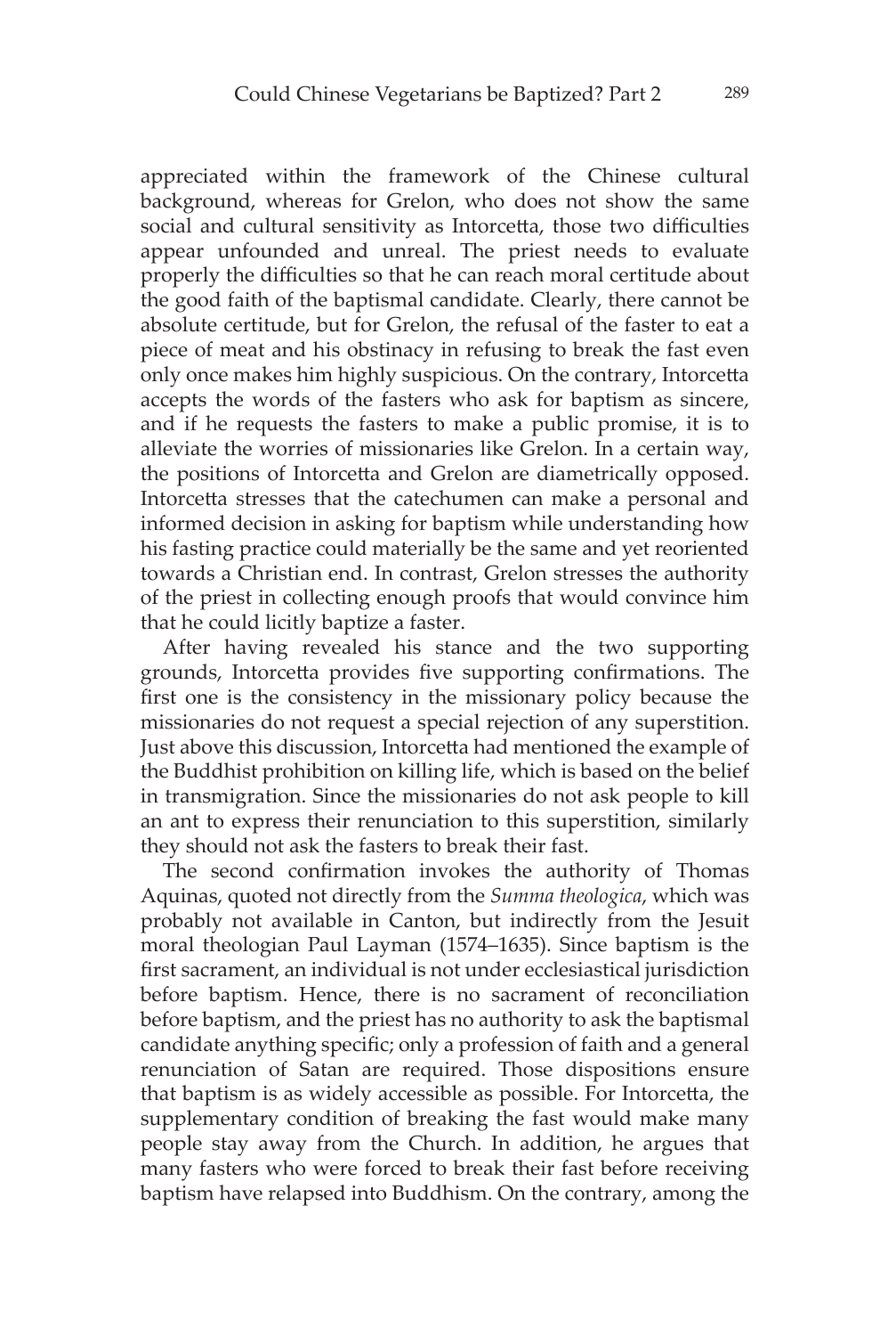appreciated within the framework of the Chinese cultural background, whereas for Grelon, who does not show the same social and cultural sensitivity as Intorcetta, those two difficulties appear unfounded and unreal. The priest needs to evaluate properly the difficulties so that he can reach moral certitude about the good faith of the baptismal candidate. Clearly, there cannot be absolute certitude, but for Grelon, the refusal of the faster to eat a piece of meat and his obstinacy in refusing to break the fast even only once makes him highly suspicious. On the contrary, Intorcetta accepts the words of the fasters who ask for baptism as sincere, and if he requests the fasters to make a public promise, it is to alleviate the worries of missionaries like Grelon. In a certain way, the positions of Intorcetta and Grelon are diametrically opposed. Intorcetta stresses that the catechumen can make a personal and informed decision in asking for baptism while understanding how his fasting practice could materially be the same and yet reoriented towards a Christian end. In contrast, Grelon stresses the authority of the priest in collecting enough proofs that would convince him that he could licitly baptize a faster.

After having revealed his stance and the two supporting grounds, Intorcetta provides five supporting confirmations. The first one is the consistency in the missionary policy because the missionaries do not request a special rejection of any superstition. Just above this discussion, Intorcetta had mentioned the example of the Buddhist prohibition on killing life, which is based on the belief in transmigration. Since the missionaries do not ask people to kill an ant to express their renunciation to this superstition, similarly they should not ask the fasters to break their fast.

The second confirmation invokes the authority of Thomas Aquinas, quoted not directly from the *Summa theologica*, which was probably not available in Canton, but indirectly from the Jesuit moral theologian Paul Layman (1574–1635). Since baptism is the first sacrament, an individual is not under ecclesiastical jurisdiction before baptism. Hence, there is no sacrament of reconciliation before baptism, and the priest has no authority to ask the baptismal candidate anything specific; only a profession of faith and a general renunciation of Satan are required. Those dispositions ensure that baptism is as widely accessible as possible. For Intorcetta, the supplementary condition of breaking the fast would make many people stay away from the Church. In addition, he argues that many fasters who were forced to break their fast before receiving baptism have relapsed into Buddhism. On the contrary, among the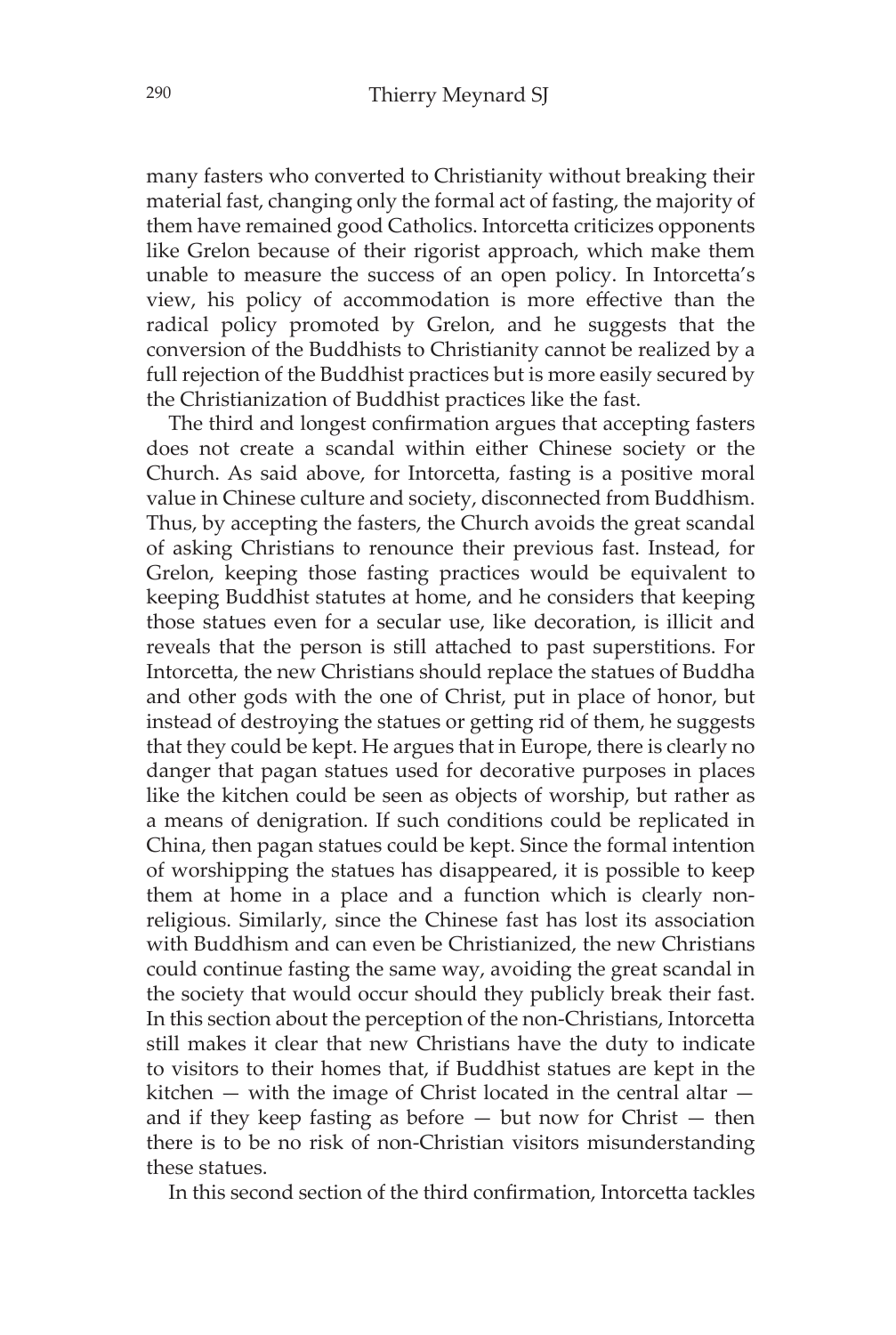many fasters who converted to Christianity without breaking their material fast, changing only the formal act of fasting, the majority of them have remained good Catholics. Intorcetta criticizes opponents like Grelon because of their rigorist approach, which make them unable to measure the success of an open policy. In Intorcetta's view, his policy of accommodation is more effective than the radical policy promoted by Grelon, and he suggests that the conversion of the Buddhists to Christianity cannot be realized by a full rejection of the Buddhist practices but is more easily secured by the Christianization of Buddhist practices like the fast.

The third and longest confirmation argues that accepting fasters does not create a scandal within either Chinese society or the Church. As said above, for Intorcetta, fasting is a positive moral value in Chinese culture and society, disconnected from Buddhism. Thus, by accepting the fasters, the Church avoids the great scandal of asking Christians to renounce their previous fast. Instead, for Grelon, keeping those fasting practices would be equivalent to keeping Buddhist statutes at home, and he considers that keeping those statues even for a secular use, like decoration, is illicit and reveals that the person is still attached to past superstitions. For Intorcetta, the new Christians should replace the statues of Buddha and other gods with the one of Christ, put in place of honor, but instead of destroying the statues or getting rid of them, he suggests that they could be kept. He argues that in Europe, there is clearly no danger that pagan statues used for decorative purposes in places like the kitchen could be seen as objects of worship, but rather as a means of denigration. If such conditions could be replicated in China, then pagan statues could be kept. Since the formal intention of worshipping the statues has disappeared, it is possible to keep them at home in a place and a function which is clearly non-religious. Similarly, since the Chinese fast has lost its association with Buddhism and can even be Christianized, the new Christians could continue fasting the same way, avoiding the great scandal in the society that would occur should they publicly break their fast. In this section about the perception of the non-Christians, Intorcetta still makes it clear that new Christians have the duty to indicate to visitors to their homes that, if Buddhist statues are kept in the kitchen — with the image of Christ located in the central altar — and if they keep fasting as before — but now for Christ — then there is to be no risk of non-Christian visitors misunderstanding these statues.

In this second section of the third confirmation, Intorcetta tackles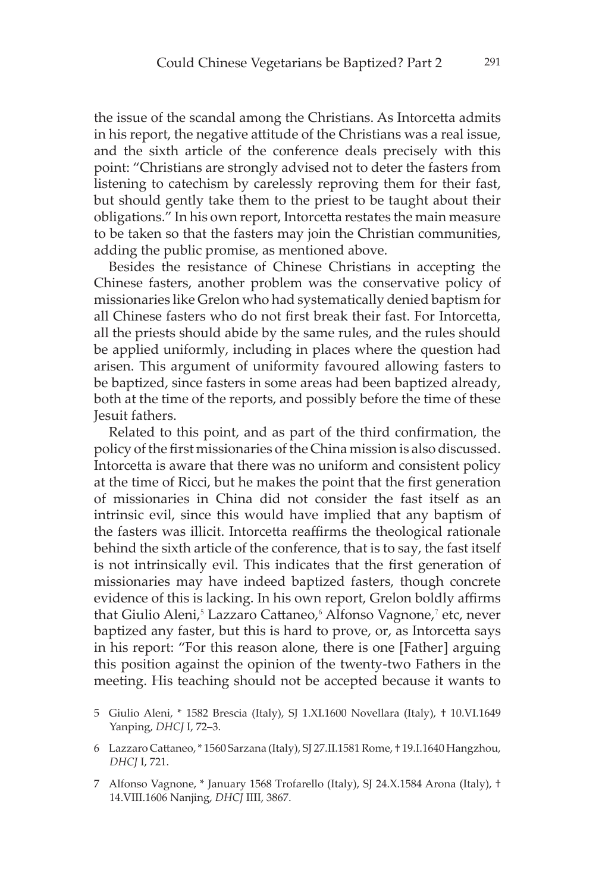the issue of the scandal among the Christians. As Intorcetta admits in his report, the negative attitude of the Christians was a real issue, and the sixth article of the conference deals precisely with this point: "Christians are strongly advised not to deter the fasters from listening to catechism by carelessly reproving them for their fast, but should gently take them to the priest to be taught about their obligations." In his own report, Intorcetta restates the main measure to be taken so that the fasters may join the Christian communities, adding the public promise, as mentioned above.

Besides the resistance of Chinese Christians in accepting the Chinese fasters, another problem was the conservative policy of missionaries like Grelon who had systematically denied baptism for all Chinese fasters who do not first break their fast. For Intorcetta, all the priests should abide by the same rules, and the rules should be applied uniformly, including in places where the question had arisen. This argument of uniformity favoured allowing fasters to be baptized, since fasters in some areas had been baptized already, both at the time of the reports, and possibly before the time of these Jesuit fathers.

Related to this point, and as part of the third confirmation, the policy of the first missionaries of the China mission is also discussed. Intorcetta is aware that there was no uniform and consistent policy at the time of Ricci, but he makes the point that the first generation of missionaries in China did not consider the fast itself as an intrinsic evil, since this would have implied that any baptism of the fasters was illicit. Intorcetta reaffirms the theological rationale behind the sixth article of the conference, that is to say, the fast itself is not intrinsically evil. This indicates that the first generation of missionaries may have indeed baptized fasters, though concrete evidence of this is lacking. In his own report, Grelon boldly affirms that Giulio Aleni,[5] Lazzaro Cattaneo,[6] Alfonso Vagnone,[7] etc, never baptized any faster, but this is hard to prove, or, as Intorcetta says in his report: "For this reason alone, there is one [Father] arguing this position against the opinion of the twenty-two Fathers in the meeting. His teaching should not be accepted because it wants to

5 Giulio Aleni, * 1582 Brescia (Italy), SJ 1.XI.1600 Novellara (Italy), † 10.VI.1649 Yanping, *DHCJ* I, 72–3.

6 Lazzaro Cattaneo, * 1560 Sarzana (Italy), SJ 27.II.1581 Rome, † 19.I.1640 Hangzhou, *DHCJ* I, 721.

7 Alfonso Vagnone, * January 1568 Trofarello (Italy), SJ 24.X.1584 Arona (Italy), † 14.VIII.1606 Nanjing, *DHCJ* IIII, 3867.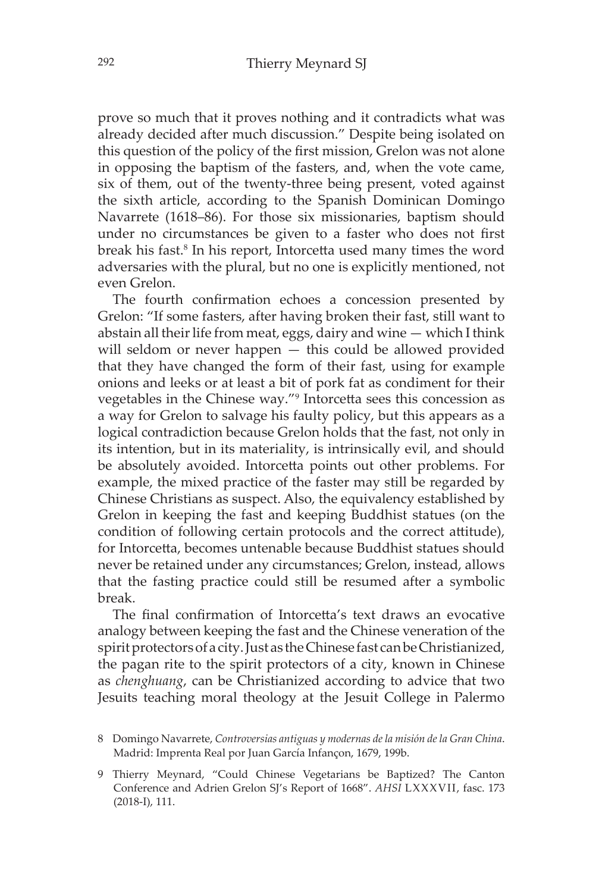prove so much that it proves nothing and it contradicts what was already decided after much discussion." Despite being isolated on this question of the policy of the first mission, Grelon was not alone in opposing the baptism of the fasters, and, when the vote came, six of them, out of the twenty-three being present, voted against the sixth article, according to the Spanish Dominican Domingo Navarrete (1618–86). For those six missionaries, baptism should under no circumstances be given to a faster who does not first break his fast.[8] In his report, Intorcetta used many times the word adversaries with the plural, but no one is explicitly mentioned, not even Grelon.

The fourth confirmation echoes a concession presented by Grelon: "If some fasters, after having broken their fast, still want to abstain all their life from meat, eggs, dairy and wine — which I think will seldom or never happen — this could be allowed provided that they have changed the form of their fast, using for example onions and leeks or at least a bit of pork fat as condiment for their vegetables in the Chinese way."[9] Intorcetta sees this concession as a way for Grelon to salvage his faulty policy, but this appears as a logical contradiction because Grelon holds that the fast, not only in its intention, but in its materiality, is intrinsically evil, and should be absolutely avoided. Intorcetta points out other problems. For example, the mixed practice of the faster may still be regarded by Chinese Christians as suspect. Also, the equivalency established by Grelon in keeping the fast and keeping Buddhist statues (on the condition of following certain protocols and the correct attitude), for Intorcetta, becomes untenable because Buddhist statues should never be retained under any circumstances; Grelon, instead, allows that the fasting practice could still be resumed after a symbolic break.

The final confirmation of Intorcetta's text draws an evocative analogy between keeping the fast and the Chinese veneration of the spirit protectors of a city. Just as the Chinese fast can be Christianized, the pagan rite to the spirit protectors of a city, known in Chinese as *chenghuang*, can be Christianized according to advice that two Jesuits teaching moral theology at the Jesuit College in Palermo

8 Domingo Navarrete, *Controversias antiguas y modernas de la misión de la Gran China*. Madrid: Imprenta Real por Juan García Infançon, 1679, 199b.

9 Thierry Meynard, "Could Chinese Vegetarians be Baptized? The Canton Conference and Adrien Grelon SJ's Report of 1668". *AHSI* LXXXVII, fasc. 173 (2018-I), 111.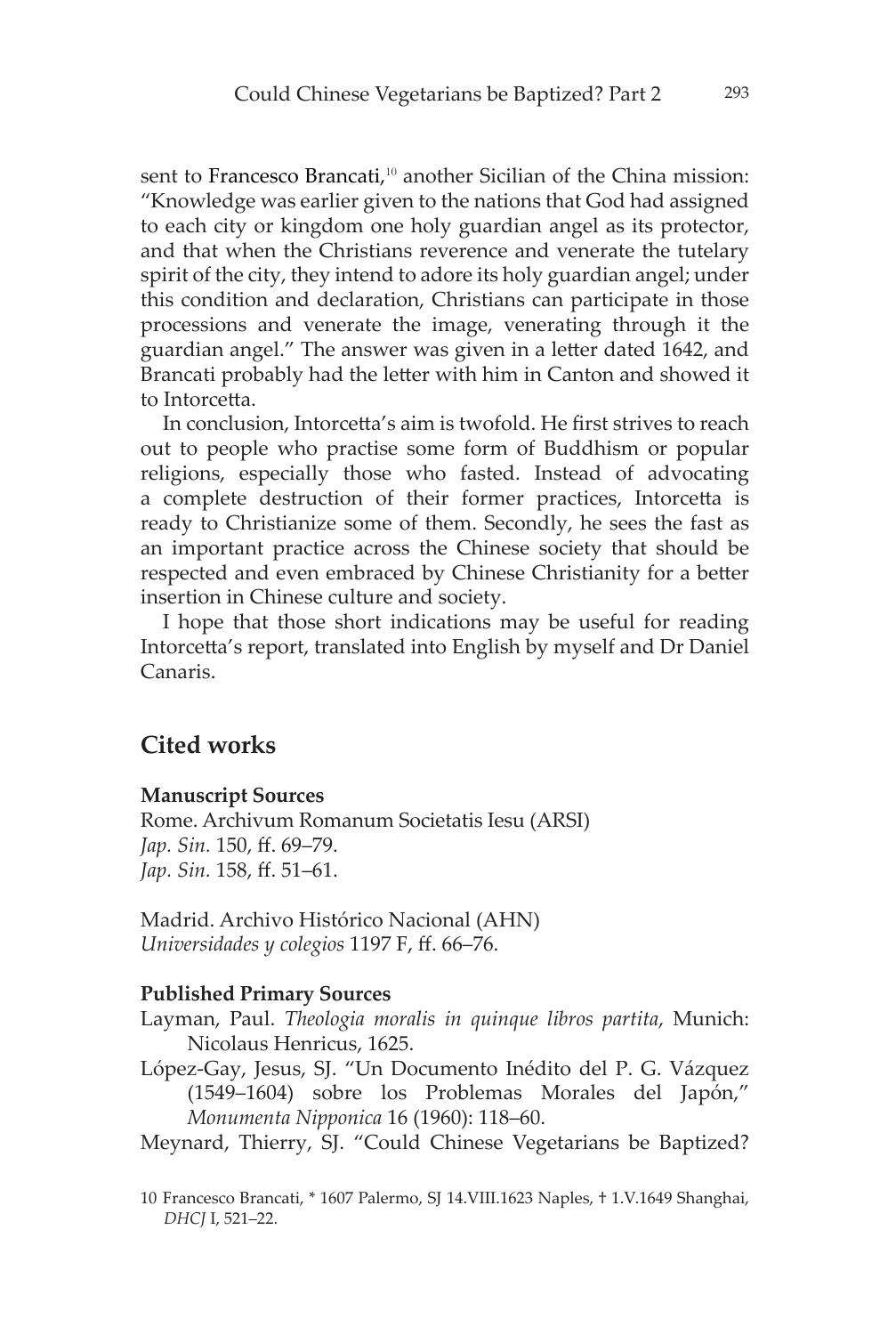sent to Francesco Brancati,[10] another Sicilian of the China mission: "Knowledge was earlier given to the nations that God had assigned to each city or kingdom one holy guardian angel as its protector, and that when the Christians reverence and venerate the tutelary spirit of the city, they intend to adore its holy guardian angel; under this condition and declaration, Christians can participate in those processions and venerate the image, venerating through it the guardian angel." The answer was given in a letter dated 1642, and Brancati probably had the letter with him in Canton and showed it to Intorcetta.

In conclusion, Intorcetta's aim is twofold. He first strives to reach out to people who practise some form of Buddhism or popular religions, especially those who fasted. Instead of advocating a complete destruction of their former practices, Intorcetta is ready to Christianize some of them. Secondly, he sees the fast as an important practice across the Chinese society that should be respected and even embraced by Chinese Christianity for a better insertion in Chinese culture and society.

I hope that those short indications may be useful for reading Intorcetta's report, translated into English by myself and Dr Daniel Canaris.

## Cited works

**Manuscript Sources**

Rome. Archivum Romanum Societatis Iesu (ARSI)
*Jap. Sin.* 150, ff. 69–79.
*Jap. Sin.* 158, ff. 51–61.

Madrid. Archivo Histórico Nacional (AHN)
*Universidades y colegios* 1197 F, ff. 66–76.

**Published Primary Sources**

Layman, Paul. *Theologia moralis in quinque libros partita*, Munich: Nicolaus Henricus, 1625.

López-Gay, Jesus, SJ. "Un Documento Inédito del P. G. Vázquez (1549–1604) sobre los Problemas Morales del Japón," *Monumenta Nipponica* 16 (1960): 118–60.

Meynard, Thierry, SJ. "Could Chinese Vegetarians be Baptized?

10 Francesco Brancati, * 1607 Palermo, SJ 14.VIII.1623 Naples, † 1.V.1649 Shanghai, *DHCJ* I, 521–22.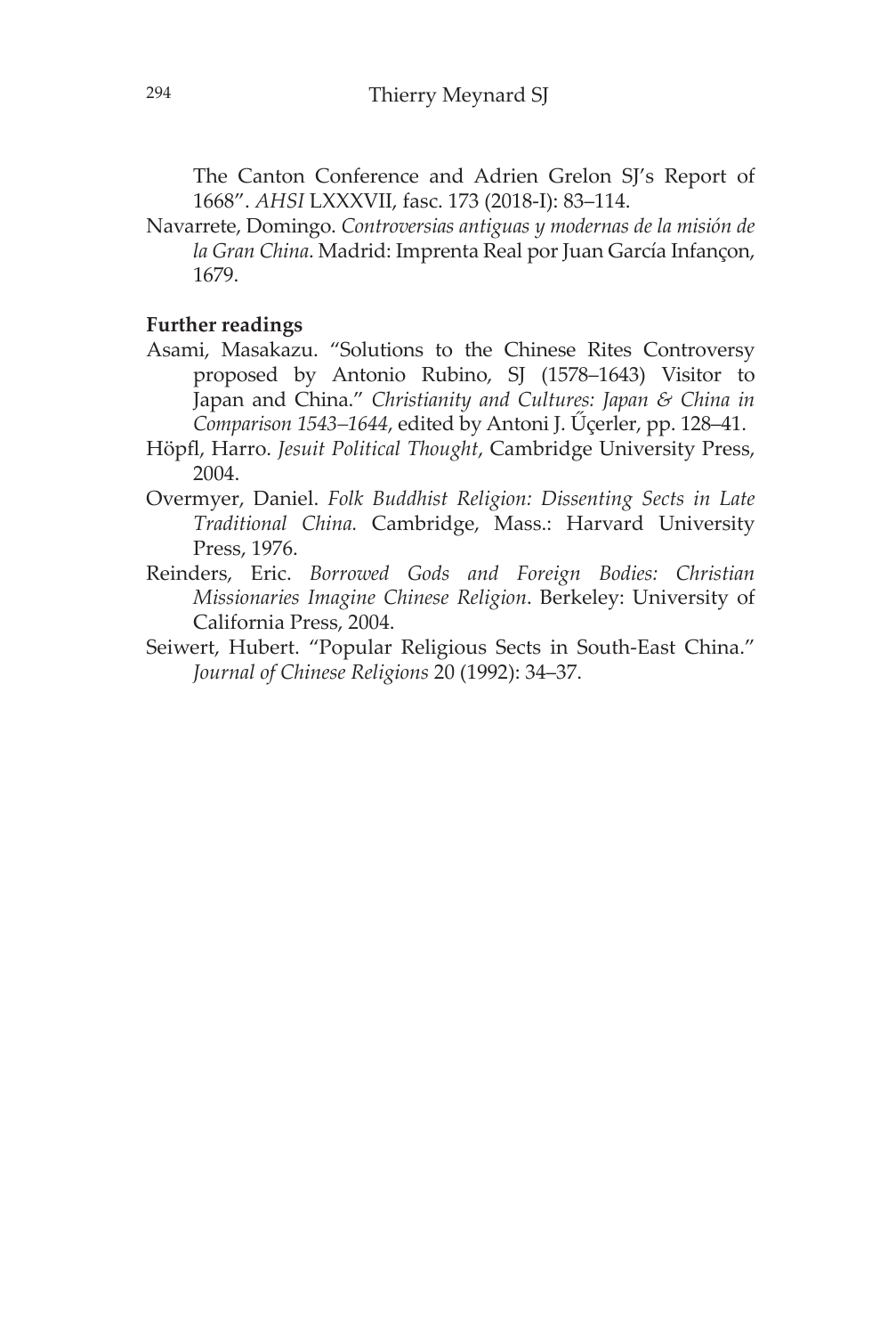The Canton Conference and Adrien Grelon SJ's Report of 1668". *AHSI* LXXXVII, fasc. 173 (2018-I): 83–114.

Navarrete, Domingo. *Controversias antiguas y modernas de la misión de la Gran China*. Madrid: Imprenta Real por Juan García Infançon, 1679.

**Further readings**

Asami, Masakazu. "Solutions to the Chinese Rites Controversy proposed by Antonio Rubino, SJ (1578–1643) Visitor to Japan and China." *Christianity and Cultures: Japan & China in Comparison 1543–1644*, edited by Antoni J. Űçerler, pp. 128–41.

Höpfl, Harro. *Jesuit Political Thought*, Cambridge University Press, 2004.

Overmyer, Daniel. *Folk Buddhist Religion: Dissenting Sects in Late Traditional China.* Cambridge, Mass.: Harvard University Press, 1976.

Reinders, Eric. *Borrowed Gods and Foreign Bodies: Christian Missionaries Imagine Chinese Religion*. Berkeley: University of California Press, 2004.

Seiwert, Hubert. "Popular Religious Sects in South-East China." *Journal of Chinese Religions* 20 (1992): 34–37.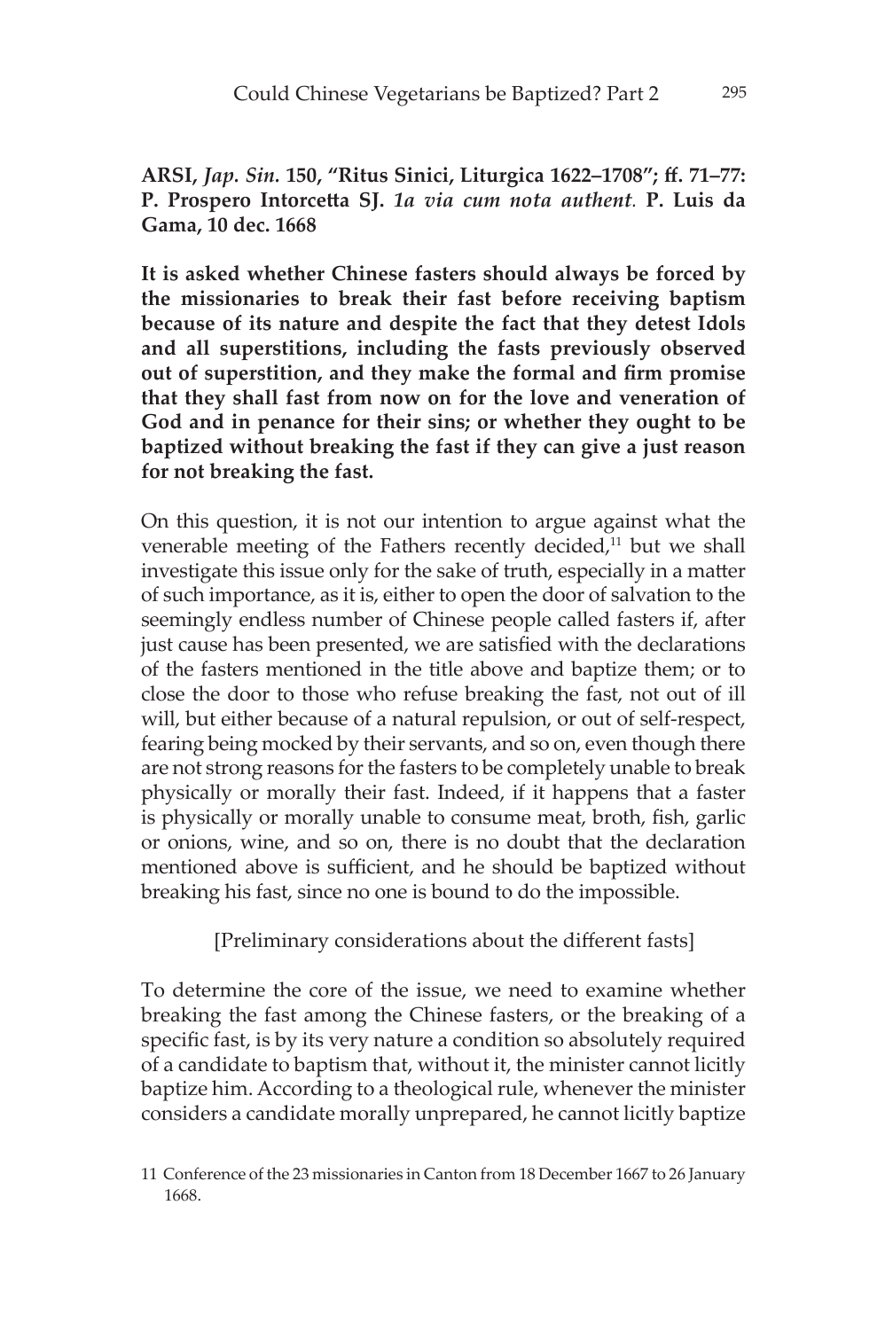**ARSI, *Jap. Sin.* 150, "Ritus Sinici, Liturgica 1622–1708"; ff. 71–77: P. Prospero Intorcetta SJ. *1a via cum nota authent.* P. Luis da Gama, 10 dec. 1668**

**It is asked whether Chinese fasters should always be forced by the missionaries to break their fast before receiving baptism because of its nature and despite the fact that they detest Idols and all superstitions, including the fasts previously observed out of superstition, and they make the formal and firm promise that they shall fast from now on for the love and veneration of God and in penance for their sins; or whether they ought to be baptized without breaking the fast if they can give a just reason for not breaking the fast.**

On this question, it is not our intention to argue against what the venerable meeting of the Fathers recently decided,[11] but we shall investigate this issue only for the sake of truth, especially in a matter of such importance, as it is, either to open the door of salvation to the seemingly endless number of Chinese people called fasters if, after just cause has been presented, we are satisfied with the declarations of the fasters mentioned in the title above and baptize them; or to close the door to those who refuse breaking the fast, not out of ill will, but either because of a natural repulsion, or out of self-respect, fearing being mocked by their servants, and so on, even though there are not strong reasons for the fasters to be completely unable to break physically or morally their fast. Indeed, if it happens that a faster is physically or morally unable to consume meat, broth, fish, garlic or onions, wine, and so on, there is no doubt that the declaration mentioned above is sufficient, and he should be baptized without breaking his fast, since no one is bound to do the impossible.

[Preliminary considerations about the different fasts]

To determine the core of the issue, we need to examine whether breaking the fast among the Chinese fasters, or the breaking of a specific fast, is by its very nature a condition so absolutely required of a candidate to baptism that, without it, the minister cannot licitly baptize him. According to a theological rule, whenever the minister considers a candidate morally unprepared, he cannot licitly baptize

11 Conference of the 23 missionaries in Canton from 18 December 1667 to 26 January 1668.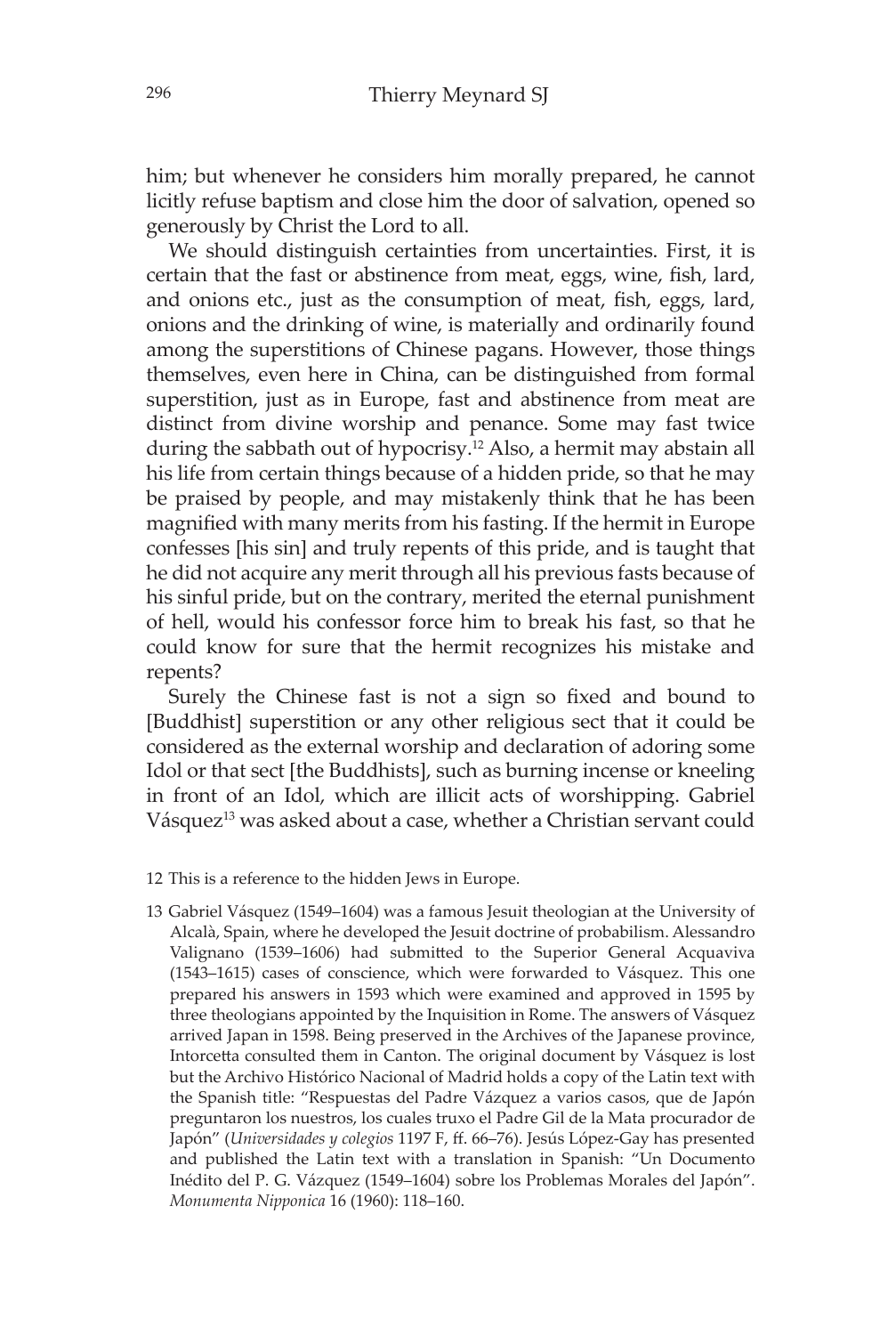him; but whenever he considers him morally prepared, he cannot licitly refuse baptism and close him the door of salvation, opened so generously by Christ the Lord to all.

We should distinguish certainties from uncertainties. First, it is certain that the fast or abstinence from meat, eggs, wine, fish, lard, and onions etc., just as the consumption of meat, fish, eggs, lard, onions and the drinking of wine, is materially and ordinarily found among the superstitions of Chinese pagans. However, those things themselves, even here in China, can be distinguished from formal superstition, just as in Europe, fast and abstinence from meat are distinct from divine worship and penance. Some may fast twice during the sabbath out of hypocrisy.[12] Also, a hermit may abstain all his life from certain things because of a hidden pride, so that he may be praised by people, and may mistakenly think that he has been magnified with many merits from his fasting. If the hermit in Europe confesses [his sin] and truly repents of this pride, and is taught that he did not acquire any merit through all his previous fasts because of his sinful pride, but on the contrary, merited the eternal punishment of hell, would his confessor force him to break his fast, so that he could know for sure that the hermit recognizes his mistake and repents?

Surely the Chinese fast is not a sign so fixed and bound to [Buddhist] superstition or any other religious sect that it could be considered as the external worship and declaration of adoring some Idol or that sect [the Buddhists], such as burning incense or kneeling in front of an Idol, which are illicit acts of worshipping. Gabriel Vásquez[13] was asked about a case, whether a Christian servant could

12 This is a reference to the hidden Jews in Europe.

13 Gabriel Vásquez (1549–1604) was a famous Jesuit theologian at the University of Alcalà, Spain, where he developed the Jesuit doctrine of probabilism. Alessandro Valignano (1539–1606) had submitted to the Superior General Acquaviva (1543–1615) cases of conscience, which were forwarded to Vásquez. This one prepared his answers in 1593 which were examined and approved in 1595 by three theologians appointed by the Inquisition in Rome. The answers of Vásquez arrived Japan in 1598. Being preserved in the Archives of the Japanese province, Intorcetta consulted them in Canton. The original document by Vásquez is lost but the Archivo Histórico Nacional of Madrid holds a copy of the Latin text with the Spanish title: "Respuestas del Padre Vázquez a varios casos, que de Japón preguntaron los nuestros, los cuales truxo el Padre Gil de la Mata procurador de Japón" (*Universidades y colegios* 1197 F, ff. 66–76). Jesús López-Gay has presented and published the Latin text with a translation in Spanish: "Un Documento Inédito del P. G. Vázquez (1549–1604) sobre los Problemas Morales del Japón". *Monumenta Nipponica* 16 (1960): 118–160.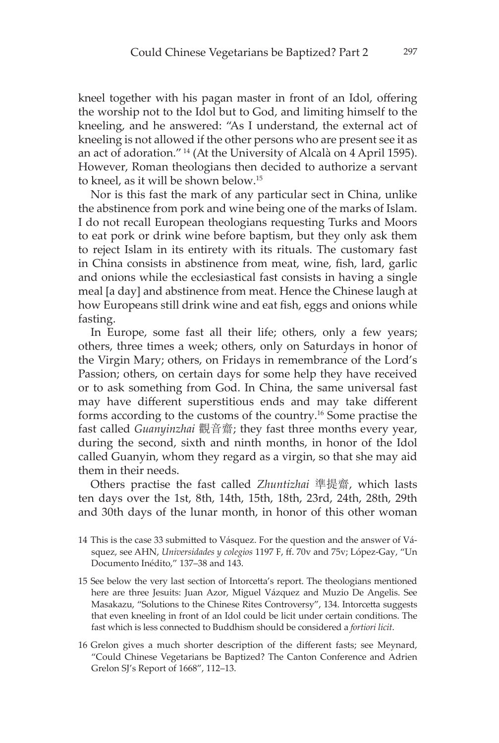kneel together with his pagan master in front of an Idol, offering the worship not to the Idol but to God, and limiting himself to the kneeling, and he answered: "As I understand, the external act of kneeling is not allowed if the other persons who are present see it as an act of adoration." [14] (At the University of Alcalà on 4 April 1595). However, Roman theologians then decided to authorize a servant to kneel, as it will be shown below.[15]

Nor is this fast the mark of any particular sect in China, unlike the abstinence from pork and wine being one of the marks of Islam. I do not recall European theologians requesting Turks and Moors to eat pork or drink wine before baptism, but they only ask them to reject Islam in its entirety with its rituals. The customary fast in China consists in abstinence from meat, wine, fish, lard, garlic and onions while the ecclesiastical fast consists in having a single meal [a day] and abstinence from meat. Hence the Chinese laugh at how Europeans still drink wine and eat fish, eggs and onions while fasting.

In Europe, some fast all their life; others, only a few years; others, three times a week; others, only on Saturdays in honor of the Virgin Mary; others, on Fridays in remembrance of the Lord's Passion; others, on certain days for some help they have received or to ask something from God. In China, the same universal fast may have different superstitious ends and may take different forms according to the customs of the country.[16] Some practise the fast called *Guanyinzhai* 觀音齋; they fast three months every year, during the second, sixth and ninth months, in honor of the Idol called Guanyin, whom they regard as a virgin, so that she may aid them in their needs.

Others practise the fast called *Zhuntizhai* 準提齋, which lasts ten days over the 1st, 8th, 14th, 15th, 18th, 23rd, 24th, 28th, 29th and 30th days of the lunar month, in honor of this other woman

14 This is the case 33 submitted to Vásquez. For the question and the answer of Vásquez, see AHN, *Universidades y colegios* 1197 F, ff. 70v and 75v; López-Gay, "Un Documento Inédito," 137–38 and 143.

15 See below the very last section of Intorcetta's report. The theologians mentioned here are three Jesuits: Juan Azor, Miguel Vázquez and Muzio De Angelis. See Masakazu, "Solutions to the Chinese Rites Controversy", 134. Intorcetta suggests that even kneeling in front of an Idol could be licit under certain conditions. The fast which is less connected to Buddhism should be considered a *fortiori licit*.

16 Grelon gives a much shorter description of the different fasts; see Meynard, "Could Chinese Vegetarians be Baptized? The Canton Conference and Adrien Grelon SJ's Report of 1668", 112–13.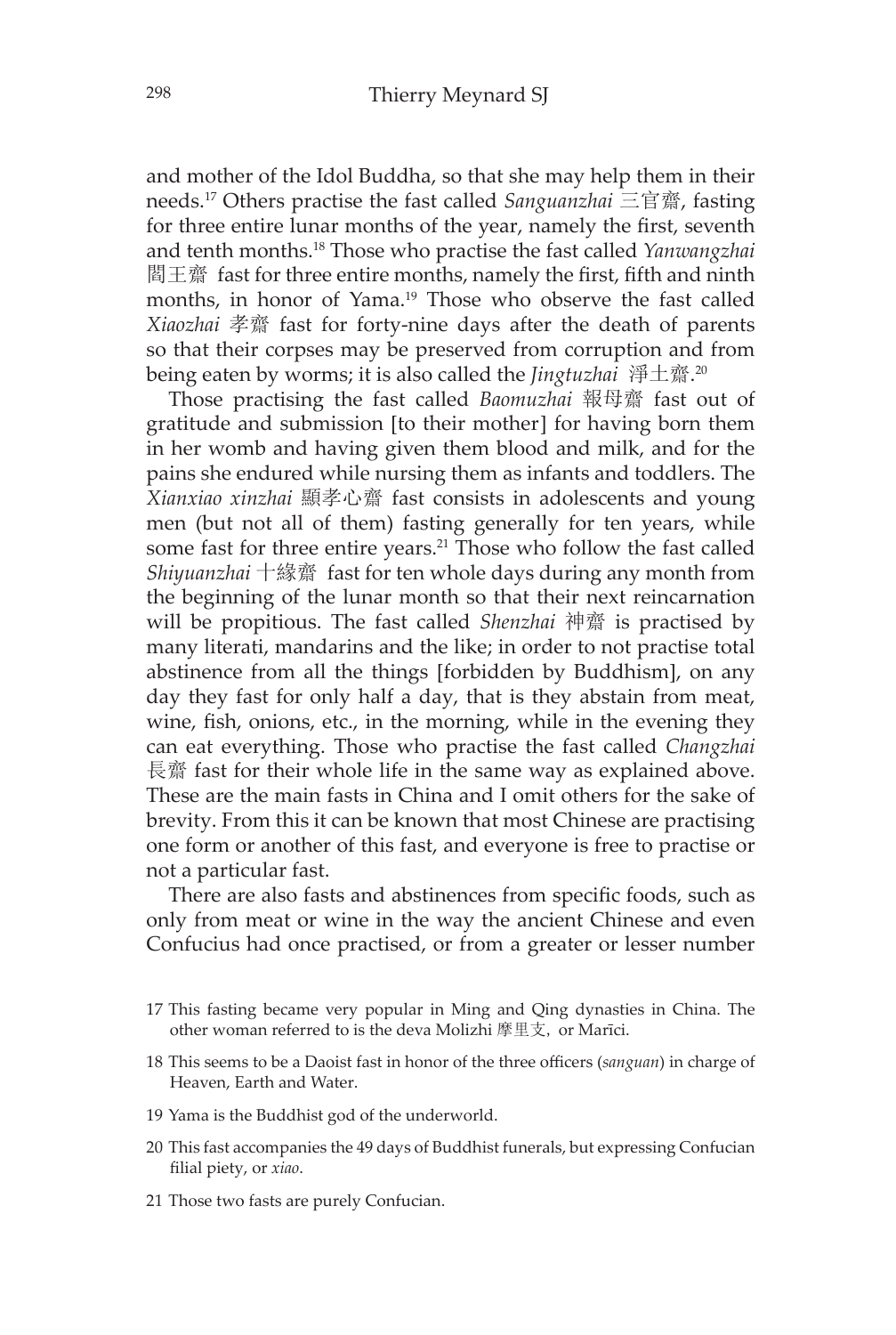and mother of the Idol Buddha, so that she may help them in their needs.[17] Others practise the fast called *Sanguanzhai* 三官齋, fasting for three entire lunar months of the year, namely the first, seventh and tenth months.[18] Those who practise the fast called *Yanwangzhai* 閻王齋 fast for three entire months, namely the first, fifth and ninth months, in honor of Yama.[19] Those who observe the fast called *Xiaozhai* 孝齋 fast for forty-nine days after the death of parents so that their corpses may be preserved from corruption and from being eaten by worms; it is also called the *Jingtuzhai* 淨土齋.[20]

Those practising the fast called *Baomuzhai* 報母齋 fast out of gratitude and submission [to their mother] for having born them in her womb and having given them blood and milk, and for the pains she endured while nursing them as infants and toddlers. The *Xianxiao xinzhai* 顯孝心齋 fast consists in adolescents and young men (but not all of them) fasting generally for ten years, while some fast for three entire years.[21] Those who follow the fast called *Shiyuanzhai* 十緣齋 fast for ten whole days during any month from the beginning of the lunar month so that their next reincarnation will be propitious. The fast called *Shenzhai* 神齋 is practised by many literati, mandarins and the like; in order to not practise total abstinence from all the things [forbidden by Buddhism], on any day they fast for only half a day, that is they abstain from meat, wine, fish, onions, etc., in the morning, while in the evening they can eat everything. Those who practise the fast called *Changzhai* 長齋 fast for their whole life in the same way as explained above. These are the main fasts in China and I omit others for the sake of brevity. From this it can be known that most Chinese are practising one form or another of this fast, and everyone is free to practise or not a particular fast.

There are also fasts and abstinences from specific foods, such as only from meat or wine in the way the ancient Chinese and even Confucius had once practised, or from a greater or lesser number

17 This fasting became very popular in Ming and Qing dynasties in China. The other woman referred to is the deva Molizhi 摩里支, or Marīci.

18 This seems to be a Daoist fast in honor of the three officers (*sanguan*) in charge of Heaven, Earth and Water.

19 Yama is the Buddhist god of the underworld.

20 This fast accompanies the 49 days of Buddhist funerals, but expressing Confucian filial piety, or *xiao*.

21 Those two fasts are purely Confucian.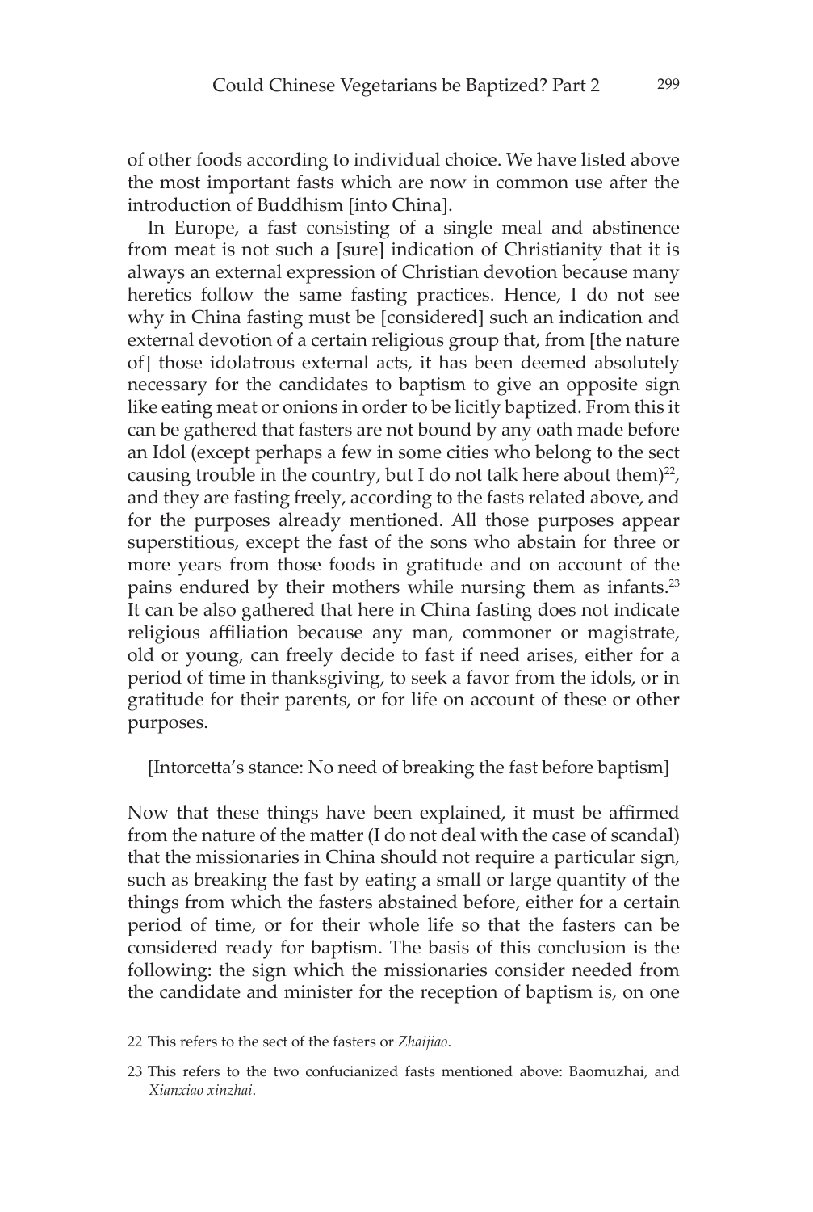of other foods according to individual choice. We have listed above the most important fasts which are now in common use after the introduction of Buddhism [into China].

In Europe, a fast consisting of a single meal and abstinence from meat is not such a [sure] indication of Christianity that it is always an external expression of Christian devotion because many heretics follow the same fasting practices. Hence, I do not see why in China fasting must be [considered] such an indication and external devotion of a certain religious group that, from [the nature of] those idolatrous external acts, it has been deemed absolutely necessary for the candidates to baptism to give an opposite sign like eating meat or onions in order to be licitly baptized. From this it can be gathered that fasters are not bound by any oath made before an Idol (except perhaps a few in some cities who belong to the sect causing trouble in the country, but I do not talk here about them)[22], and they are fasting freely, according to the fasts related above, and for the purposes already mentioned. All those purposes appear superstitious, except the fast of the sons who abstain for three or more years from those foods in gratitude and on account of the pains endured by their mothers while nursing them as infants.[23] It can be also gathered that here in China fasting does not indicate religious affiliation because any man, commoner or magistrate, old or young, can freely decide to fast if need arises, either for a period of time in thanksgiving, to seek a favor from the idols, or in gratitude for their parents, or for life on account of these or other purposes.

[Intorcetta's stance: No need of breaking the fast before baptism]

Now that these things have been explained, it must be affirmed from the nature of the matter (I do not deal with the case of scandal) that the missionaries in China should not require a particular sign, such as breaking the fast by eating a small or large quantity of the things from which the fasters abstained before, either for a certain period of time, or for their whole life so that the fasters can be considered ready for baptism. The basis of this conclusion is the following: the sign which the missionaries consider needed from the candidate and minister for the reception of baptism is, on one

22 This refers to the sect of the fasters or *Zhaijiao*.

23 This refers to the two confucianized fasts mentioned above: Baomuzhai, and *Xianxiao xinzhai*.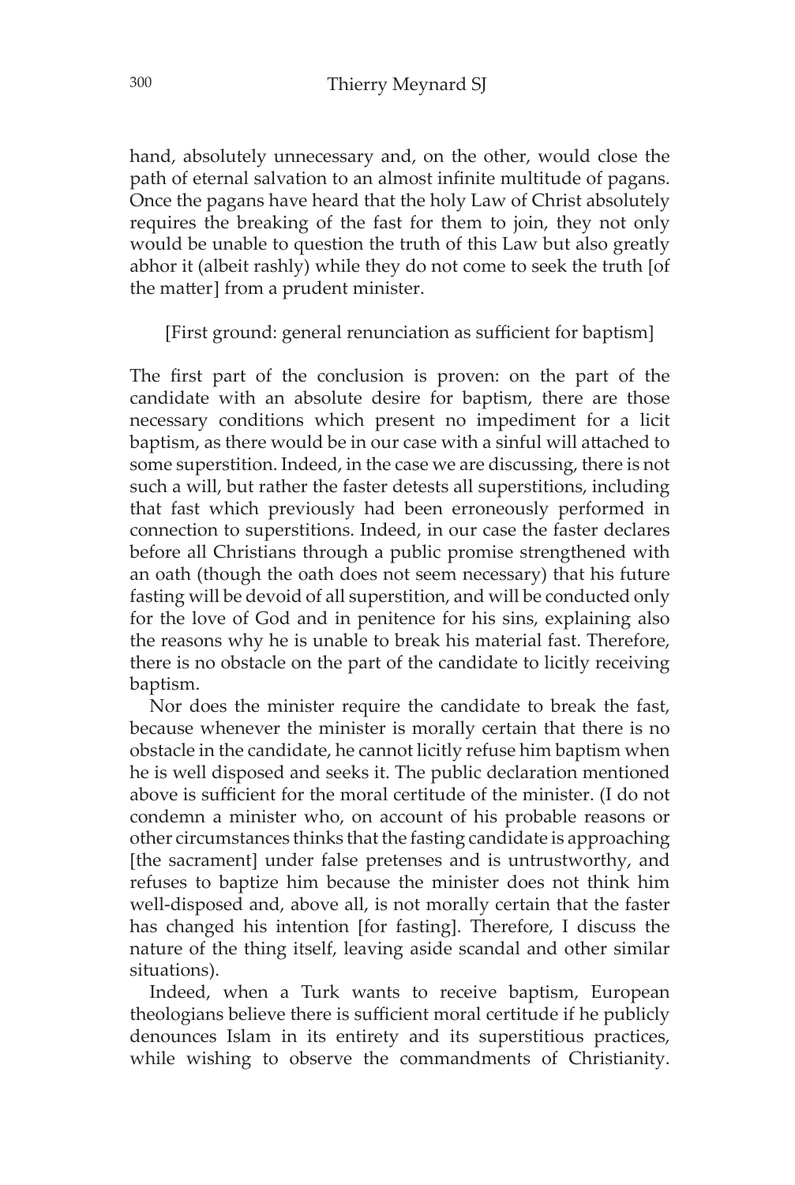hand, absolutely unnecessary and, on the other, would close the path of eternal salvation to an almost infinite multitude of pagans. Once the pagans have heard that the holy Law of Christ absolutely requires the breaking of the fast for them to join, they not only would be unable to question the truth of this Law but also greatly abhor it (albeit rashly) while they do not come to seek the truth [of the matter] from a prudent minister.

[First ground: general renunciation as sufficient for baptism]

The first part of the conclusion is proven: on the part of the candidate with an absolute desire for baptism, there are those necessary conditions which present no impediment for a licit baptism, as there would be in our case with a sinful will attached to some superstition. Indeed, in the case we are discussing, there is not such a will, but rather the faster detests all superstitions, including that fast which previously had been erroneously performed in connection to superstitions. Indeed, in our case the faster declares before all Christians through a public promise strengthened with an oath (though the oath does not seem necessary) that his future fasting will be devoid of all superstition, and will be conducted only for the love of God and in penitence for his sins, explaining also the reasons why he is unable to break his material fast. Therefore, there is no obstacle on the part of the candidate to licitly receiving baptism.

Nor does the minister require the candidate to break the fast, because whenever the minister is morally certain that there is no obstacle in the candidate, he cannot licitly refuse him baptism when he is well disposed and seeks it. The public declaration mentioned above is sufficient for the moral certitude of the minister. (I do not condemn a minister who, on account of his probable reasons or other circumstances thinks that the fasting candidate is approaching [the sacrament] under false pretenses and is untrustworthy, and refuses to baptize him because the minister does not think him well-disposed and, above all, is not morally certain that the faster has changed his intention [for fasting]. Therefore, I discuss the nature of the thing itself, leaving aside scandal and other similar situations).

Indeed, when a Turk wants to receive baptism, European theologians believe there is sufficient moral certitude if he publicly denounces Islam in its entirety and its superstitious practices, while wishing to observe the commandments of Christianity.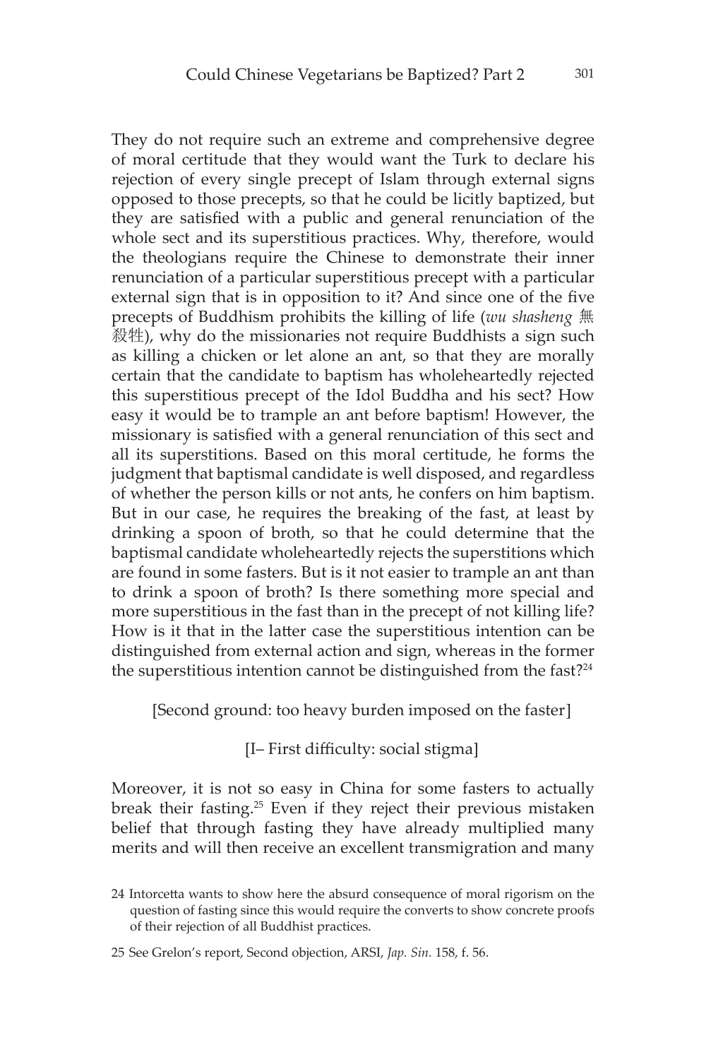They do not require such an extreme and comprehensive degree of moral certitude that they would want the Turk to declare his rejection of every single precept of Islam through external signs opposed to those precepts, so that he could be licitly baptized, but they are satisfied with a public and general renunciation of the whole sect and its superstitious practices. Why, therefore, would the theologians require the Chinese to demonstrate their inner renunciation of a particular superstitious precept with a particular external sign that is in opposition to it? And since one of the five precepts of Buddhism prohibits the killing of life (*wu shasheng* 無殺牲), why do the missionaries not require Buddhists a sign such as killing a chicken or let alone an ant, so that they are morally certain that the candidate to baptism has wholeheartedly rejected this superstitious precept of the Idol Buddha and his sect? How easy it would be to trample an ant before baptism! However, the missionary is satisfied with a general renunciation of this sect and all its superstitions. Based on this moral certitude, he forms the judgment that baptismal candidate is well disposed, and regardless of whether the person kills or not ants, he confers on him baptism. But in our case, he requires the breaking of the fast, at least by drinking a spoon of broth, so that he could determine that the baptismal candidate wholeheartedly rejects the superstitions which are found in some fasters. But is it not easier to trample an ant than to drink a spoon of broth? Is there something more special and more superstitious in the fast than in the precept of not killing life? How is it that in the latter case the superstitious intention can be distinguished from external action and sign, whereas in the former the superstitious intention cannot be distinguished from the fast?[24]

[Second ground: too heavy burden imposed on the faster]

[I– First difficulty: social stigma]

Moreover, it is not so easy in China for some fasters to actually break their fasting.[25] Even if they reject their previous mistaken belief that through fasting they have already multiplied many merits and will then receive an excellent transmigration and many

24 Intorcetta wants to show here the absurd consequence of moral rigorism on the question of fasting since this would require the converts to show concrete proofs of their rejection of all Buddhist practices.

25 See Grelon's report, Second objection, ARSI, *Jap. Sin.* 158, f. 56.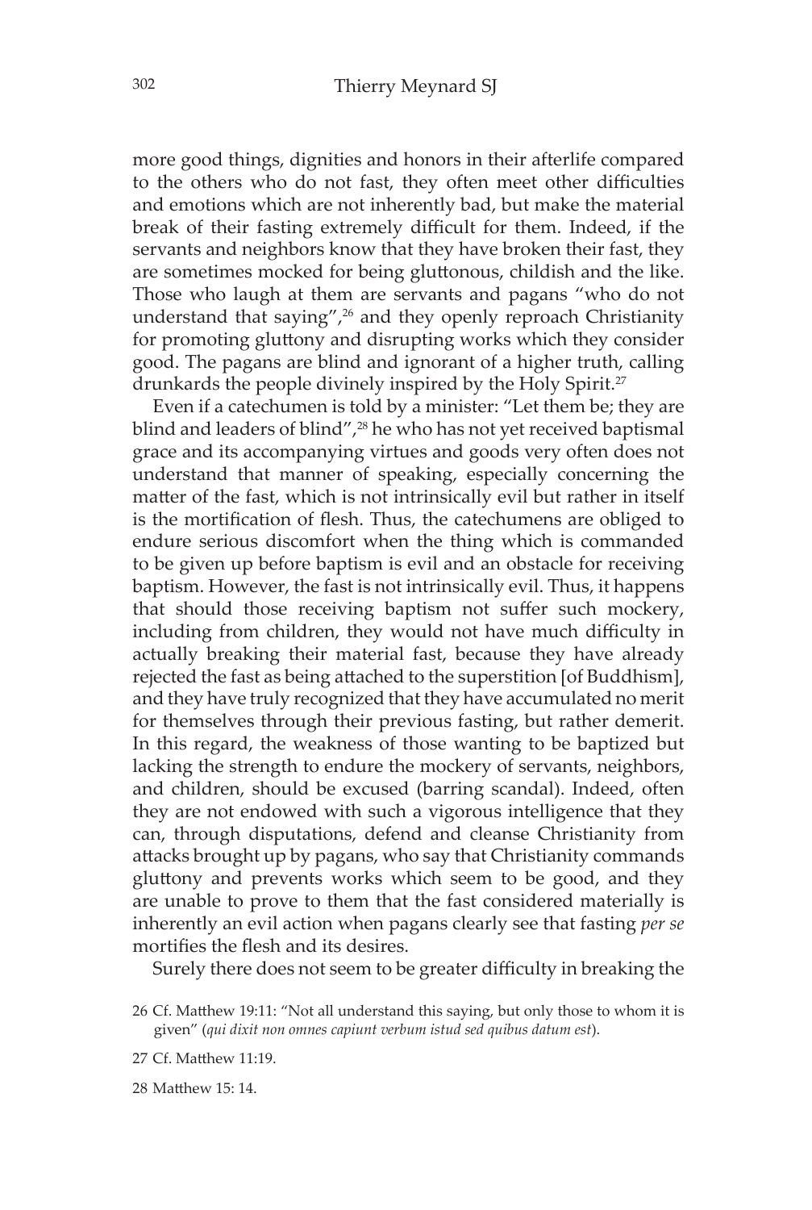more good things, dignities and honors in their afterlife compared to the others who do not fast, they often meet other difficulties and emotions which are not inherently bad, but make the material break of their fasting extremely difficult for them. Indeed, if the servants and neighbors know that they have broken their fast, they are sometimes mocked for being gluttonous, childish and the like. Those who laugh at them are servants and pagans "who do not understand that saying",[26] and they openly reproach Christianity for promoting gluttony and disrupting works which they consider good. The pagans are blind and ignorant of a higher truth, calling drunkards the people divinely inspired by the Holy Spirit.[27]

Even if a catechumen is told by a minister: "Let them be; they are blind and leaders of blind",[28] he who has not yet received baptismal grace and its accompanying virtues and goods very often does not understand that manner of speaking, especially concerning the matter of the fast, which is not intrinsically evil but rather in itself is the mortification of flesh. Thus, the catechumens are obliged to endure serious discomfort when the thing which is commanded to be given up before baptism is evil and an obstacle for receiving baptism. However, the fast is not intrinsically evil. Thus, it happens that should those receiving baptism not suffer such mockery, including from children, they would not have much difficulty in actually breaking their material fast, because they have already rejected the fast as being attached to the superstition [of Buddhism], and they have truly recognized that they have accumulated no merit for themselves through their previous fasting, but rather demerit. In this regard, the weakness of those wanting to be baptized but lacking the strength to endure the mockery of servants, neighbors, and children, should be excused (barring scandal). Indeed, often they are not endowed with such a vigorous intelligence that they can, through disputations, defend and cleanse Christianity from attacks brought up by pagans, who say that Christianity commands gluttony and prevents works which seem to be good, and they are unable to prove to them that the fast considered materially is inherently an evil action when pagans clearly see that fasting *per se* mortifies the flesh and its desires.

Surely there does not seem to be greater difficulty in breaking the

26 Cf. Matthew 19:11: "Not all understand this saying, but only those to whom it is given" (*qui dixit non omnes capiunt verbum istud sed quibus datum est*).

27 Cf. Matthew 11:19.

28 Matthew 15: 14.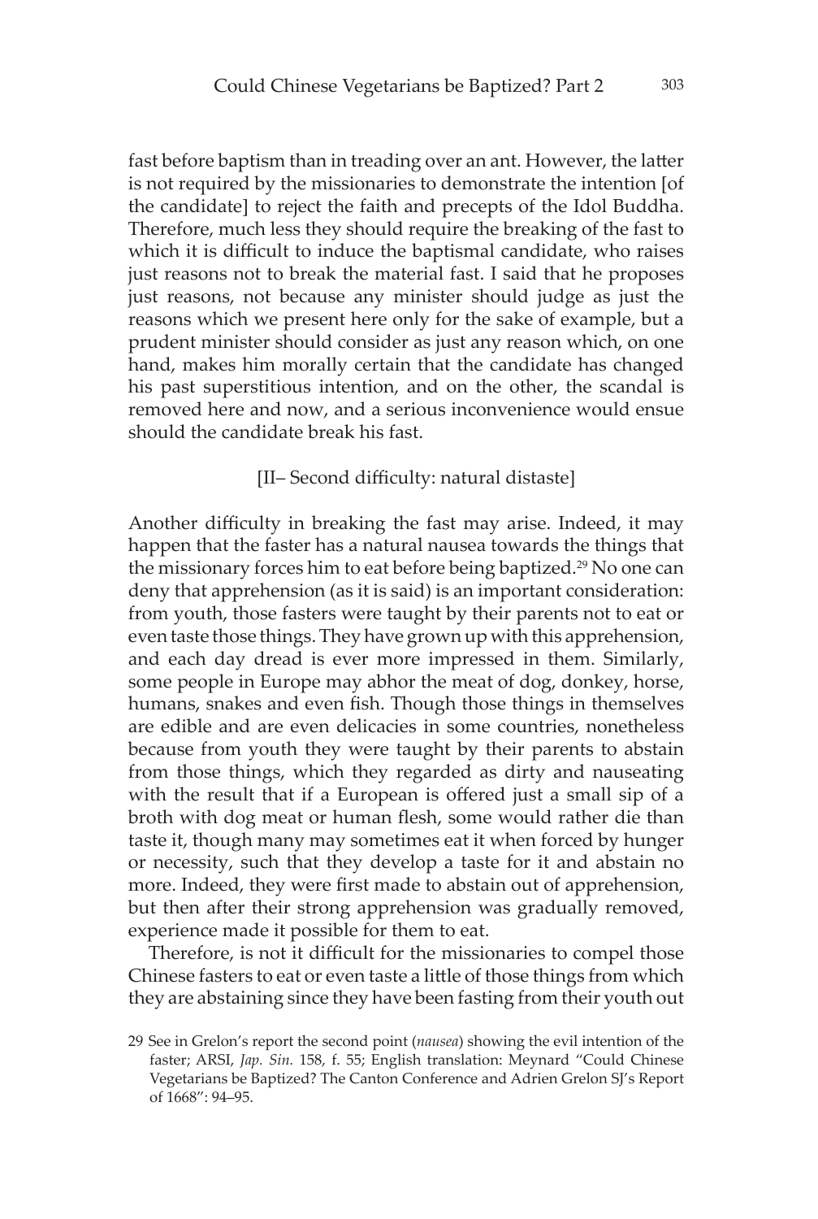fast before baptism than in treading over an ant. However, the latter is not required by the missionaries to demonstrate the intention [of the candidate] to reject the faith and precepts of the Idol Buddha. Therefore, much less they should require the breaking of the fast to which it is difficult to induce the baptismal candidate, who raises just reasons not to break the material fast. I said that he proposes just reasons, not because any minister should judge as just the reasons which we present here only for the sake of example, but a prudent minister should consider as just any reason which, on one hand, makes him morally certain that the candidate has changed his past superstitious intention, and on the other, the scandal is removed here and now, and a serious inconvenience would ensue should the candidate break his fast.

[II– Second difficulty: natural distaste]

Another difficulty in breaking the fast may arise. Indeed, it may happen that the faster has a natural nausea towards the things that the missionary forces him to eat before being baptized.[29] No one can deny that apprehension (as it is said) is an important consideration: from youth, those fasters were taught by their parents not to eat or even taste those things. They have grown up with this apprehension, and each day dread is ever more impressed in them. Similarly, some people in Europe may abhor the meat of dog, donkey, horse, humans, snakes and even fish. Though those things in themselves are edible and are even delicacies in some countries, nonetheless because from youth they were taught by their parents to abstain from those things, which they regarded as dirty and nauseating with the result that if a European is offered just a small sip of a broth with dog meat or human flesh, some would rather die than taste it, though many may sometimes eat it when forced by hunger or necessity, such that they develop a taste for it and abstain no more. Indeed, they were first made to abstain out of apprehension, but then after their strong apprehension was gradually removed, experience made it possible for them to eat.

Therefore, is not it difficult for the missionaries to compel those Chinese fasters to eat or even taste a little of those things from which they are abstaining since they have been fasting from their youth out

29 See in Grelon's report the second point (*nausea*) showing the evil intention of the faster; ARSI, *Jap. Sin.* 158, f. 55; English translation: Meynard "Could Chinese Vegetarians be Baptized? The Canton Conference and Adrien Grelon SJ's Report of 1668": 94–95.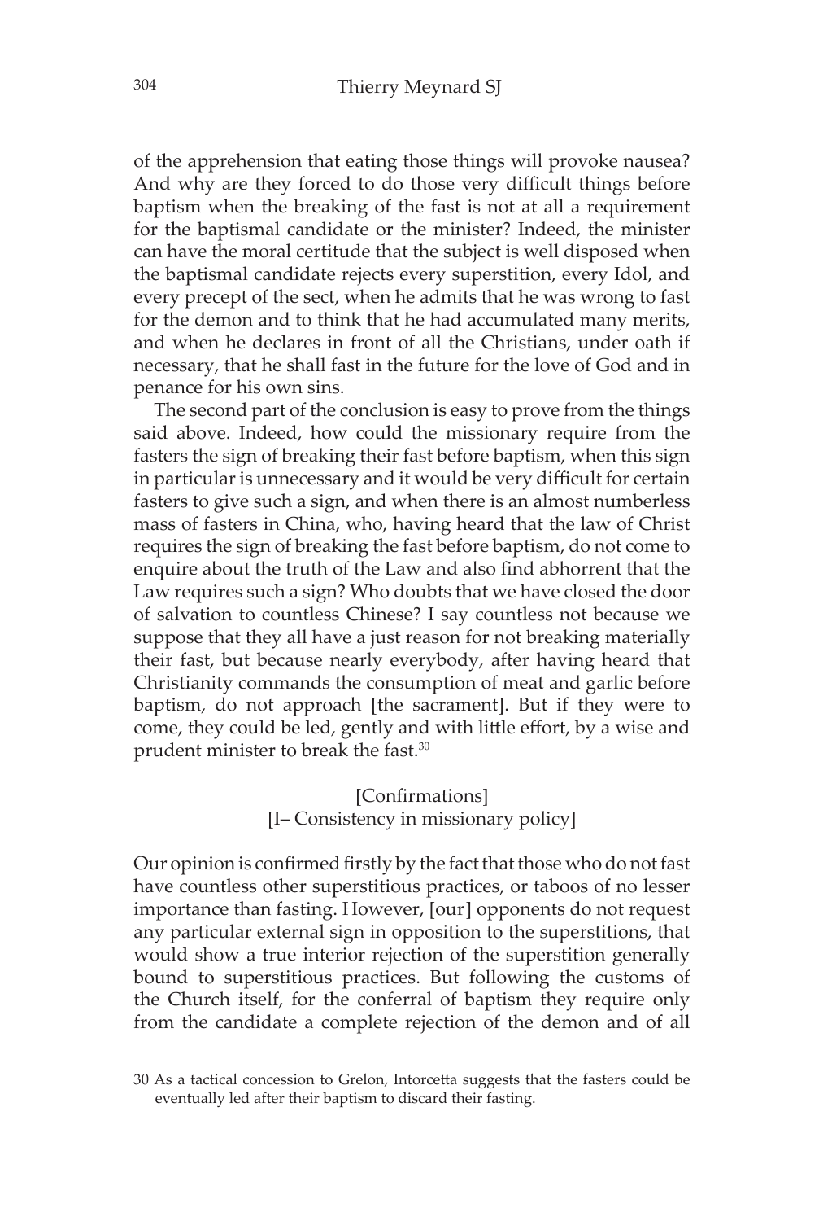of the apprehension that eating those things will provoke nausea? And why are they forced to do those very difficult things before baptism when the breaking of the fast is not at all a requirement for the baptismal candidate or the minister? Indeed, the minister can have the moral certitude that the subject is well disposed when the baptismal candidate rejects every superstition, every Idol, and every precept of the sect, when he admits that he was wrong to fast for the demon and to think that he had accumulated many merits, and when he declares in front of all the Christians, under oath if necessary, that he shall fast in the future for the love of God and in penance for his own sins.

The second part of the conclusion is easy to prove from the things said above. Indeed, how could the missionary require from the fasters the sign of breaking their fast before baptism, when this sign in particular is unnecessary and it would be very difficult for certain fasters to give such a sign, and when there is an almost numberless mass of fasters in China, who, having heard that the law of Christ requires the sign of breaking the fast before baptism, do not come to enquire about the truth of the Law and also find abhorrent that the Law requires such a sign? Who doubts that we have closed the door of salvation to countless Chinese? I say countless not because we suppose that they all have a just reason for not breaking materially their fast, but because nearly everybody, after having heard that Christianity commands the consumption of meat and garlic before baptism, do not approach [the sacrament]. But if they were to come, they could be led, gently and with little effort, by a wise and prudent minister to break the fast.[30]

[Confirmations]
[I– Consistency in missionary policy]

Our opinion is confirmed firstly by the fact that those who do not fast have countless other superstitious practices, or taboos of no lesser importance than fasting. However, [our] opponents do not request any particular external sign in opposition to the superstitions, that would show a true interior rejection of the superstition generally bound to superstitious practices. But following the customs of the Church itself, for the conferral of baptism they require only from the candidate a complete rejection of the demon and of all

30 As a tactical concession to Grelon, Intorcetta suggests that the fasters could be eventually led after their baptism to discard their fasting.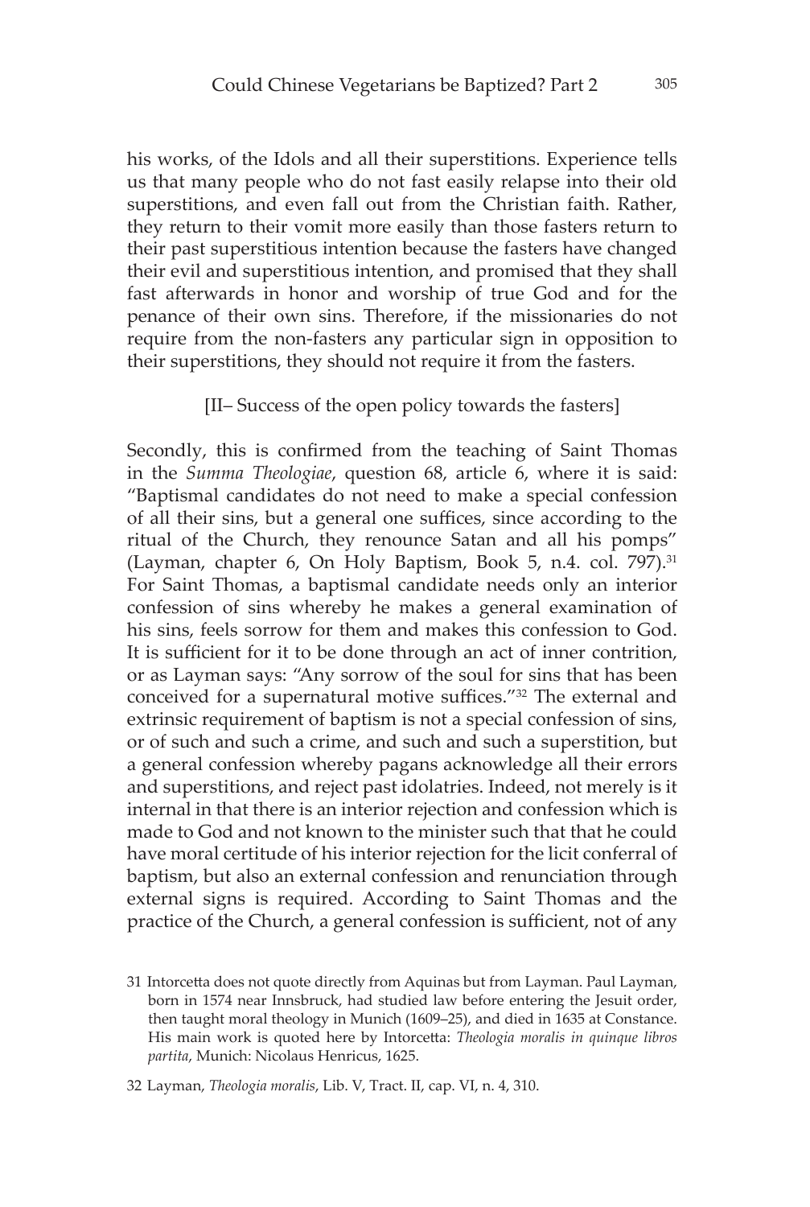his works, of the Idols and all their superstitions. Experience tells us that many people who do not fast easily relapse into their old superstitions, and even fall out from the Christian faith. Rather, they return to their vomit more easily than those fasters return to their past superstitious intention because the fasters have changed their evil and superstitious intention, and promised that they shall fast afterwards in honor and worship of true God and for the penance of their own sins. Therefore, if the missionaries do not require from the non-fasters any particular sign in opposition to their superstitions, they should not require it from the fasters.

[II– Success of the open policy towards the fasters]

Secondly, this is confirmed from the teaching of Saint Thomas in the *Summa Theologiae*, question 68, article 6, where it is said: "Baptismal candidates do not need to make a special confession of all their sins, but a general one suffices, since according to the ritual of the Church, they renounce Satan and all his pomps" (Layman, chapter 6, On Holy Baptism, Book 5, n.4. col. 797).[31] For Saint Thomas, a baptismal candidate needs only an interior confession of sins whereby he makes a general examination of his sins, feels sorrow for them and makes this confession to God. It is sufficient for it to be done through an act of inner contrition, or as Layman says: "Any sorrow of the soul for sins that has been conceived for a supernatural motive suffices."[32] The external and extrinsic requirement of baptism is not a special confession of sins, or of such and such a crime, and such and such a superstition, but a general confession whereby pagans acknowledge all their errors and superstitions, and reject past idolatries. Indeed, not merely is it internal in that there is an interior rejection and confession which is made to God and not known to the minister such that that he could have moral certitude of his interior rejection for the licit conferral of baptism, but also an external confession and renunciation through external signs is required. According to Saint Thomas and the practice of the Church, a general confession is sufficient, not of any

31 Intorcetta does not quote directly from Aquinas but from Layman. Paul Layman, born in 1574 near Innsbruck, had studied law before entering the Jesuit order, then taught moral theology in Munich (1609–25), and died in 1635 at Constance. His main work is quoted here by Intorcetta: *Theologia moralis in quinque libros partita*, Munich: Nicolaus Henricus, 1625.

32 Layman, *Theologia moralis*, Lib. V, Tract. II, cap. VI, n. 4, 310.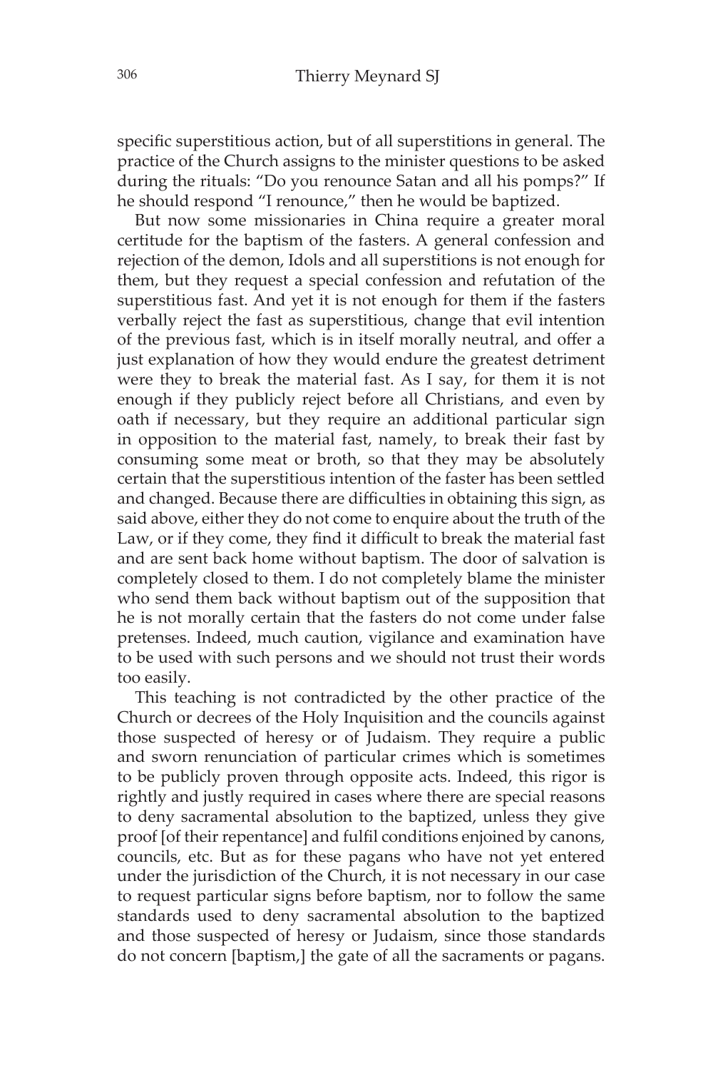specific superstitious action, but of all superstitions in general. The practice of the Church assigns to the minister questions to be asked during the rituals: "Do you renounce Satan and all his pomps?" If he should respond "I renounce," then he would be baptized.

But now some missionaries in China require a greater moral certitude for the baptism of the fasters. A general confession and rejection of the demon, Idols and all superstitions is not enough for them, but they request a special confession and refutation of the superstitious fast. And yet it is not enough for them if the fasters verbally reject the fast as superstitious, change that evil intention of the previous fast, which is in itself morally neutral, and offer a just explanation of how they would endure the greatest detriment were they to break the material fast. As I say, for them it is not enough if they publicly reject before all Christians, and even by oath if necessary, but they require an additional particular sign in opposition to the material fast, namely, to break their fast by consuming some meat or broth, so that they may be absolutely certain that the superstitious intention of the faster has been settled and changed. Because there are difficulties in obtaining this sign, as said above, either they do not come to enquire about the truth of the Law, or if they come, they find it difficult to break the material fast and are sent back home without baptism. The door of salvation is completely closed to them. I do not completely blame the minister who send them back without baptism out of the supposition that he is not morally certain that the fasters do not come under false pretenses. Indeed, much caution, vigilance and examination have to be used with such persons and we should not trust their words too easily.

This teaching is not contradicted by the other practice of the Church or decrees of the Holy Inquisition and the councils against those suspected of heresy or of Judaism. They require a public and sworn renunciation of particular crimes which is sometimes to be publicly proven through opposite acts. Indeed, this rigor is rightly and justly required in cases where there are special reasons to deny sacramental absolution to the baptized, unless they give proof [of their repentance] and fulfil conditions enjoined by canons, councils, etc. But as for these pagans who have not yet entered under the jurisdiction of the Church, it is not necessary in our case to request particular signs before baptism, nor to follow the same standards used to deny sacramental absolution to the baptized and those suspected of heresy or Judaism, since those standards do not concern [baptism,] the gate of all the sacraments or pagans.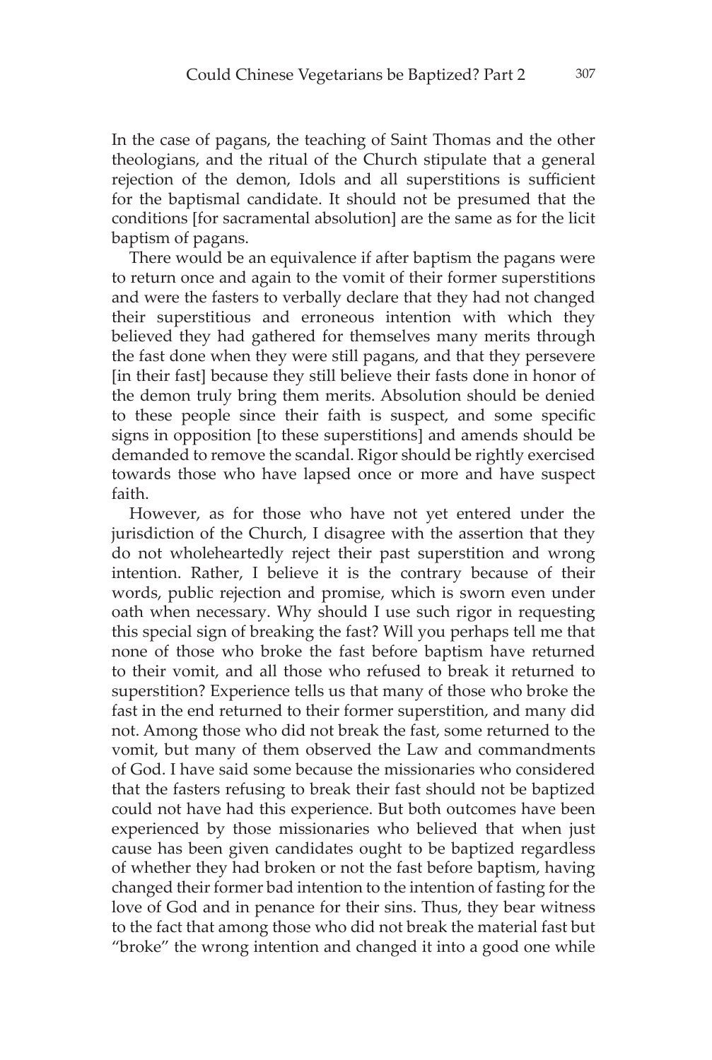In the case of pagans, the teaching of Saint Thomas and the other theologians, and the ritual of the Church stipulate that a general rejection of the demon, Idols and all superstitions is sufficient for the baptismal candidate. It should not be presumed that the conditions [for sacramental absolution] are the same as for the licit baptism of pagans.

There would be an equivalence if after baptism the pagans were to return once and again to the vomit of their former superstitions and were the fasters to verbally declare that they had not changed their superstitious and erroneous intention with which they believed they had gathered for themselves many merits through the fast done when they were still pagans, and that they persevere [in their fast] because they still believe their fasts done in honor of the demon truly bring them merits. Absolution should be denied to these people since their faith is suspect, and some specific signs in opposition [to these superstitions] and amends should be demanded to remove the scandal. Rigor should be rightly exercised towards those who have lapsed once or more and have suspect faith.

However, as for those who have not yet entered under the jurisdiction of the Church, I disagree with the assertion that they do not wholeheartedly reject their past superstition and wrong intention. Rather, I believe it is the contrary because of their words, public rejection and promise, which is sworn even under oath when necessary. Why should I use such rigor in requesting this special sign of breaking the fast? Will you perhaps tell me that none of those who broke the fast before baptism have returned to their vomit, and all those who refused to break it returned to superstition? Experience tells us that many of those who broke the fast in the end returned to their former superstition, and many did not. Among those who did not break the fast, some returned to the vomit, but many of them observed the Law and commandments of God. I have said some because the missionaries who considered that the fasters refusing to break their fast should not be baptized could not have had this experience. But both outcomes have been experienced by those missionaries who believed that when just cause has been given candidates ought to be baptized regardless of whether they had broken or not the fast before baptism, having changed their former bad intention to the intention of fasting for the love of God and in penance for their sins. Thus, they bear witness to the fact that among those who did not break the material fast but "broke" the wrong intention and changed it into a good one while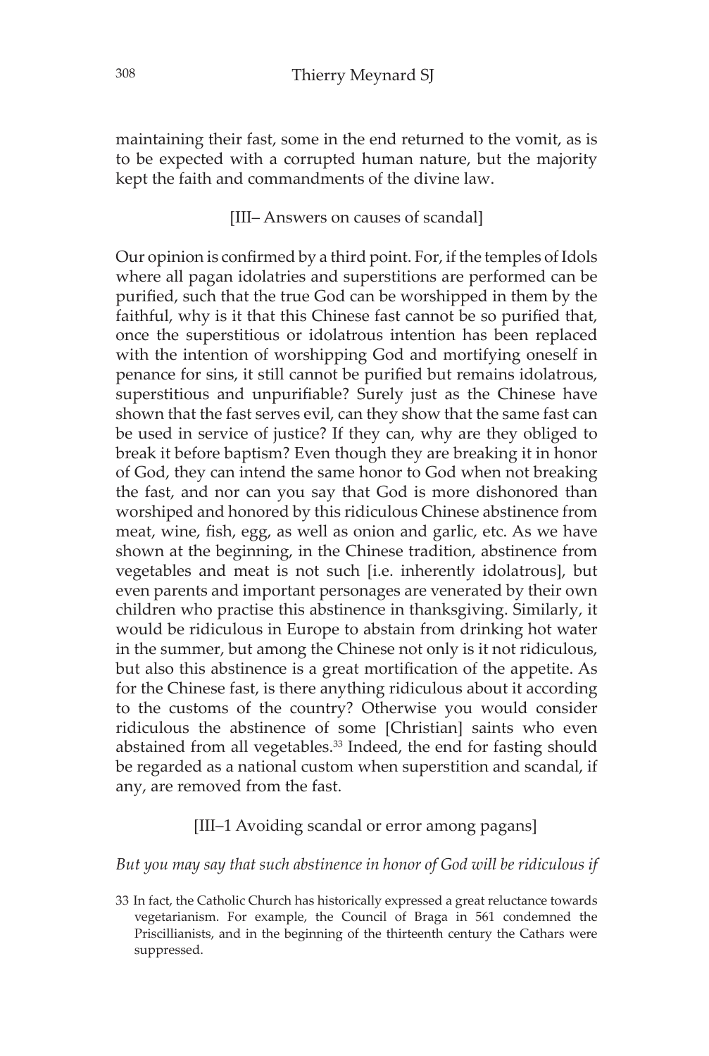maintaining their fast, some in the end returned to the vomit, as is to be expected with a corrupted human nature, but the majority kept the faith and commandments of the divine law.

[III– Answers on causes of scandal]

Our opinion is confirmed by a third point. For, if the temples of Idols where all pagan idolatries and superstitions are performed can be purified, such that the true God can be worshipped in them by the faithful, why is it that this Chinese fast cannot be so purified that, once the superstitious or idolatrous intention has been replaced with the intention of worshipping God and mortifying oneself in penance for sins, it still cannot be purified but remains idolatrous, superstitious and unpurifiable? Surely just as the Chinese have shown that the fast serves evil, can they show that the same fast can be used in service of justice? If they can, why are they obliged to break it before baptism? Even though they are breaking it in honor of God, they can intend the same honor to God when not breaking the fast, and nor can you say that God is more dishonored than worshiped and honored by this ridiculous Chinese abstinence from meat, wine, fish, egg, as well as onion and garlic, etc. As we have shown at the beginning, in the Chinese tradition, abstinence from vegetables and meat is not such [i.e. inherently idolatrous], but even parents and important personages are venerated by their own children who practise this abstinence in thanksgiving. Similarly, it would be ridiculous in Europe to abstain from drinking hot water in the summer, but among the Chinese not only is it not ridiculous, but also this abstinence is a great mortification of the appetite. As for the Chinese fast, is there anything ridiculous about it according to the customs of the country? Otherwise you would consider ridiculous the abstinence of some [Christian] saints who even abstained from all vegetables.[33] Indeed, the end for fasting should be regarded as a national custom when superstition and scandal, if any, are removed from the fast.

[III–1 Avoiding scandal or error among pagans]

*But you may say that such abstinence in honor of God will be ridiculous if*

33 In fact, the Catholic Church has historically expressed a great reluctance towards vegetarianism. For example, the Council of Braga in 561 condemned the Priscillianists, and in the beginning of the thirteenth century the Cathars were suppressed.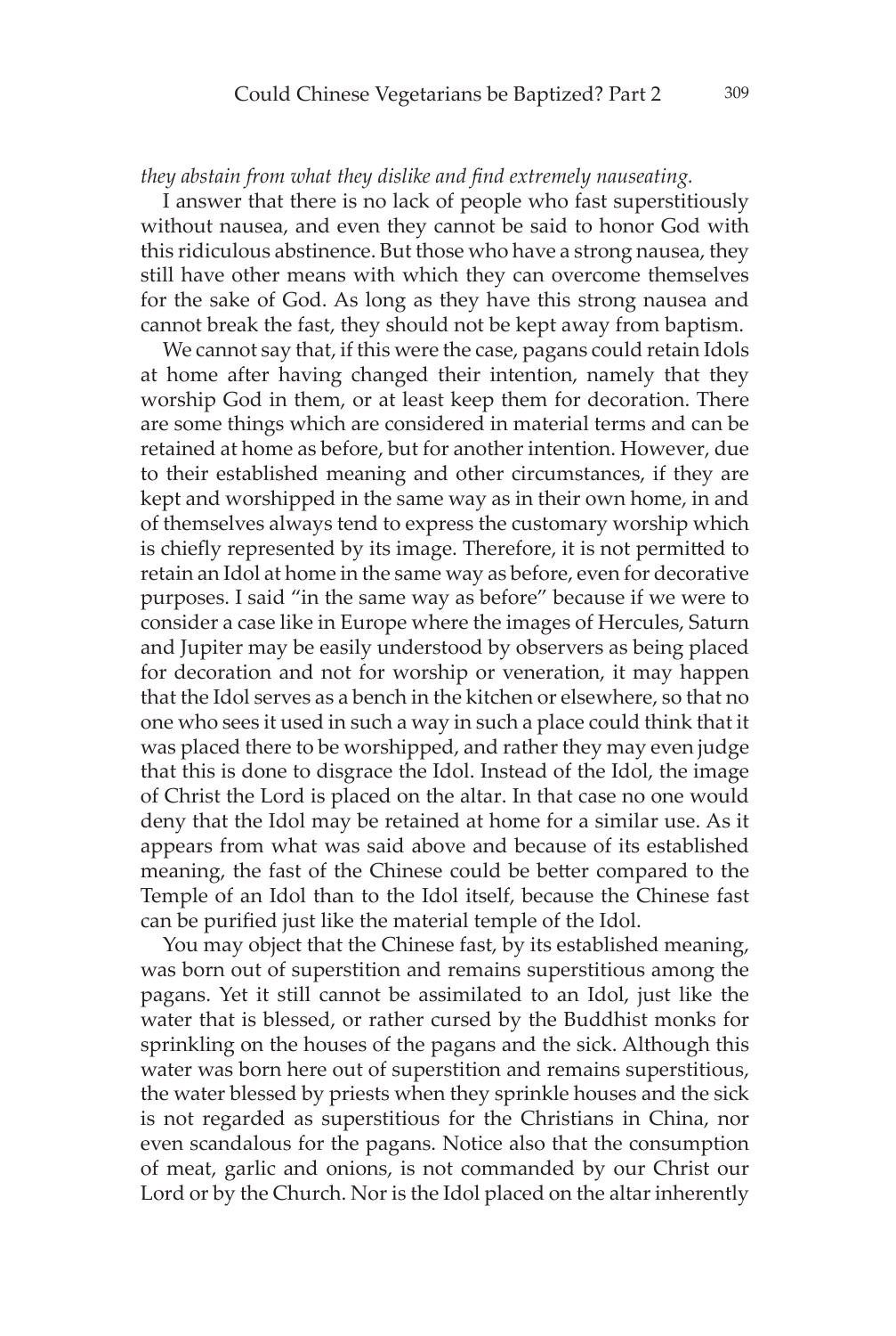*they abstain from what they dislike and find extremely nauseating.*

I answer that there is no lack of people who fast superstitiously without nausea, and even they cannot be said to honor God with this ridiculous abstinence. But those who have a strong nausea, they still have other means with which they can overcome themselves for the sake of God. As long as they have this strong nausea and cannot break the fast, they should not be kept away from baptism.

We cannot say that, if this were the case, pagans could retain Idols at home after having changed their intention, namely that they worship God in them, or at least keep them for decoration. There are some things which are considered in material terms and can be retained at home as before, but for another intention. However, due to their established meaning and other circumstances, if they are kept and worshipped in the same way as in their own home, in and of themselves always tend to express the customary worship which is chiefly represented by its image. Therefore, it is not permitted to retain an Idol at home in the same way as before, even for decorative purposes. I said "in the same way as before" because if we were to consider a case like in Europe where the images of Hercules, Saturn and Jupiter may be easily understood by observers as being placed for decoration and not for worship or veneration, it may happen that the Idol serves as a bench in the kitchen or elsewhere, so that no one who sees it used in such a way in such a place could think that it was placed there to be worshipped, and rather they may even judge that this is done to disgrace the Idol. Instead of the Idol, the image of Christ the Lord is placed on the altar. In that case no one would deny that the Idol may be retained at home for a similar use. As it appears from what was said above and because of its established meaning, the fast of the Chinese could be better compared to the Temple of an Idol than to the Idol itself, because the Chinese fast can be purified just like the material temple of the Idol.

You may object that the Chinese fast, by its established meaning, was born out of superstition and remains superstitious among the pagans. Yet it still cannot be assimilated to an Idol, just like the water that is blessed, or rather cursed by the Buddhist monks for sprinkling on the houses of the pagans and the sick. Although this water was born here out of superstition and remains superstitious, the water blessed by priests when they sprinkle houses and the sick is not regarded as superstitious for the Christians in China, nor even scandalous for the pagans. Notice also that the consumption of meat, garlic and onions, is not commanded by our Christ our Lord or by the Church. Nor is the Idol placed on the altar inherently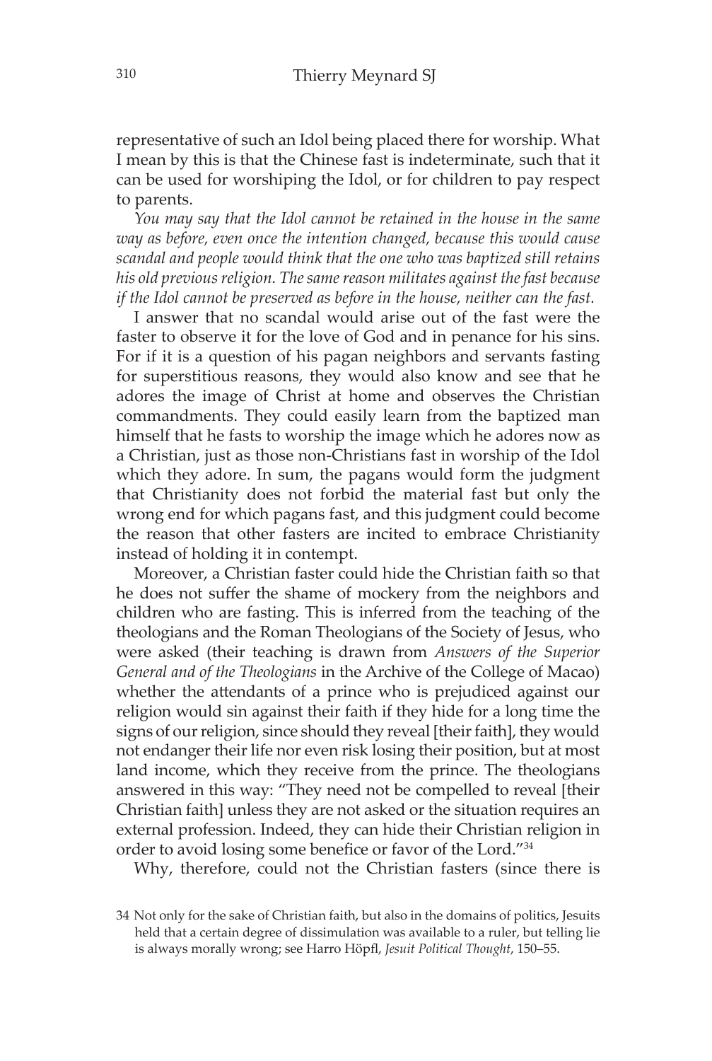representative of such an Idol being placed there for worship. What I mean by this is that the Chinese fast is indeterminate, such that it can be used for worshiping the Idol, or for children to pay respect to parents.

*You may say that the Idol cannot be retained in the house in the same way as before, even once the intention changed, because this would cause scandal and people would think that the one who was baptized still retains his old previous religion. The same reason militates against the fast because if the Idol cannot be preserved as before in the house, neither can the fast.*

I answer that no scandal would arise out of the fast were the faster to observe it for the love of God and in penance for his sins. For if it is a question of his pagan neighbors and servants fasting for superstitious reasons, they would also know and see that he adores the image of Christ at home and observes the Christian commandments. They could easily learn from the baptized man himself that he fasts to worship the image which he adores now as a Christian, just as those non-Christians fast in worship of the Idol which they adore. In sum, the pagans would form the judgment that Christianity does not forbid the material fast but only the wrong end for which pagans fast, and this judgment could become the reason that other fasters are incited to embrace Christianity instead of holding it in contempt.

Moreover, a Christian faster could hide the Christian faith so that he does not suffer the shame of mockery from the neighbors and children who are fasting. This is inferred from the teaching of the theologians and the Roman Theologians of the Society of Jesus, who were asked (their teaching is drawn from *Answers of the Superior General and of the Theologians* in the Archive of the College of Macao) whether the attendants of a prince who is prejudiced against our religion would sin against their faith if they hide for a long time the signs of our religion, since should they reveal [their faith], they would not endanger their life nor even risk losing their position, but at most land income, which they receive from the prince. The theologians answered in this way: "They need not be compelled to reveal [their Christian faith] unless they are not asked or the situation requires an external profession. Indeed, they can hide their Christian religion in order to avoid losing some benefice or favor of the Lord."[34]

Why, therefore, could not the Christian fasters (since there is

34 Not only for the sake of Christian faith, but also in the domains of politics, Jesuits held that a certain degree of dissimulation was available to a ruler, but telling lie is always morally wrong; see Harro Höpfl, *Jesuit Political Thought*, 150–55.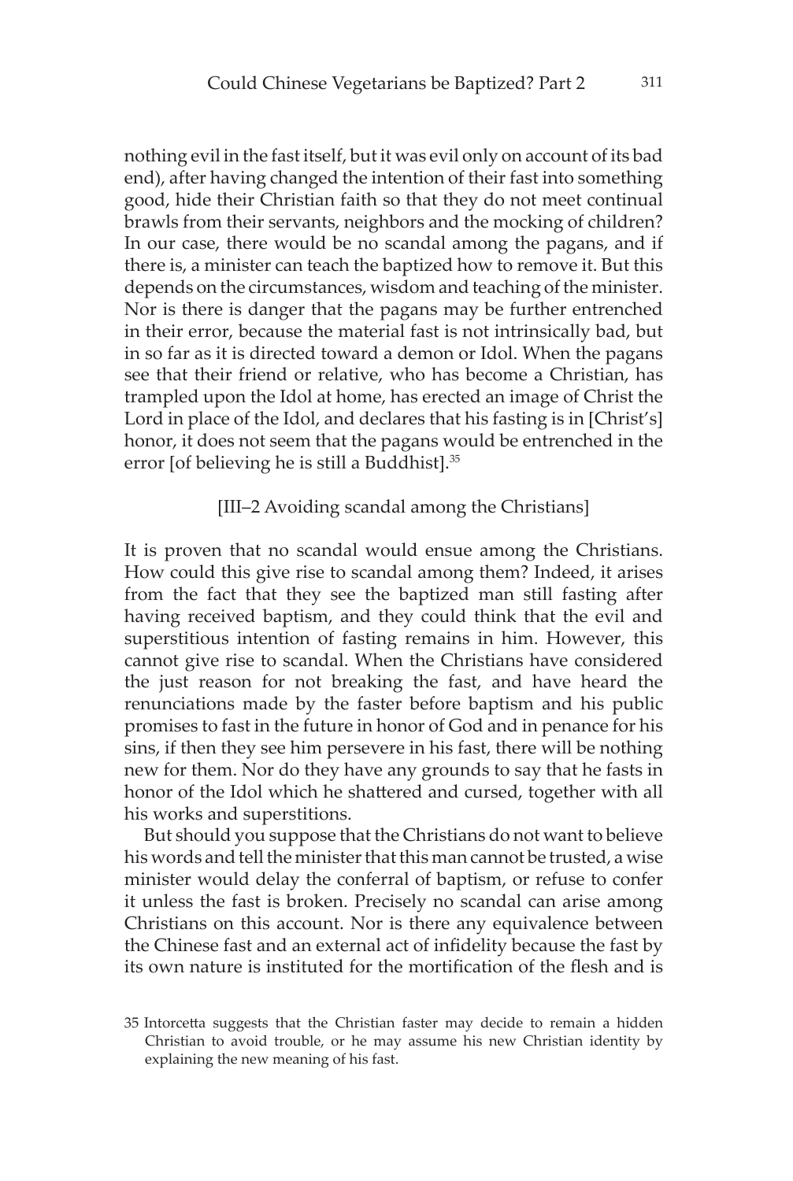nothing evil in the fast itself, but it was evil only on account of its bad end), after having changed the intention of their fast into something good, hide their Christian faith so that they do not meet continual brawls from their servants, neighbors and the mocking of children? In our case, there would be no scandal among the pagans, and if there is, a minister can teach the baptized how to remove it. But this depends on the circumstances, wisdom and teaching of the minister. Nor is there is danger that the pagans may be further entrenched in their error, because the material fast is not intrinsically bad, but in so far as it is directed toward a demon or Idol. When the pagans see that their friend or relative, who has become a Christian, has trampled upon the Idol at home, has erected an image of Christ the Lord in place of the Idol, and declares that his fasting is in [Christ's] honor, it does not seem that the pagans would be entrenched in the error [of believing he is still a Buddhist].[35]

[III–2 Avoiding scandal among the Christians]

It is proven that no scandal would ensue among the Christians. How could this give rise to scandal among them? Indeed, it arises from the fact that they see the baptized man still fasting after having received baptism, and they could think that the evil and superstitious intention of fasting remains in him. However, this cannot give rise to scandal. When the Christians have considered the just reason for not breaking the fast, and have heard the renunciations made by the faster before baptism and his public promises to fast in the future in honor of God and in penance for his sins, if then they see him persevere in his fast, there will be nothing new for them. Nor do they have any grounds to say that he fasts in honor of the Idol which he shattered and cursed, together with all his works and superstitions.

But should you suppose that the Christians do not want to believe his words and tell the minister that this man cannot be trusted, a wise minister would delay the conferral of baptism, or refuse to confer it unless the fast is broken. Precisely no scandal can arise among Christians on this account. Nor is there any equivalence between the Chinese fast and an external act of infidelity because the fast by its own nature is instituted for the mortification of the flesh and is

35 Intorcetta suggests that the Christian faster may decide to remain a hidden Christian to avoid trouble, or he may assume his new Christian identity by explaining the new meaning of his fast.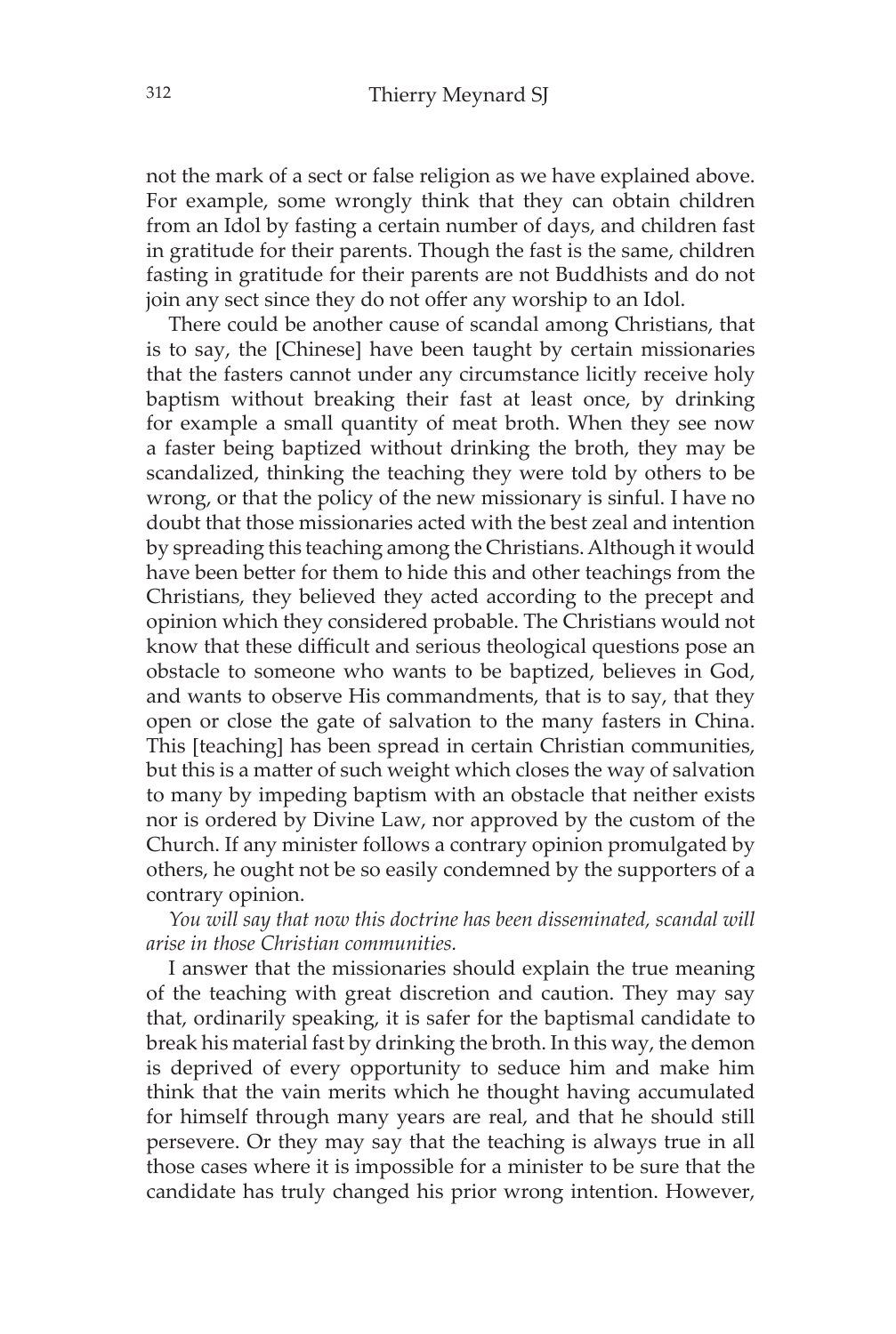not the mark of a sect or false religion as we have explained above. For example, some wrongly think that they can obtain children from an Idol by fasting a certain number of days, and children fast in gratitude for their parents. Though the fast is the same, children fasting in gratitude for their parents are not Buddhists and do not join any sect since they do not offer any worship to an Idol.

There could be another cause of scandal among Christians, that is to say, the [Chinese] have been taught by certain missionaries that the fasters cannot under any circumstance licitly receive holy baptism without breaking their fast at least once, by drinking for example a small quantity of meat broth. When they see now a faster being baptized without drinking the broth, they may be scandalized, thinking the teaching they were told by others to be wrong, or that the policy of the new missionary is sinful. I have no doubt that those missionaries acted with the best zeal and intention by spreading this teaching among the Christians. Although it would have been better for them to hide this and other teachings from the Christians, they believed they acted according to the precept and opinion which they considered probable. The Christians would not know that these difficult and serious theological questions pose an obstacle to someone who wants to be baptized, believes in God, and wants to observe His commandments, that is to say, that they open or close the gate of salvation to the many fasters in China. This [teaching] has been spread in certain Christian communities, but this is a matter of such weight which closes the way of salvation to many by impeding baptism with an obstacle that neither exists nor is ordered by Divine Law, nor approved by the custom of the Church. If any minister follows a contrary opinion promulgated by others, he ought not be so easily condemned by the supporters of a contrary opinion.

*You will say that now this doctrine has been disseminated, scandal will arise in those Christian communities.*

I answer that the missionaries should explain the true meaning of the teaching with great discretion and caution. They may say that, ordinarily speaking, it is safer for the baptismal candidate to break his material fast by drinking the broth. In this way, the demon is deprived of every opportunity to seduce him and make him think that the vain merits which he thought having accumulated for himself through many years are real, and that he should still persevere. Or they may say that the teaching is always true in all those cases where it is impossible for a minister to be sure that the candidate has truly changed his prior wrong intention. However,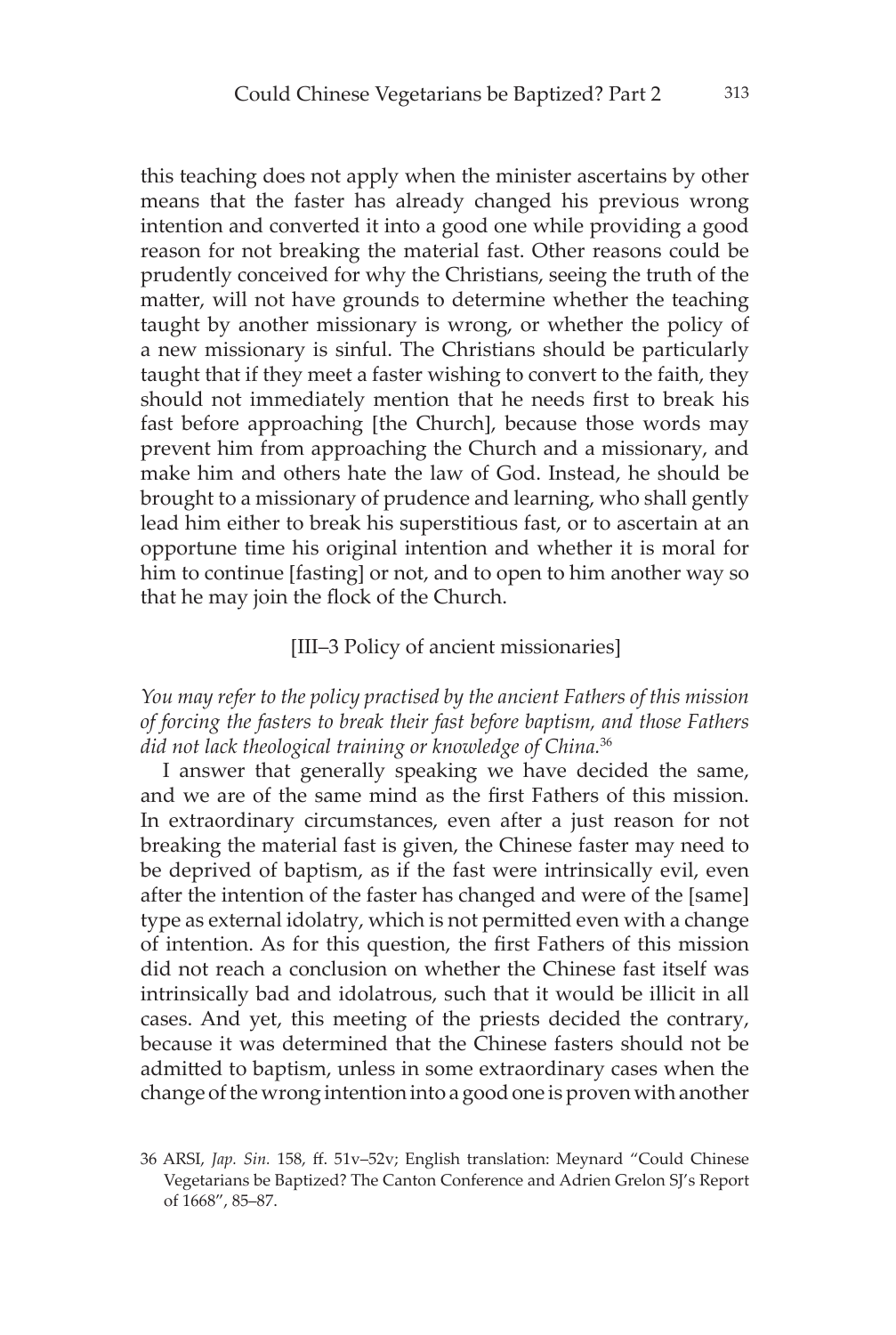this teaching does not apply when the minister ascertains by other means that the faster has already changed his previous wrong intention and converted it into a good one while providing a good reason for not breaking the material fast. Other reasons could be prudently conceived for why the Christians, seeing the truth of the matter, will not have grounds to determine whether the teaching taught by another missionary is wrong, or whether the policy of a new missionary is sinful. The Christians should be particularly taught that if they meet a faster wishing to convert to the faith, they should not immediately mention that he needs first to break his fast before approaching [the Church], because those words may prevent him from approaching the Church and a missionary, and make him and others hate the law of God. Instead, he should be brought to a missionary of prudence and learning, who shall gently lead him either to break his superstitious fast, or to ascertain at an opportune time his original intention and whether it is moral for him to continue [fasting] or not, and to open to him another way so that he may join the flock of the Church.

### [III–3 Policy of ancient missionaries]

*You may refer to the policy practised by the ancient Fathers of this mission of forcing the fasters to break their fast before baptism, and those Fathers did not lack theological training or knowledge of China.*[36]

I answer that generally speaking we have decided the same, and we are of the same mind as the first Fathers of this mission. In extraordinary circumstances, even after a just reason for not breaking the material fast is given, the Chinese faster may need to be deprived of baptism, as if the fast were intrinsically evil, even after the intention of the faster has changed and were of the [same] type as external idolatry, which is not permitted even with a change of intention. As for this question, the first Fathers of this mission did not reach a conclusion on whether the Chinese fast itself was intrinsically bad and idolatrous, such that it would be illicit in all cases. And yet, this meeting of the priests decided the contrary, because it was determined that the Chinese fasters should not be admitted to baptism, unless in some extraordinary cases when the change of the wrong intention into a good one is proven with another

36 ARSI, *Jap. Sin.* 158, ff. 51v–52v; English translation: Meynard "Could Chinese Vegetarians be Baptized? The Canton Conference and Adrien Grelon SJ's Report of 1668", 85–87.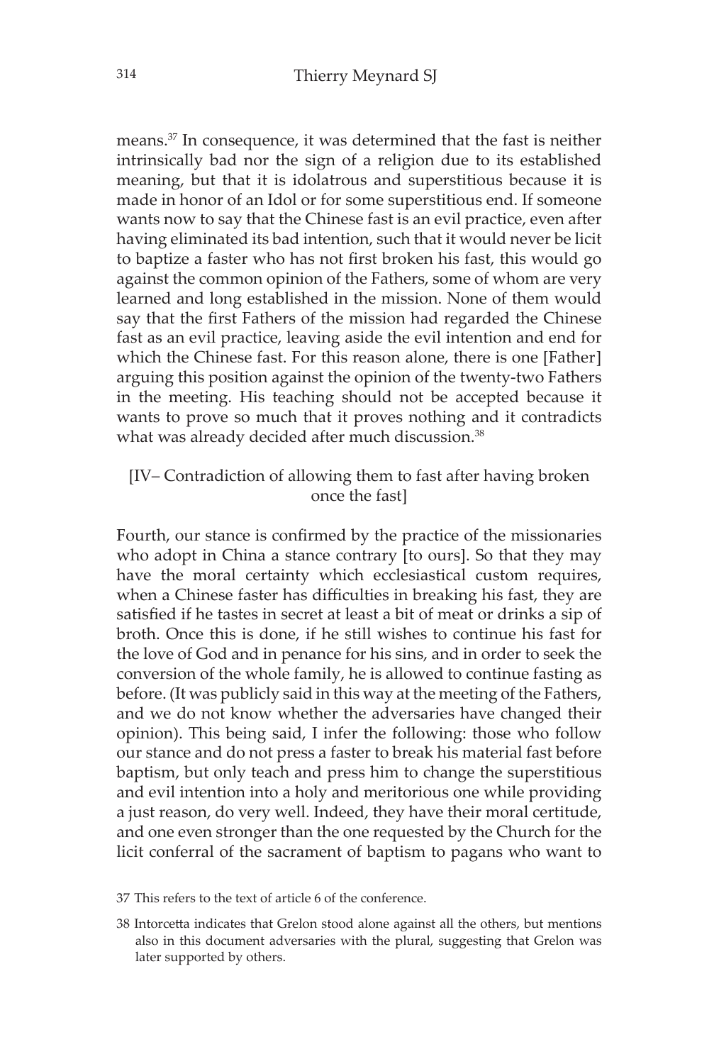means.[37] In consequence, it was determined that the fast is neither intrinsically bad nor the sign of a religion due to its established meaning, but that it is idolatrous and superstitious because it is made in honor of an Idol or for some superstitious end. If someone wants now to say that the Chinese fast is an evil practice, even after having eliminated its bad intention, such that it would never be licit to baptize a faster who has not first broken his fast, this would go against the common opinion of the Fathers, some of whom are very learned and long established in the mission. None of them would say that the first Fathers of the mission had regarded the Chinese fast as an evil practice, leaving aside the evil intention and end for which the Chinese fast. For this reason alone, there is one [Father] arguing this position against the opinion of the twenty-two Fathers in the meeting. His teaching should not be accepted because it wants to prove so much that it proves nothing and it contradicts what was already decided after much discussion.[38]

### [IV– Contradiction of allowing them to fast after having broken once the fast]

Fourth, our stance is confirmed by the practice of the missionaries who adopt in China a stance contrary [to ours]. So that they may have the moral certainty which ecclesiastical custom requires, when a Chinese faster has difficulties in breaking his fast, they are satisfied if he tastes in secret at least a bit of meat or drinks a sip of broth. Once this is done, if he still wishes to continue his fast for the love of God and in penance for his sins, and in order to seek the conversion of the whole family, he is allowed to continue fasting as before. (It was publicly said in this way at the meeting of the Fathers, and we do not know whether the adversaries have changed their opinion). This being said, I infer the following: those who follow our stance and do not press a faster to break his material fast before baptism, but only teach and press him to change the superstitious and evil intention into a holy and meritorious one while providing a just reason, do very well. Indeed, they have their moral certitude, and one even stronger than the one requested by the Church for the licit conferral of the sacrament of baptism to pagans who want to

37 This refers to the text of article 6 of the conference.

38 Intorcetta indicates that Grelon stood alone against all the others, but mentions also in this document adversaries with the plural, suggesting that Grelon was later supported by others.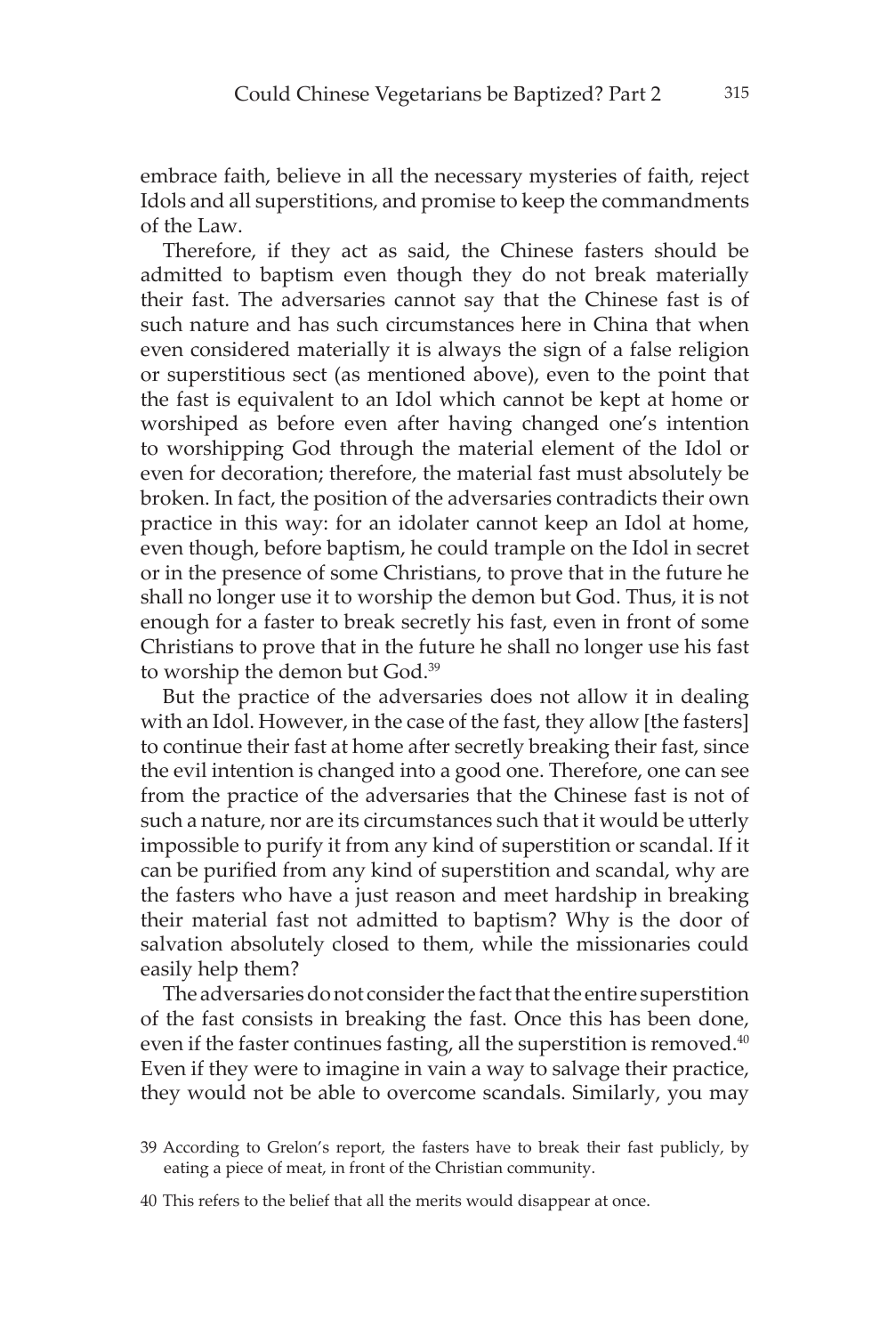embrace faith, believe in all the necessary mysteries of faith, reject Idols and all superstitions, and promise to keep the commandments of the Law.

Therefore, if they act as said, the Chinese fasters should be admitted to baptism even though they do not break materially their fast. The adversaries cannot say that the Chinese fast is of such nature and has such circumstances here in China that when even considered materially it is always the sign of a false religion or superstitious sect (as mentioned above), even to the point that the fast is equivalent to an Idol which cannot be kept at home or worshiped as before even after having changed one's intention to worshipping God through the material element of the Idol or even for decoration; therefore, the material fast must absolutely be broken. In fact, the position of the adversaries contradicts their own practice in this way: for an idolater cannot keep an Idol at home, even though, before baptism, he could trample on the Idol in secret or in the presence of some Christians, to prove that in the future he shall no longer use it to worship the demon but God. Thus, it is not enough for a faster to break secretly his fast, even in front of some Christians to prove that in the future he shall no longer use his fast to worship the demon but God.[39]

But the practice of the adversaries does not allow it in dealing with an Idol. However, in the case of the fast, they allow [the fasters] to continue their fast at home after secretly breaking their fast, since the evil intention is changed into a good one. Therefore, one can see from the practice of the adversaries that the Chinese fast is not of such a nature, nor are its circumstances such that it would be utterly impossible to purify it from any kind of superstition or scandal. If it can be purified from any kind of superstition and scandal, why are the fasters who have a just reason and meet hardship in breaking their material fast not admitted to baptism? Why is the door of salvation absolutely closed to them, while the missionaries could easily help them?

The adversaries do not consider the fact that the entire superstition of the fast consists in breaking the fast. Once this has been done, even if the faster continues fasting, all the superstition is removed.[40] Even if they were to imagine in vain a way to salvage their practice, they would not be able to overcome scandals. Similarly, you may

39 According to Grelon's report, the fasters have to break their fast publicly, by eating a piece of meat, in front of the Christian community.

40 This refers to the belief that all the merits would disappear at once.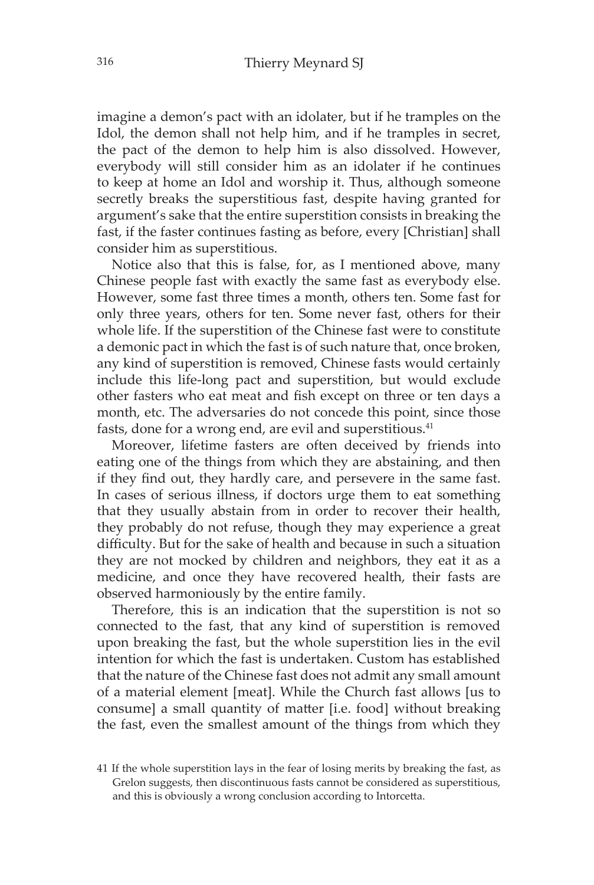imagine a demon's pact with an idolater, but if he tramples on the Idol, the demon shall not help him, and if he tramples in secret, the pact of the demon to help him is also dissolved. However, everybody will still consider him as an idolater if he continues to keep at home an Idol and worship it. Thus, although someone secretly breaks the superstitious fast, despite having granted for argument's sake that the entire superstition consists in breaking the fast, if the faster continues fasting as before, every [Christian] shall consider him as superstitious.

Notice also that this is false, for, as I mentioned above, many Chinese people fast with exactly the same fast as everybody else. However, some fast three times a month, others ten. Some fast for only three years, others for ten. Some never fast, others for their whole life. If the superstition of the Chinese fast were to constitute a demonic pact in which the fast is of such nature that, once broken, any kind of superstition is removed, Chinese fasts would certainly include this life-long pact and superstition, but would exclude other fasters who eat meat and fish except on three or ten days a month, etc. The adversaries do not concede this point, since those fasts, done for a wrong end, are evil and superstitious.[41]

Moreover, lifetime fasters are often deceived by friends into eating one of the things from which they are abstaining, and then if they find out, they hardly care, and persevere in the same fast. In cases of serious illness, if doctors urge them to eat something that they usually abstain from in order to recover their health, they probably do not refuse, though they may experience a great difficulty. But for the sake of health and because in such a situation they are not mocked by children and neighbors, they eat it as a medicine, and once they have recovered health, their fasts are observed harmoniously by the entire family.

Therefore, this is an indication that the superstition is not so connected to the fast, that any kind of superstition is removed upon breaking the fast, but the whole superstition lies in the evil intention for which the fast is undertaken. Custom has established that the nature of the Chinese fast does not admit any small amount of a material element [meat]. While the Church fast allows [us to consume] a small quantity of matter [i.e. food] without breaking the fast, even the smallest amount of the things from which they

41 If the whole superstition lays in the fear of losing merits by breaking the fast, as Grelon suggests, then discontinuous fasts cannot be considered as superstitious, and this is obviously a wrong conclusion according to Intorcetta.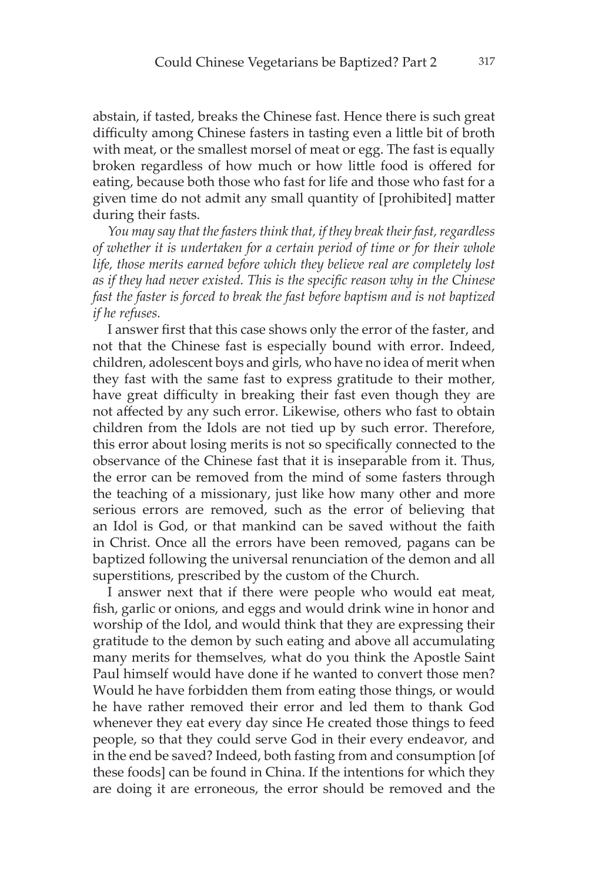abstain, if tasted, breaks the Chinese fast. Hence there is such great difficulty among Chinese fasters in tasting even a little bit of broth with meat, or the smallest morsel of meat or egg. The fast is equally broken regardless of how much or how little food is offered for eating, because both those who fast for life and those who fast for a given time do not admit any small quantity of [prohibited] matter during their fasts.

*You may say that the fasters think that, if they break their fast, regardless of whether it is undertaken for a certain period of time or for their whole life, those merits earned before which they believe real are completely lost as if they had never existed. This is the specific reason why in the Chinese fast the faster is forced to break the fast before baptism and is not baptized if he refuses.*

I answer first that this case shows only the error of the faster, and not that the Chinese fast is especially bound with error. Indeed, children, adolescent boys and girls, who have no idea of merit when they fast with the same fast to express gratitude to their mother, have great difficulty in breaking their fast even though they are not affected by any such error. Likewise, others who fast to obtain children from the Idols are not tied up by such error. Therefore, this error about losing merits is not so specifically connected to the observance of the Chinese fast that it is inseparable from it. Thus, the error can be removed from the mind of some fasters through the teaching of a missionary, just like how many other and more serious errors are removed, such as the error of believing that an Idol is God, or that mankind can be saved without the faith in Christ. Once all the errors have been removed, pagans can be baptized following the universal renunciation of the demon and all superstitions, prescribed by the custom of the Church.

I answer next that if there were people who would eat meat, fish, garlic or onions, and eggs and would drink wine in honor and worship of the Idol, and would think that they are expressing their gratitude to the demon by such eating and above all accumulating many merits for themselves, what do you think the Apostle Saint Paul himself would have done if he wanted to convert those men? Would he have forbidden them from eating those things, or would he have rather removed their error and led them to thank God whenever they eat every day since He created those things to feed people, so that they could serve God in their every endeavor, and in the end be saved? Indeed, both fasting from and consumption [of these foods] can be found in China. If the intentions for which they are doing it are erroneous, the error should be removed and the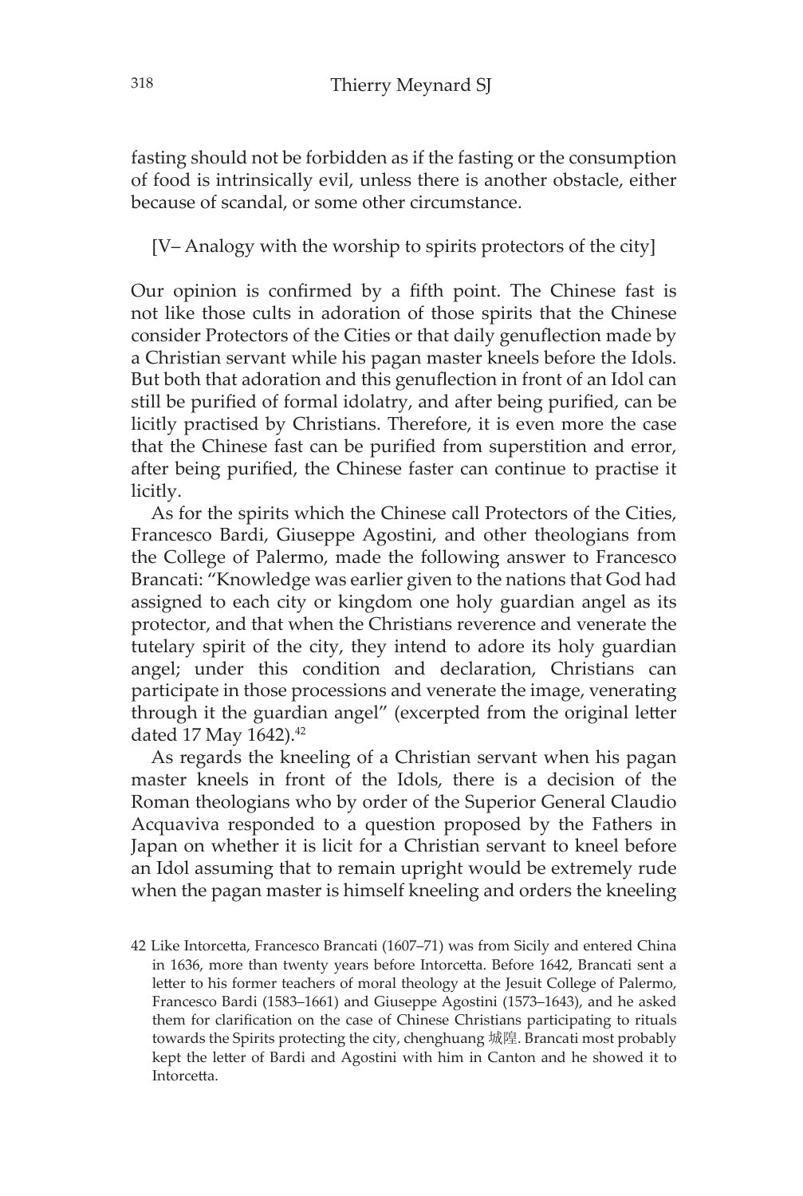fasting should not be forbidden as if the fasting or the consumption of food is intrinsically evil, unless there is another obstacle, either because of scandal, or some other circumstance.

[V– Analogy with the worship to spirits protectors of the city]

Our opinion is confirmed by a fifth point. The Chinese fast is not like those cults in adoration of those spirits that the Chinese consider Protectors of the Cities or that daily genuflection made by a Christian servant while his pagan master kneels before the Idols. But both that adoration and this genuflection in front of an Idol can still be purified of formal idolatry, and after being purified, can be licitly practised by Christians. Therefore, it is even more the case that the Chinese fast can be purified from superstition and error, after being purified, the Chinese faster can continue to practise it licitly.

As for the spirits which the Chinese call Protectors of the Cities, Francesco Bardi, Giuseppe Agostini, and other theologians from the College of Palermo, made the following answer to Francesco Brancati: "Knowledge was earlier given to the nations that God had assigned to each city or kingdom one holy guardian angel as its protector, and that when the Christians reverence and venerate the tutelary spirit of the city, they intend to adore its holy guardian angel; under this condition and declaration, Christians can participate in those processions and venerate the image, venerating through it the guardian angel" (excerpted from the original letter dated 17 May 1642).[42]

As regards the kneeling of a Christian servant when his pagan master kneels in front of the Idols, there is a decision of the Roman theologians who by order of the Superior General Claudio Acquaviva responded to a question proposed by the Fathers in Japan on whether it is licit for a Christian servant to kneel before an Idol assuming that to remain upright would be extremely rude when the pagan master is himself kneeling and orders the kneeling

42 Like Intorcetta, Francesco Brancati (1607–71) was from Sicily and entered China in 1636, more than twenty years before Intorcetta. Before 1642, Brancati sent a letter to his former teachers of moral theology at the Jesuit College of Palermo, Francesco Bardi (1583–1661) and Giuseppe Agostini (1573–1643), and he asked them for clarification on the case of Chinese Christians participating to rituals towards the Spirits protecting the city, chenghuang 城隍. Brancati most probably kept the letter of Bardi and Agostini with him in Canton and he showed it to Intorcetta.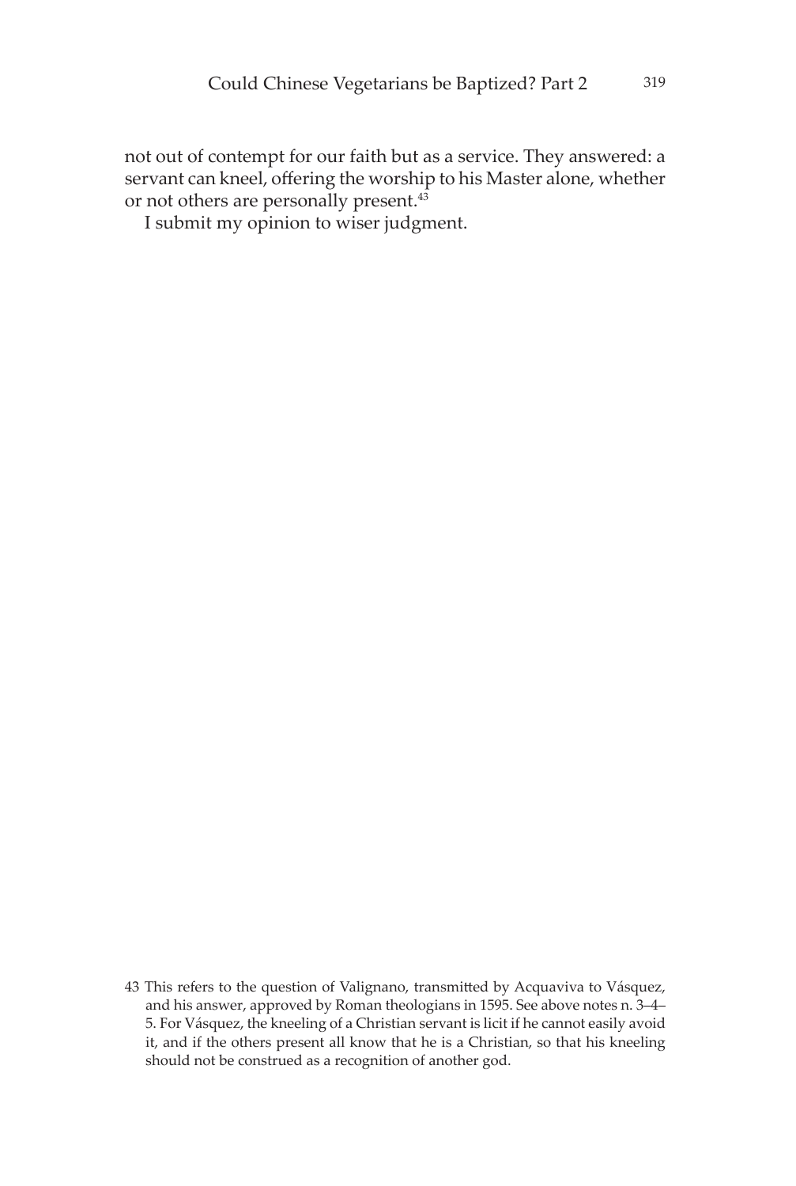not out of contempt for our faith but as a service. They answered: a servant can kneel, offering the worship to his Master alone, whether or not others are personally present.[43]

I submit my opinion to wiser judgment.

---

43 This refers to the question of Valignano, transmitted by Acquaviva to Vásquez, and his answer, approved by Roman theologians in 1595. See above notes n. 3–4–5. For Vásquez, the kneeling of a Christian servant is licit if he cannot easily avoid it, and if the others present all know that he is a Christian, so that his kneeling should not be construed as a recognition of another god.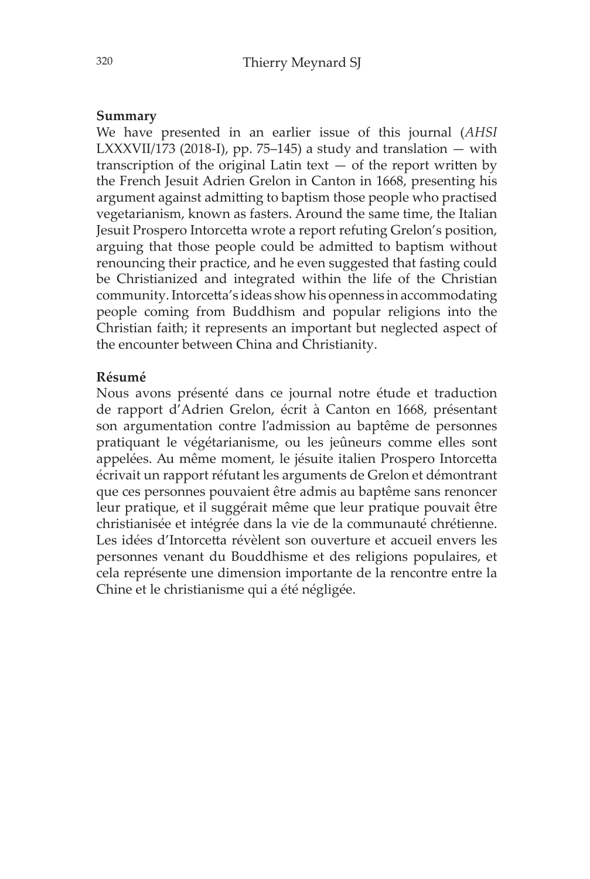**Summary**

We have presented in an earlier issue of this journal (*AHSI* LXXXVII/173 (2018-I), pp. 75–145) a study and translation — with transcription of the original Latin text — of the report written by the French Jesuit Adrien Grelon in Canton in 1668, presenting his argument against admitting to baptism those people who practised vegetarianism, known as fasters. Around the same time, the Italian Jesuit Prospero Intorcetta wrote a report refuting Grelon's position, arguing that those people could be admitted to baptism without renouncing their practice, and he even suggested that fasting could be Christianized and integrated within the life of the Christian community. Intorcetta's ideas show his openness in accommodating people coming from Buddhism and popular religions into the Christian faith; it represents an important but neglected aspect of the encounter between China and Christianity.

**Résumé**

Nous avons présenté dans ce journal notre étude et traduction de rapport d'Adrien Grelon, écrit à Canton en 1668, présentant son argumentation contre l'admission au baptême de personnes pratiquant le végétarianisme, ou les jeûneurs comme elles sont appelées. Au même moment, le jésuite italien Prospero Intorcetta écrivait un rapport réfutant les arguments de Grelon et démontrant que ces personnes pouvaient être admis au baptême sans renoncer leur pratique, et il suggérait même que leur pratique pouvait être christianisée et intégrée dans la vie de la communauté chrétienne. Les idées d'Intorcetta révèlent son ouverture et accueil envers les personnes venant du Bouddhisme et des religions populaires, et cela représente une dimension importante de la rencontre entre la Chine et le christianisme qui a été négligée.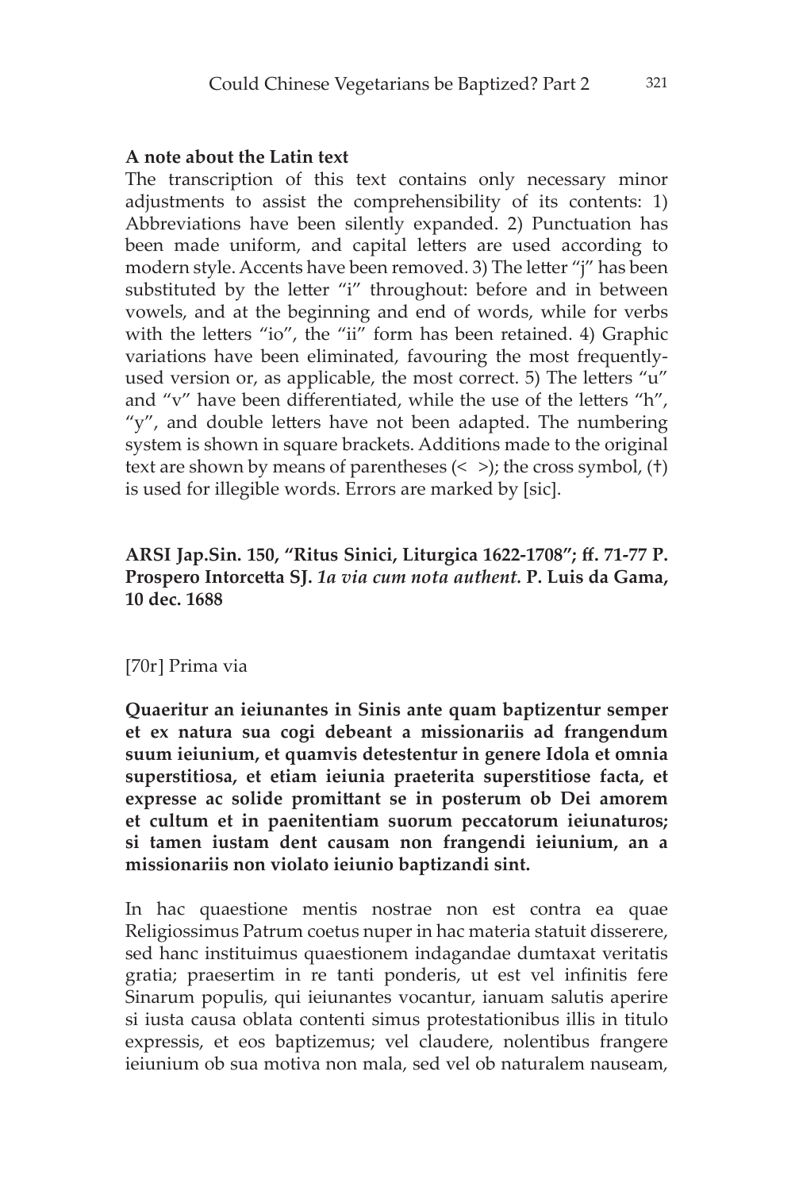**A note about the Latin text**

The transcription of this text contains only necessary minor adjustments to assist the comprehensibility of its contents: 1) Abbreviations have been silently expanded. 2) Punctuation has been made uniform, and capital letters are used according to modern style. Accents have been removed. 3) The letter "j" has been substituted by the letter "i" throughout: before and in between vowels, and at the beginning and end of words, while for verbs with the letters "io", the "ii" form has been retained. 4) Graphic variations have been eliminated, favouring the most frequently-used version or, as applicable, the most correct. 5) The letters "u" and "v" have been differentiated, while the use of the letters "h", "y", and double letters have not been adapted. The numbering system is shown in square brackets. Additions made to the original text are shown by means of parentheses (< >); the cross symbol, (†) is used for illegible words. Errors are marked by [sic].

**ARSI Jap.Sin. 150, "Ritus Sinici, Liturgica 1622-1708"; ff. 71-77 P. Prospero Intorcetta SJ.** ***1a via cum nota authent.*** **P. Luis da Gama, 10 dec. 1688**

[70r] Prima via

**Quaeritur an ieiunantes in Sinis ante quam baptizentur semper et ex natura sua cogi debeant a missionariis ad frangendum suum ieiunium, et quamvis detestentur in genere Idola et omnia superstitiosa, et etiam ieiunia praeterita superstitiose facta, et expresse ac solide promittant se in posterum ob Dei amorem et cultum et in paenitentiam suorum peccatorum ieiunaturos; si tamen iustam dent causam non frangendi ieiunium, an a missionariis non violato ieiunio baptizandi sint.**

In hac quaestione mentis nostrae non est contra ea quae Religiossimus Patrum coetus nuper in hac materia statuit disserere, sed hanc instituimus quaestionem indagandae dumtaxat veritatis gratia; praesertim in re tanti ponderis, ut est vel infinitis fere Sinarum populis, qui ieiunantes vocantur, ianuam salutis aperire si iusta causa oblata contenti simus protestationibus illis in titulo expressis, et eos baptizemus; vel claudere, nolentibus frangere ieiunium ob sua motiva non mala, sed vel ob naturalem nauseam,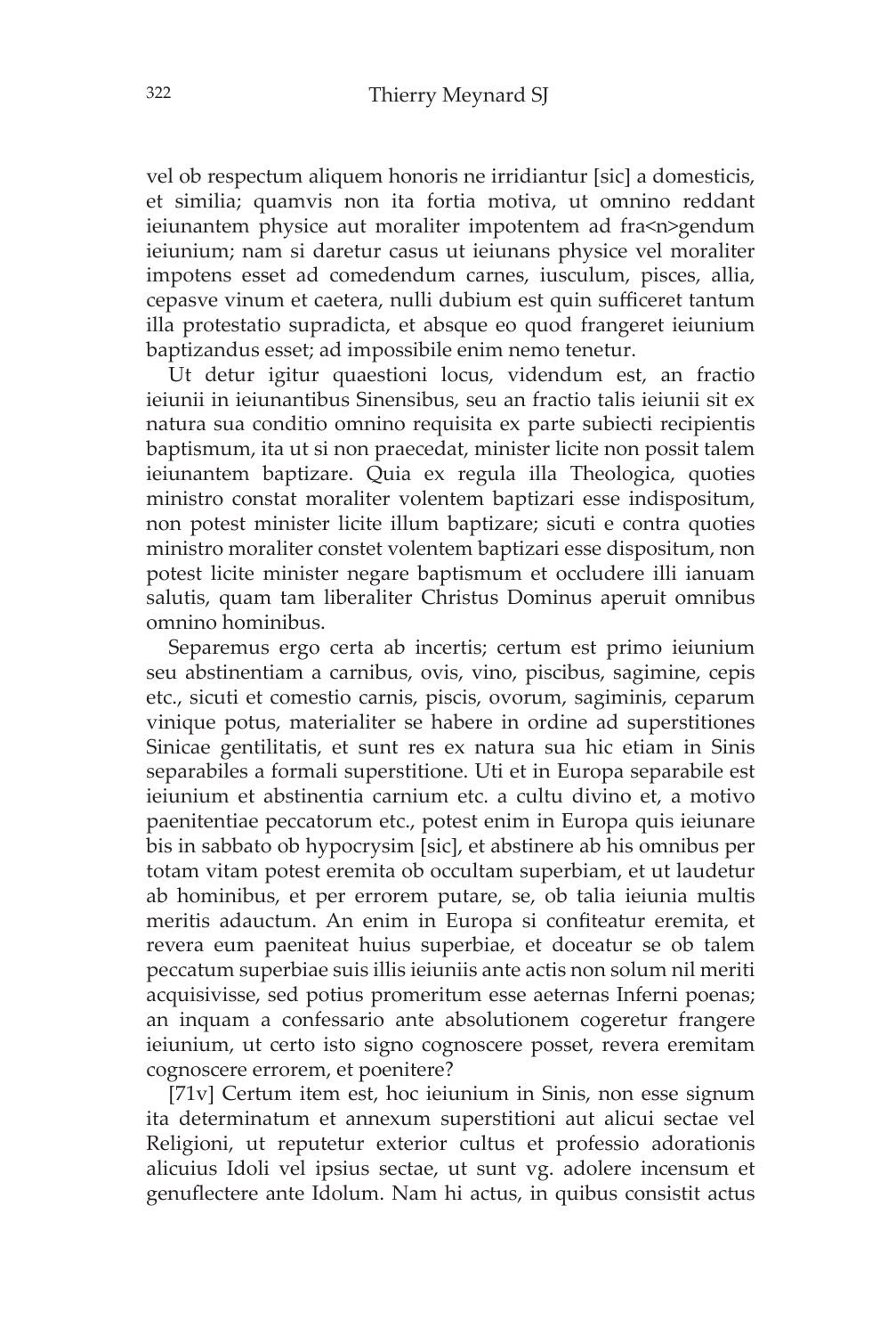vel ob respectum aliquem honoris ne irridiantur [sic] a domesticis, et similia; quamvis non ita fortia motiva, ut omnino reddant ieiunantem physice aut moraliter impotentem ad fra<n>gendum ieiunium; nam si daretur casus ut ieiunans physice vel moraliter impotens esset ad comedendum carnes, iusculum, pisces, allia, cepasve vinum et caetera, nulli dubium est quin sufficeret tantum illa protestatio supradicta, et absque eo quod frangeret ieiunium baptizandus esset; ad impossibile enim nemo tenetur.

Ut detur igitur quaestioni locus, videndum est, an fractio ieiunii in ieiunantibus Sinensibus, seu an fractio talis ieiunii sit ex natura sua conditio omnino requisita ex parte subiecti recipientis baptismum, ita ut si non praecedat, minister licite non possit talem ieiunantem baptizare. Quia ex regula illa Theologica, quoties ministro constat moraliter volentem baptizari esse indispositum, non potest minister licite illum baptizare; sicuti e contra quoties ministro moraliter constet volentem baptizari esse dispositum, non potest licite minister negare baptismum et occludere illi ianuam salutis, quam tam liberaliter Christus Dominus aperuit omnibus omnino hominibus.

Separemus ergo certa ab incertis; certum est primo ieiunium seu abstinentiam a carnibus, ovis, vino, piscibus, sagimine, cepis etc., sicuti et comestio carnis, piscis, ovorum, sagiminis, ceparum vinique potus, materialiter se habere in ordine ad superstitiones Sinicae gentilitatis, et sunt res ex natura sua hic etiam in Sinis separabiles a formali superstitione. Uti et in Europa separabile est ieiunium et abstinentia carnium etc. a cultu divino et, a motivo paenitentiae peccatorum etc., potest enim in Europa quis ieiunare bis in sabbato ob hypocrysim [sic], et abstinere ab his omnibus per totam vitam potest eremita ob occultam superbiam, et ut laudetur ab hominibus, et per errorem putare, se, ob talia ieiunia multis meritis adauctum. An enim in Europa si confiteatur eremita, et revera eum paeniteat huius superbiae, et doceatur se ob talem peccatum superbiae suis illis ieiuniis ante actis non solum nil meriti acquisivisse, sed potius promeritum esse aeternas Inferni poenas; an inquam a confessario ante absolutionem cogeretur frangere ieiunium, ut certo isto signo cognoscere posset, revera eremitam cognoscere errorem, et poenitere?

[71v] Certum item est, hoc ieiunium in Sinis, non esse signum ita determinatum et annexum superstitioni aut alicui sectae vel Religioni, ut reputetur exterior cultus et professio adorationis alicuius Idoli vel ipsius sectae, ut sunt vg. adolere incensum et genuflectere ante Idolum. Nam hi actus, in quibus consistit actus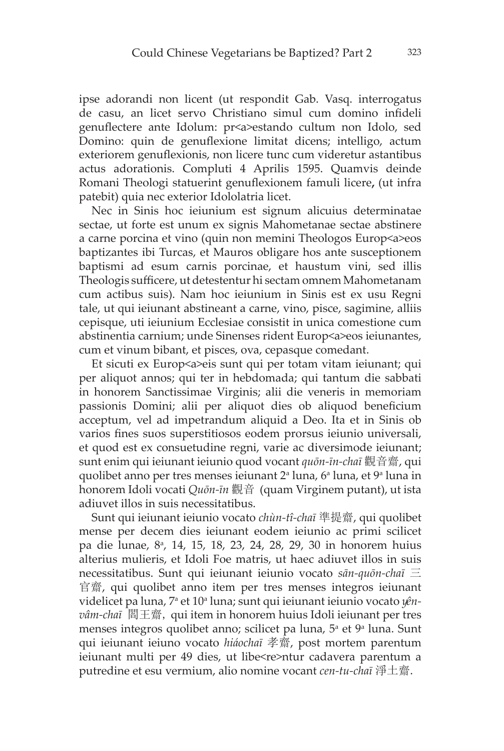ipse adorandi non licent (ut respondit Gab. Vasq. interrogatus de casu, an licet servo Christiano simul cum domino infideli genuflectere ante Idolum: pr<a>estando cultum non Idolo, sed Domino: quin de genuflexione limitat dicens; intelligo, actum exteriorem genuflexionis, non licere tunc cum videretur astantibus actus adorationis. Compluti 4 Aprilis 1595. Quamvis deinde Romani Theologi statuerint genuflexionem famuli licere**,** (ut infra patebit) quia nec exterior Idololatria licet.

Nec in Sinis hoc ieiunium est signum alicuius determinatae sectae, ut forte est unum ex signis Mahometanae sectae abstinere a carne porcina et vino (quin non memini Theologos Europ<a>eos baptizantes ibi Turcas, et Mauros obligare hos ante susceptionem baptismi ad esum carnis porcinae, et haustum vini, sed illis Theologis sufficere, ut detestentur hi sectam omnem Mahometanam cum actibus suis). Nam hoc ieiunium in Sinis est ex usu Regni tale, ut qui ieiunant abstineant a carne, vino, pisce, sagimine, alliis cepisque, uti ieiunium Ecclesiae consistit in unica comestione cum abstinentia carnium; unde Sinenses rident Europ<a>eos ieiunantes, cum et vinum bibant, et pisces, ova, cepasque comedant.

Et sicuti ex Europ<a>eis sunt qui per totam vitam ieiunant; qui per aliquot annos; qui ter in hebdomada; qui tantum die sabbati in honorem Sanctissimae Virginis; alii die veneris in memoriam passionis Domini; alii per aliquot dies ob aliquod beneficium acceptum, vel ad impetrandum aliquid a Deo. Ita et in Sinis ob varios fines suos superstitiosos eodem prorsus ieiunio universali, et quod est ex consuetudine regni, varie ac diversimode ieiunant; sunt enim qui ieiunant ieiunio quod vocant *quōn-īn-chaī* 觀音齋, qui quolibet anno per tres menses ieiunant 2[a] luna, 6[a] luna, et 9[a] luna in honorem Idoli vocati *Quōn-īn* 觀音 (quam Virginem putant), ut ista adiuvet illos in suis necessitatibus.

Sunt qui ieiunant ieiunio vocato *chùn-tî-chaī* 準提齋, qui quolibet mense per decem dies ieiunant eodem ieiunio ac primi scilicet pa die lunae, 8[a], 14, 15, 18, 23, 24, 28, 29, 30 in honorem huius alterius mulieris, et Idoli Foe matris, ut haec adiuvet illos in suis necessitatibus. Sunt qui ieiunant ieiunio vocato *sān-quōn-chaī* 三官齋, qui quolibet anno item per tres menses integros ieiunant videlicet pa luna, 7[a] et 10[a] luna; sunt qui ieiunant ieiunio vocato *yên-vâm-chaī* 閻王齋, qui item in honorem huius Idoli ieiunant per tres menses integros quolibet anno; scilicet pa luna, 5[a] et 9[a] luna. Sunt qui ieiunant ieiuno vocato *hiáochaī* 孝齋, post mortem parentum ieiunant multi per 49 dies, ut libe<re>ntur cadavera parentum a putredine et esu vermium, alio nomine vocant *cen-tu-chaī* 淨土齋.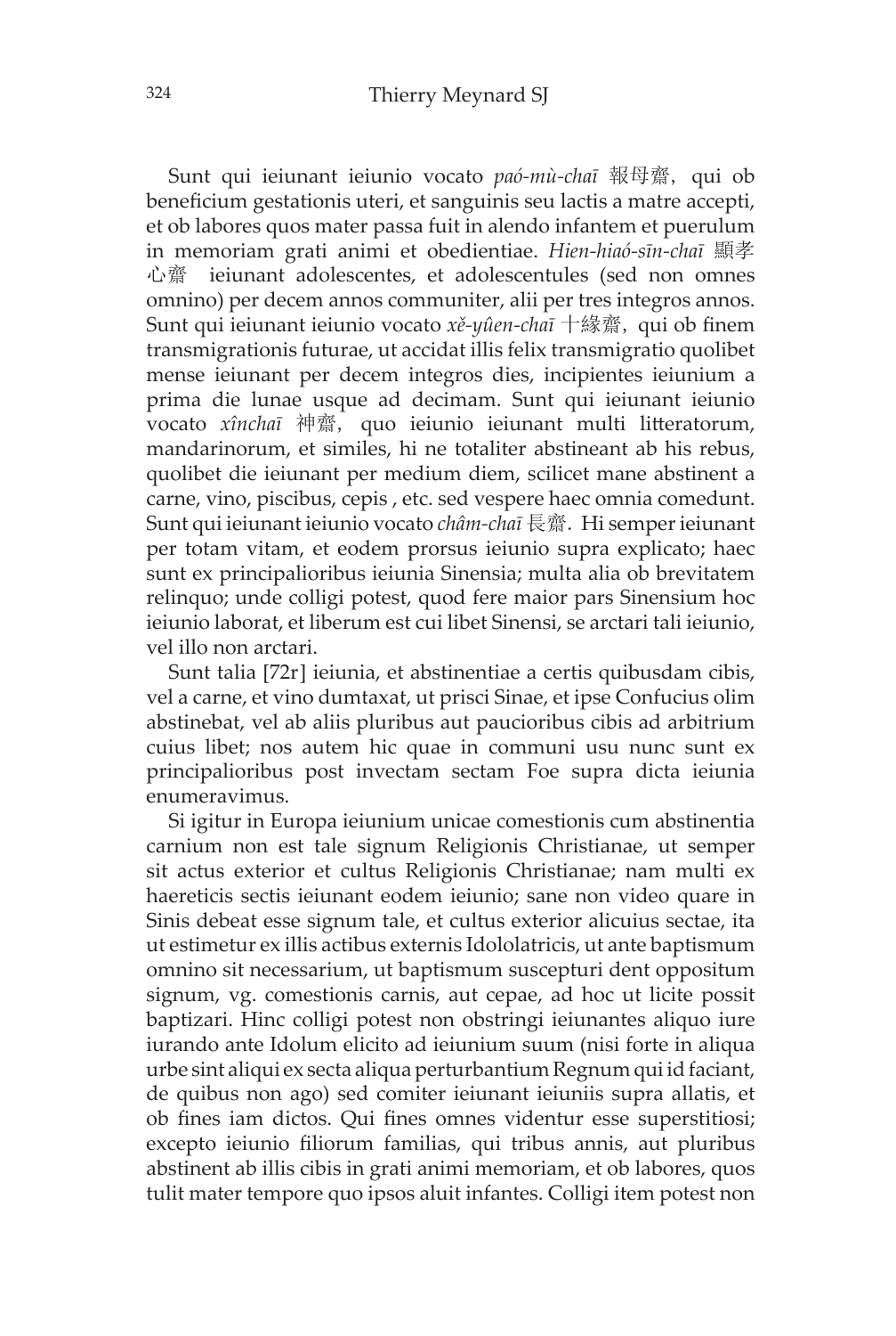Sunt qui ieiunant ieiunio vocato *paó-mù-chaī* 報母齋，qui ob beneficium gestationis uteri, et sanguinis seu lactis a matre accepti, et ob labores quos mater passa fuit in alendo infantem et puerulum in memoriam grati animi et obedientiae. *Hien-hiaó-sīn-chaī* 顯孝心齋 ieiunant adolescentes, et adolescentules (sed non omnes omnino) per decem annos communiter, alii per tres integros annos. Sunt qui ieiunant ieiunio vocato *xě-yûen-chaī* 十緣齋，qui ob finem transmigrationis futurae, ut accidat illis felix transmigratio quolibet mense ieiunant per decem integros dies, incipientes ieiunium a prima die lunae usque ad decimam. Sunt qui ieiunant ieiunio vocato *xînchaī* 神齋，quo ieiunio ieiunant multi litteratorum, mandarinorum, et similes, hi ne totaliter abstineant ab his rebus, quolibet die ieiunant per medium diem, scilicet mane abstinent a carne, vino, piscibus, cepis , etc. sed vespere haec omnia comedunt. Sunt qui ieiunant ieiunio vocato *châm-chaī* 長齋. Hi semper ieiunant per totam vitam, et eodem prorsus ieiunio supra explicato; haec sunt ex principalioribus ieiunia Sinensia; multa alia ob brevitatem relinquo; unde colligi potest, quod fere maior pars Sinensium hoc ieiunio laborat, et liberum est cui libet Sinensi, se arctari tali ieiunio, vel illo non arctari.

Sunt talia [72r] ieiunia, et abstinentiae a certis quibusdam cibis, vel a carne, et vino dumtaxat, ut prisci Sinae, et ipse Confucius olim abstinebat, vel ab aliis pluribus aut paucioribus cibis ad arbitrium cuius libet; nos autem hic quae in communi usu nunc sunt ex principalioribus post invectam sectam Foe supra dicta ieiunia enumeravimus.

Si igitur in Europa ieiunium unicae comestionis cum abstinentia carnium non est tale signum Religionis Christianae, ut semper sit actus exterior et cultus Religionis Christianae; nam multi ex haereticis sectis ieiunant eodem ieiunio; sane non video quare in Sinis debeat esse signum tale, et cultus exterior alicuius sectae, ita ut estimetur ex illis actibus externis Idololatricis, ut ante baptismum omnino sit necessarium, ut baptismum suscepturi dent oppositum signum, vg. comestionis carnis, aut cepae, ad hoc ut licite possit baptizari. Hinc colligi potest non obstringi ieiunantes aliquo iure iurando ante Idolum elicito ad ieiunium suum (nisi forte in aliqua urbe sint aliqui ex secta aliqua perturbantium Regnum qui id faciant, de quibus non ago) sed comiter ieiunant ieiuniis supra allatis, et ob fines iam dictos. Qui fines omnes videntur esse superstitiosi; excepto ieiunio filiorum familias, qui tribus annis, aut pluribus abstinent ab illis cibis in grati animi memoriam, et ob labores, quos tulit mater tempore quo ipsos aluit infantes. Colligi item potest non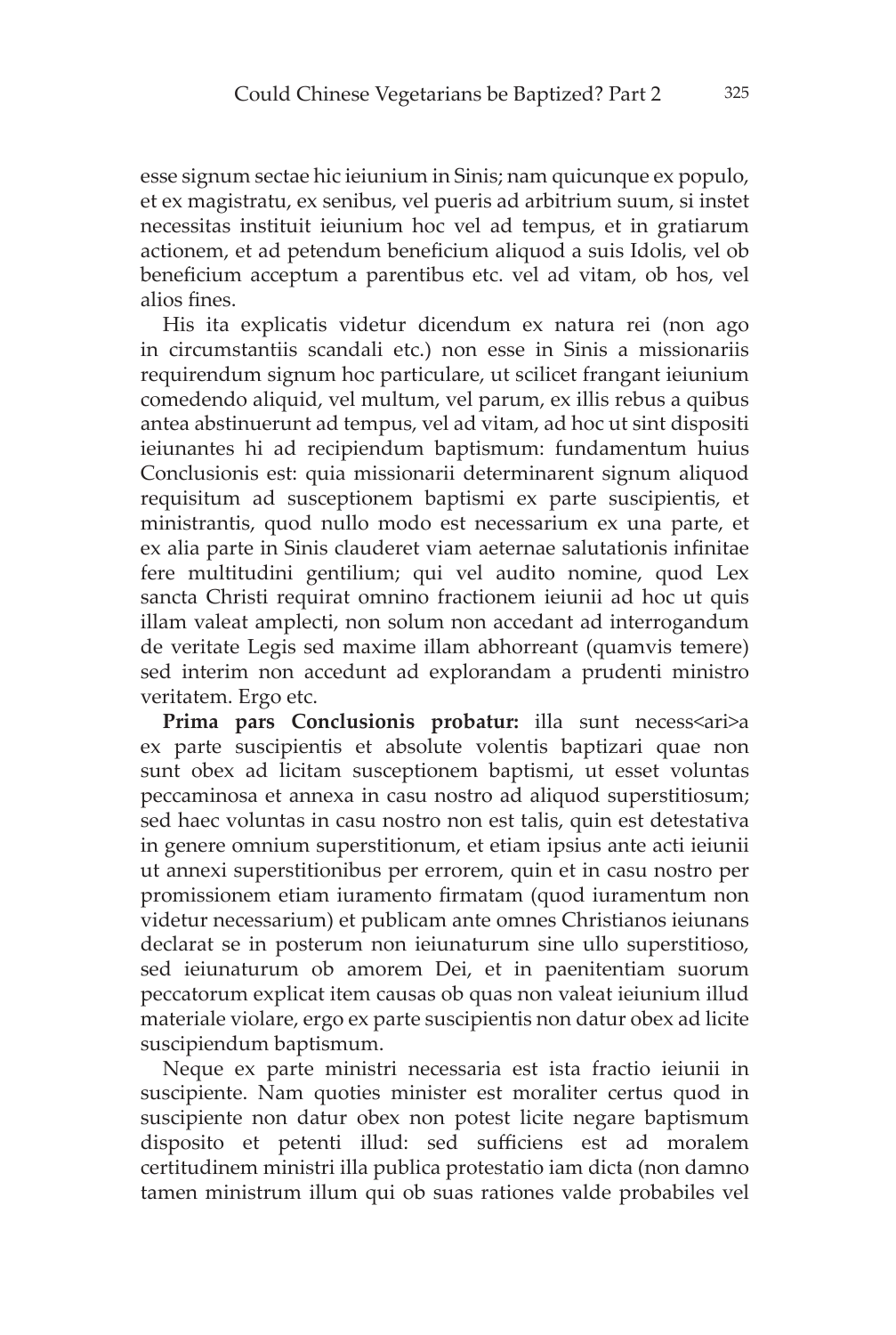esse signum sectae hic ieiunium in Sinis; nam quicunque ex populo, et ex magistratu, ex senibus, vel pueris ad arbitrium suum, si instet necessitas instituit ieiunium hoc vel ad tempus, et in gratiarum actionem, et ad petendum beneficium aliquod a suis Idolis, vel ob beneficium acceptum a parentibus etc. vel ad vitam, ob hos, vel alios fines.

His ita explicatis videtur dicendum ex natura rei (non ago in circumstantiis scandali etc.) non esse in Sinis a missionariis requirendum signum hoc particulare, ut scilicet frangant ieiunium comedendo aliquid, vel multum, vel parum, ex illis rebus a quibus antea abstinuerunt ad tempus, vel ad vitam, ad hoc ut sint dispositi ieiunantes hi ad recipiendum baptismum: fundamentum huius Conclusionis est: quia missionarii determinarent signum aliquod requisitum ad susceptionem baptismi ex parte suscipientis, et ministrantis, quod nullo modo est necessarium ex una parte, et ex alia parte in Sinis clauderet viam aeternae salutationis infinitae fere multitudini gentilium; qui vel audito nomine, quod Lex sancta Christi requirat omnino fractionem ieiunii ad hoc ut quis illam valeat amplecti, non solum non accedant ad interrogandum de veritate Legis sed maxime illam abhorreant (quamvis temere) sed interim non accedunt ad explorandam a prudenti ministro veritatem. Ergo etc.

**Prima pars Conclusionis probatur:** illa sunt necess<ari>a ex parte suscipientis et absolute volentis baptizari quae non sunt obex ad licitam susceptionem baptismi, ut esset voluntas peccaminosa et annexa in casu nostro ad aliquod superstitiosum; sed haec voluntas in casu nostro non est talis, quin est detestativa in genere omnium superstitionum, et etiam ipsius ante acti ieiunii ut annexi superstitionibus per errorem, quin et in casu nostro per promissionem etiam iuramento firmatam (quod iuramentum non videtur necessarium) et publicam ante omnes Christianos ieiunans declarat se in posterum non ieiunaturum sine ullo superstitioso, sed ieiunaturum ob amorem Dei, et in paenitentiam suorum peccatorum explicat item causas ob quas non valeat ieiunium illud materiale violare, ergo ex parte suscipientis non datur obex ad licite suscipiendum baptismum.

Neque ex parte ministri necessaria est ista fractio ieiunii in suscipiente. Nam quoties minister est moraliter certus quod in suscipiente non datur obex non potest licite negare baptismum disposito et petenti illud: sed sufficiens est ad moralem certitudinem ministri illa publica protestatio iam dicta (non damno tamen ministrum illum qui ob suas rationes valde probabiles vel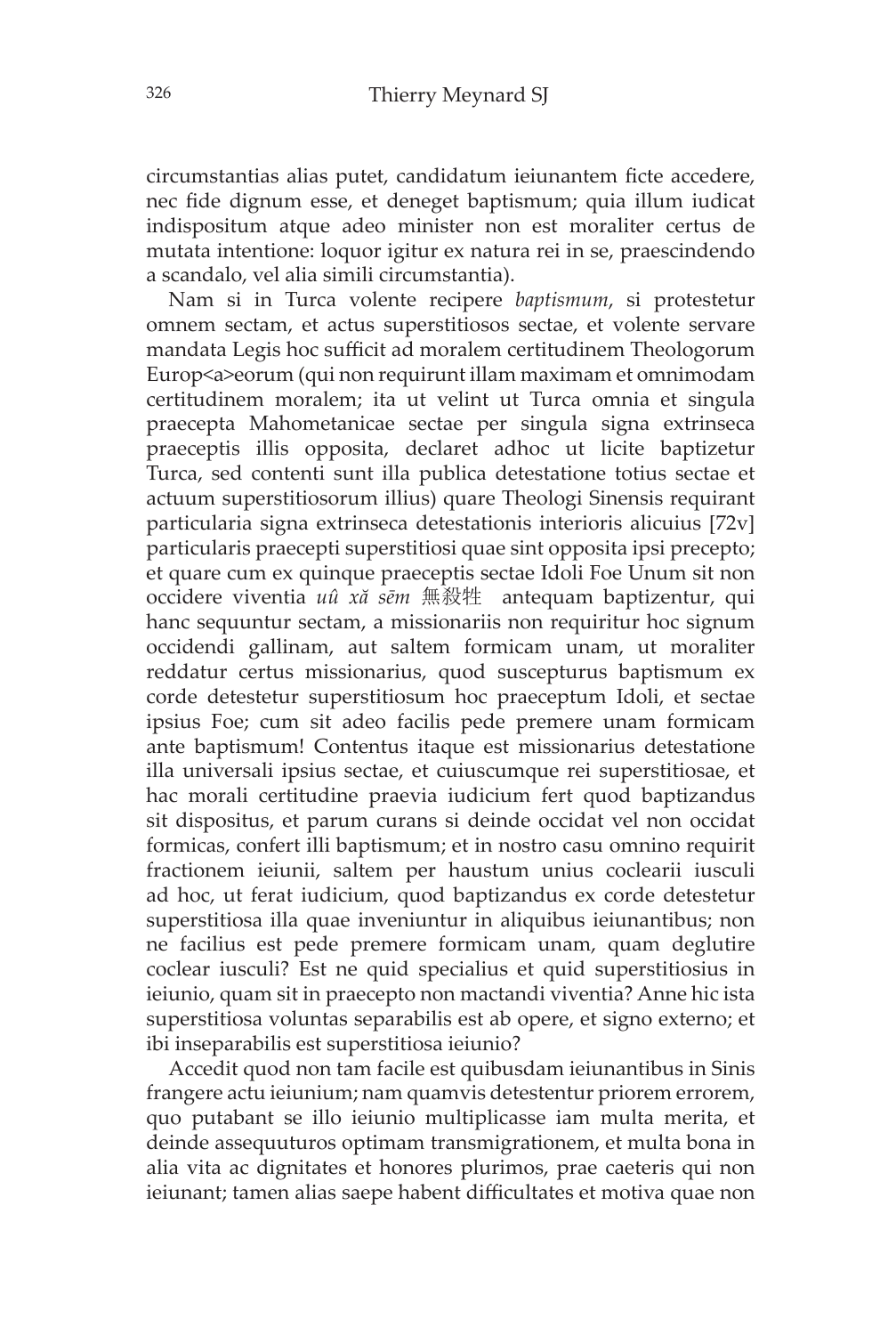circumstantias alias putet, candidatum ieiunantem ficte accedere, nec fide dignum esse, et deneget baptismum; quia illum iudicat indispositum atque adeo minister non est moraliter certus de mutata intentione: loquor igitur ex natura rei in se, praescindendo a scandalo, vel alia simili circumstantia).

Nam si in Turca volente recipere *baptismum*, si protestetur omnem sectam, et actus superstitiosos sectae, et volente servare mandata Legis hoc sufficit ad moralem certitudinem Theologorum Europ<a>eorum (qui non requirunt illam maximam et omnimodam certitudinem moralem; ita ut velint ut Turca omnia et singula praecepta Mahometanicae sectae per singula signa extrinseca praeceptis illis opposita, declaret adhoc ut licite baptizetur Turca, sed contenti sunt illa publica detestatione totius sectae et actuum superstitiosorum illius) quare Theologi Sinensis requirant particularia signa extrinseca detestationis interioris alicuius [72v] particularis praecepti superstitiosi quae sint opposita ipsi precepto; et quare cum ex quinque praeceptis sectae Idoli Foe Unum sit non occidere viventia *uû xă sēm* 無殺牲 antequam baptizentur, qui hanc sequuntur sectam, a missionariis non requiritur hoc signum occidendi gallinam, aut saltem formicam unam, ut moraliter reddatur certus missionarius, quod suscepturus baptismum ex corde detestetur superstitiosum hoc praeceptum Idoli, et sectae ipsius Foe; cum sit adeo facilis pede premere unam formicam ante baptismum! Contentus itaque est missionarius detestatione illa universali ipsius sectae, et cuiuscumque rei superstitiosae, et hac morali certitudine praevia iudicium fert quod baptizandus sit dispositus, et parum curans si deinde occidat vel non occidat formicas, confert illi baptismum; et in nostro casu omnino requirit fractionem ieiunii, saltem per haustum unius coclearii iusculi ad hoc, ut ferat iudicium, quod baptizandus ex corde detestetur superstitiosa illa quae inveniuntur in aliquibus ieiunantibus; non ne facilius est pede premere formicam unam, quam deglutire coclear iusculi? Est ne quid specialius et quid superstitiosius in ieiunio, quam sit in praecepto non mactandi viventia? Anne hic ista superstitiosa voluntas separabilis est ab opere, et signo externo; et ibi inseparabilis est superstitiosa ieiunio?

Accedit quod non tam facile est quibusdam ieiunantibus in Sinis frangere actu ieiunium; nam quamvis detestentur priorem errorem, quo putabant se illo ieiunio multiplicasse iam multa merita, et deinde assequuturos optimam transmigrationem, et multa bona in alia vita ac dignitates et honores plurimos, prae caeteris qui non ieiunant; tamen alias saepe habent difficultates et motiva quae non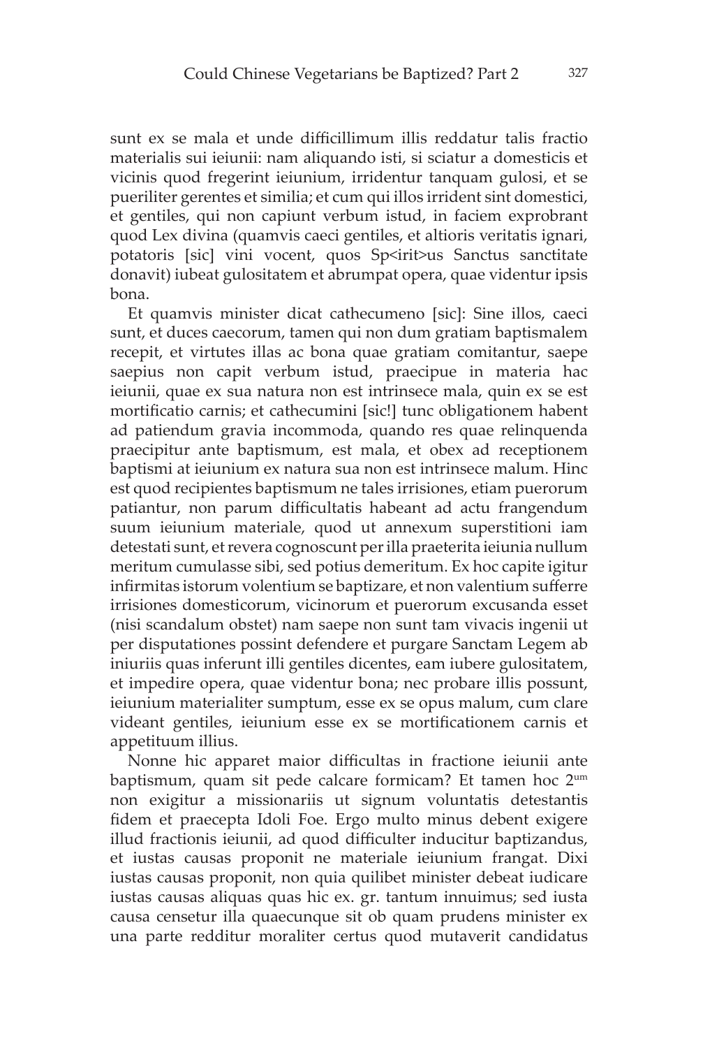sunt ex se mala et unde difficillimum illis reddatur talis fractio materialis sui ieiunii: nam aliquando isti, si sciatur a domesticis et vicinis quod fregerint ieiunium, irridentur tanquam gulosi, et se pueriliter gerentes et similia; et cum qui illos irrident sint domestici, et gentiles, qui non capiunt verbum istud, in faciem exprobrant quod Lex divina (quamvis caeci gentiles, et altioris veritatis ignari, potatoris [sic] vini vocent, quos Sp<irit>us Sanctus sanctitate donavit) iubeat gulositatem et abrumpat opera, quae videntur ipsis bona.

Et quamvis minister dicat cathecumeno [sic]: Sine illos, caeci sunt, et duces caecorum, tamen qui non dum gratiam baptismalem recepit, et virtutes illas ac bona quae gratiam comitantur, saepe saepius non capit verbum istud, praecipue in materia hac ieiunii, quae ex sua natura non est intrinsece mala, quin ex se est mortificatio carnis; et cathecumini [sic!] tunc obligationem habent ad patiendum gravia incommoda, quando res quae relinquenda praecipitur ante baptismum, est mala, et obex ad receptionem baptismi at ieiunium ex natura sua non est intrinsece malum. Hinc est quod recipientes baptismum ne tales irrisiones, etiam puerorum patiantur, non parum difficultatis habeant ad actu frangendum suum ieiunium materiale, quod ut annexum superstitioni iam detestati sunt, et revera cognoscunt per illa praeterita ieiunia nullum meritum cumulasse sibi, sed potius demeritum. Ex hoc capite igitur infirmitas istorum volentium se baptizare, et non valentium sufferre irrisiones domesticorum, vicinorum et puerorum excusanda esset (nisi scandalum obstet) nam saepe non sunt tam vivacis ingenii ut per disputationes possint defendere et purgare Sanctam Legem ab iniuriis quas inferunt illi gentiles dicentes, eam iubere gulositatem, et impedire opera, quae videntur bona; nec probare illis possunt, ieiunium materialiter sumptum, esse ex se opus malum, cum clare videant gentiles, ieiunium esse ex se mortificationem carnis et appetituum illius.

Nonne hic apparet maior difficultas in fractione ieiunii ante baptismum, quam sit pede calcare formicam? Et tamen hoc 2um non exigitur a missionariis ut signum voluntatis detestantis fidem et praecepta Idoli Foe. Ergo multo minus debent exigere illud fractionis ieiunii, ad quod difficulter inducitur baptizandus, et iustas causas proponit ne materiale ieiunium frangat. Dixi iustas causas proponit, non quia quilibet minister debeat iudicare iustas causas aliquas quas hic ex. gr. tantum innuimus; sed iusta causa censetur illa quaecunque sit ob quam prudens minister ex una parte redditur moraliter certus quod mutaverit candidatus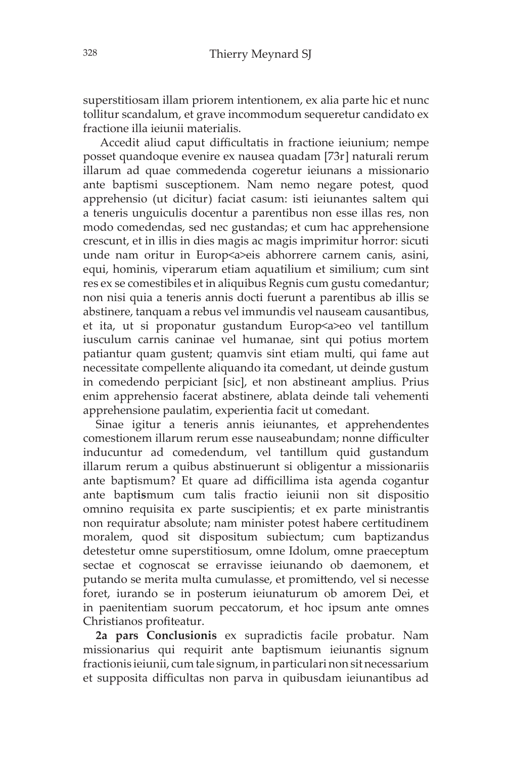superstitiosam illam priorem intentionem, ex alia parte hic et nunc tollitur scandalum, et grave incommodum sequeretur candidato ex fractione illa ieiunii materialis.

Accedit aliud caput difficultatis in fractione ieiunium; nempe posset quandoque evenire ex nausea quadam [73r] naturali rerum illarum ad quae commedenda cogeretur ieiunans a missionario ante baptismi susceptionem. Nam nemo negare potest, quod apprehensio (ut dicitur) faciat casum: isti ieiunantes saltem qui a teneris unguiculis docentur a parentibus non esse illas res, non modo comedendas, sed nec gustandas; et cum hac apprehensione crescunt, et in illis in dies magis ac magis imprimitur horror: sicuti unde nam oritur in Europ<a>eis abhorrere carnem canis, asini, equi, hominis, viperarum etiam aquatilium et similium; cum sint res ex se comestibiles et in aliquibus Regnis cum gustu comedantur; non nisi quia a teneris annis docti fuerunt a parentibus ab illis se abstinere, tanquam a rebus vel immundis vel nauseam causantibus, et ita, ut si proponatur gustandum Europ<a>eo vel tantillum iusculum carnis caninae vel humanae, sint qui potius mortem patiantur quam gustent; quamvis sint etiam multi, qui fame aut necessitate compellente aliquando ita comedant, ut deinde gustum in comedendo perpiciant [sic], et non abstineant amplius. Prius enim apprehensio facerat abstinere, ablata deinde tali vehementi apprehensione paulatim, experientia facit ut comedant.

Sinae igitur a teneris annis ieiunantes, et apprehendentes comestionem illarum rerum esse nauseabundam; nonne difficulter inducuntur ad comedendum, vel tantillum quid gustandum illarum rerum a quibus abstinuerunt si obligentur a missionariis ante baptismum? Et quare ad difficillima ista agenda cogantur ante bapt**is**mum cum talis fractio ieiunii non sit dispositio omnino requisita ex parte suscipientis; et ex parte ministrantis non requiratur absolute; nam minister potest habere certitudinem moralem, quod sit dispositum subiectum; cum baptizandus detestetur omne superstitiosum, omne Idolum, omne praeceptum sectae et cognoscat se erravisse ieiunando ob daemonem, et putando se merita multa cumulasse, et promittendo, vel si necesse foret, iurando se in posterum ieiunaturum ob amorem Dei, et in paenitentiam suorum peccatorum, et hoc ipsum ante omnes Christianos profiteatur.

**2a pars Conclusionis** ex supradictis facile probatur. Nam missionarius qui requirit ante baptismum ieiunantis signum fractionis ieiunii, cum tale signum, in particulari non sit necessarium et supposita difficultas non parva in quibusdam ieiunantibus ad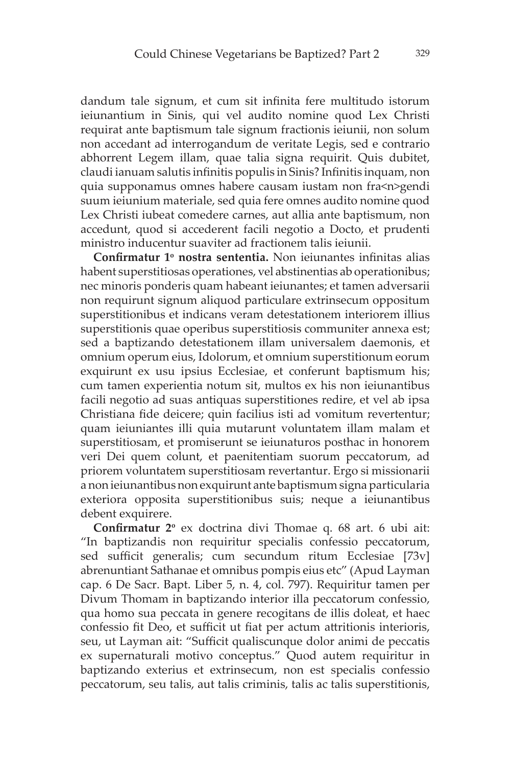dandum tale signum, et cum sit infinita fere multitudo istorum ieiunantium in Sinis, qui vel audito nomine quod Lex Christi requirat ante baptismum tale signum fractionis ieiunii, non solum non accedant ad interrogandum de veritate Legis, sed e contrario abhorrent Legem illam, quae talia signa requirit. Quis dubitet, claudi ianuam salutis infinitis populis in Sinis? Infinitis inquam, non quia supponamus omnes habere causam iustam non fra<n>gendi suum ieiunium materiale, sed quia fere omnes audito nomine quod Lex Christi iubeat comedere carnes, aut allia ante baptismum, non accedunt, quod si accederent facili negotio a Docto, et prudenti ministro inducentur suaviter ad fractionem talis ieiunii.

**Confirmatur 1º nostra sententia.** Non ieiunantes infinitas alias habent superstitiosas operationes, vel abstinentias ab operationibus; nec minoris ponderis quam habeant ieiunantes; et tamen adversarii non requirunt signum aliquod particulare extrinsecum oppositum superstitionibus et indicans veram detestationem interiorem illius superstitionis quae operibus superstitiosis communiter annexa est; sed a baptizando detestationem illam universalem daemonis, et omnium operum eius, Idolorum, et omnium superstitionum eorum exquirunt ex usu ipsius Ecclesiae, et conferunt baptismum his; cum tamen experientia notum sit, multos ex his non ieiunantibus facili negotio ad suas antiquas superstitiones redire, et vel ab ipsa Christiana fide deicere; quin facilius isti ad vomitum revertentur; quam ieiuniantes illi quia mutarunt voluntatem illam malam et superstitiosam, et promiserunt se ieiunaturos posthac in honorem veri Dei quem colunt, et paenitentiam suorum peccatorum, ad priorem voluntatem superstitiosam revertantur. Ergo si missionarii a non ieiunantibus non exquirunt ante baptismum signa particularia exteriora opposita superstitionibus suis; neque a ieiunantibus debent exquirere.

**Confirmatur 2º** ex doctrina divi Thomae q. 68 art. 6 ubi ait: "In baptizandis non requiritur specialis confessio peccatorum, sed sufficit generalis; cum secundum ritum Ecclesiae [73v] abrenuntiant Sathanae et omnibus pompis eius etc" (Apud Layman cap. 6 De Sacr. Bapt. Liber 5, n. 4, col. 797). Requiritur tamen per Divum Thomam in baptizando interior illa peccatorum confessio, qua homo sua peccata in genere recogitans de illis doleat, et haec confessio fit Deo, et sufficit ut fiat per actum attritionis interioris, seu, ut Layman ait: "Sufficit qualiscunque dolor animi de peccatis ex supernaturali motivo conceptus." Quod autem requiritur in baptizando exterius et extrinsecum, non est specialis confessio peccatorum, seu talis, aut talis criminis, talis ac talis superstitionis,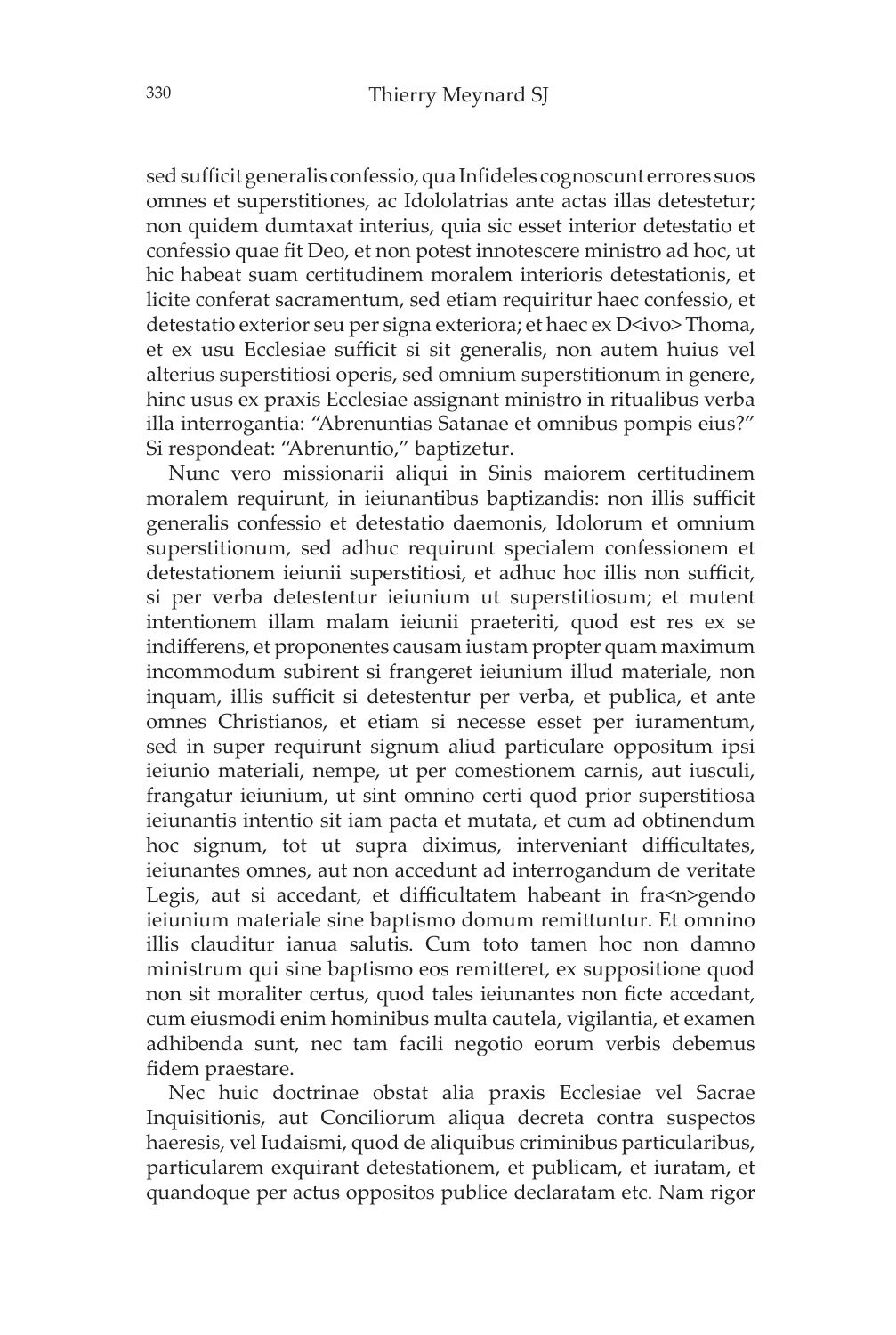sed sufficit generalis confessio, qua Infideles cognoscunt errores suos omnes et superstitiones, ac Idololatrias ante actas illas detestetur; non quidem dumtaxat interius, quia sic esset interior detestatio et confessio quae fit Deo, et non potest innotescere ministro ad hoc, ut hic habeat suam certitudinem moralem interioris detestationis, et licite conferat sacramentum, sed etiam requiritur haec confessio, et detestatio exterior seu per signa exteriora; et haec ex D<ivo> Thoma, et ex usu Ecclesiae sufficit si sit generalis, non autem huius vel alterius superstitiosi operis, sed omnium superstitionum in genere, hinc usus ex praxis Ecclesiae assignant ministro in ritualibus verba illa interrogantia: "Abrenuntias Satanae et omnibus pompis eius?" Si respondeat: "Abrenuntio," baptizetur.

Nunc vero missionarii aliqui in Sinis maiorem certitudinem moralem requirunt, in ieiunantibus baptizandis: non illis sufficit generalis confessio et detestatio daemonis, Idolorum et omnium superstitionum, sed adhuc requirunt specialem confessionem et detestationem ieiunii superstitiosi, et adhuc hoc illis non sufficit, si per verba detestentur ieiunium ut superstitiosum; et mutent intentionem illam malam ieiunii praeteriti, quod est res ex se indifferens, et proponentes causam iustam propter quam maximum incommodum subirent si frangeret ieiunium illud materiale, non inquam, illis sufficit si detestentur per verba, et publica, et ante omnes Christianos, et etiam si necesse esset per iuramentum, sed in super requirunt signum aliud particulare oppositum ipsi ieiunio materiali, nempe, ut per comestionem carnis, aut iusculi, frangatur ieiunium, ut sint omnino certi quod prior superstitiosa ieiunantis intentio sit iam pacta et mutata, et cum ad obtinendum hoc signum, tot ut supra diximus, interveniant difficultates, ieiunantes omnes, aut non accedunt ad interrogandum de veritate Legis, aut si accedant, et difficultatem habeant in fra<n>gendo ieiunium materiale sine baptismo domum remittuntur. Et omnino illis clauditur ianua salutis. Cum toto tamen hoc non damno ministrum qui sine baptismo eos remitteret, ex suppositione quod non sit moraliter certus, quod tales ieiunantes non ficte accedant, cum eiusmodi enim hominibus multa cautela, vigilantia, et examen adhibenda sunt, nec tam facili negotio eorum verbis debemus fidem praestare.

Nec huic doctrinae obstat alia praxis Ecclesiae vel Sacrae Inquisitionis, aut Conciliorum aliqua decreta contra suspectos haeresis, vel Iudaismi, quod de aliquibus criminibus particularibus, particularem exquirant detestationem, et publicam, et iuratam, et quandoque per actus oppositos publice declaratam etc. Nam rigor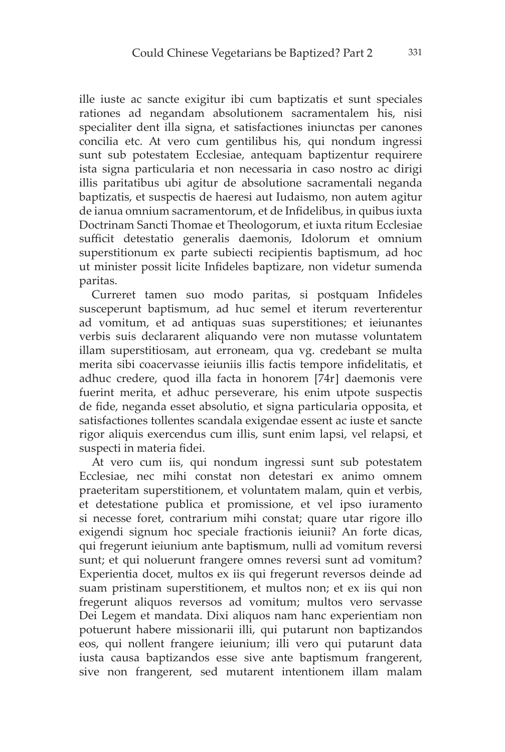ille iuste ac sancte exigitur ibi cum baptizatis et sunt speciales rationes ad negandam absolutionem sacramentalem his, nisi specialiter dent illa signa, et satisfactiones iniunctas per canones concilia etc. At vero cum gentilibus his, qui nondum ingressi sunt sub potestatem Ecclesiae, antequam baptizentur requirere ista signa particularia et non necessaria in caso nostro ac dirigi illis paritatibus ubi agitur de absolutione sacramentali neganda baptizatis, et suspectis de haeresi aut Iudaismo, non autem agitur de ianua omnium sacramentorum, et de Infidelibus, in quibus iuxta Doctrinam Sancti Thomae et Theologorum, et iuxta ritum Ecclesiae sufficit detestatio generalis daemonis, Idolorum et omnium superstitionum ex parte subiecti recipientis baptismum, ad hoc ut minister possit licite Infideles baptizare, non videtur sumenda paritas.

Curreret tamen suo modo paritas, si postquam Infideles susceperunt baptismum, ad huc semel et iterum reverterentur ad vomitum, et ad antiquas suas superstitiones; et ieiunantes verbis suis declararent aliquando vere non mutasse voluntatem illam superstitiosam, aut erroneam, qua vg. credebant se multa merita sibi coacervasse ieiuniis illis factis tempore infidelitatis, et adhuc credere, quod illa facta in honorem [74r] daemonis vere fuerint merita, et adhuc perseverare, his enim utpote suspectis de fide, neganda esset absolutio, et signa particularia opposita, et satisfactiones tollentes scandala exigendae essent ac iuste et sancte rigor aliquis exercendus cum illis, sunt enim lapsi, vel relapsi, et suspecti in materia fidei.

At vero cum iis, qui nondum ingressi sunt sub potestatem Ecclesiae, nec mihi constat non detestari ex animo omnem praeteritam superstitionem, et voluntatem malam, quin et verbis, et detestatione publica et promissione, et vel ipso iuramento si necesse foret, contrarium mihi constat; quare utar rigore illo exigendi signum hoc speciale fractionis ieiunii? An forte dicas, qui fregerunt ieiunium ante baptismum, nulli ad vomitum reversi sunt; et qui noluerunt frangere omnes reversi sunt ad vomitum? Experientia docet, multos ex iis qui fregerunt reversos deinde ad suam pristinam superstitionem, et multos non; et ex iis qui non fregerunt aliquos reversos ad vomitum; multos vero servasse Dei Legem et mandata. Dixi aliquos nam hanc experientiam non potuerunt habere missionarii illi, qui putarunt non baptizandos eos, qui nollent frangere ieiunium; illi vero qui putarunt data iusta causa baptizandos esse sive ante baptismum frangerent, sive non frangerent, sed mutarent intentionem illam malam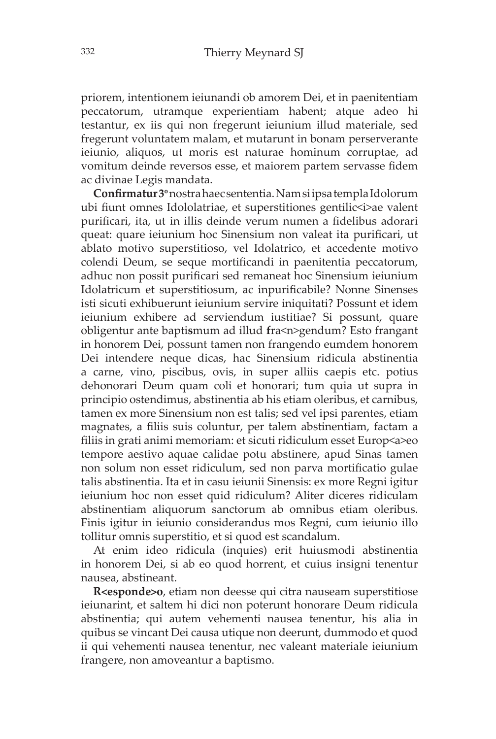priorem, intentionem ieiunandi ob amorem Dei, et in paenitentiam peccatorum, utramque experientiam habent; atque adeo hi testantur, ex iis qui non fregerunt ieiunium illud materiale, sed fregerunt voluntatem malam, et mutarunt in bonam perserverante ieiunio, aliquos, ut moris est naturae hominum corruptae, ad vomitum deinde reversos esse, et maiorem partem servasse fidem ac divinae Legis mandata.

**Confirmatur 3º** nostra haec sententia. Nam si ipsa templa Idolorum ubi fiunt omnes Idololatriae, et superstitiones gentilic<i>ae valent purificari, ita, ut in illis deinde verum numen a fidelibus adorari queat: quare ieiunium hoc Sinensium non valeat ita purificari, ut ablato motivo superstitioso, vel Idolatrico, et accedente motivo colendi Deum, se seque mortificandi in paenitentia peccatorum, adhuc non possit purificari sed remaneat hoc Sinensium ieiunium Idolatricum et superstitiosum, ac inpurificabile? Nonne Sinenses isti sicuti exhibuerunt ieiunium servire iniquitati? Possunt et idem ieiunium exhibere ad serviendum iustitiae? Si possunt, quare obligentur ante bapti**s**mum ad illud **f**ra<n>gendum? Esto frangant in honorem Dei, possunt tamen non frangendo eumdem honorem Dei intendere neque dicas, hac Sinensium ridicula abstinentia a carne, vino, piscibus, ovis, in super alliis caepis etc. potius dehonorari Deum quam coli et honorari; tum quia ut supra in principio ostendimus, abstinentia ab his etiam oleribus, et carnibus, tamen ex more Sinensium non est talis; sed vel ipsi parentes, etiam magnates, a filiis suis coluntur, per talem abstinentiam, factam a filiis in grati animi memoriam: et sicuti ridiculum esset Europ<a>eo tempore aestivo aquae calidae potu abstinere, apud Sinas tamen non solum non esset ridiculum, sed non parva mortificatio gulae talis abstinentia. Ita et in casu ieiunii Sinensis: ex more Regni igitur ieiunium hoc non esset quid ridiculum? Aliter diceres ridiculam abstinentiam aliquorum sanctorum ab omnibus etiam oleribus. Finis igitur in ieiunio considerandus mos Regni, cum ieiunio illo tollitur omnis superstitio, et si quod est scandalum.

At enim ideo ridicula (inquies) erit huiusmodi abstinentia in honorem Dei, si ab eo quod horrent, et cuius insigni tenentur nausea, abstineant.

**R<esponde>o**, etiam non deesse qui citra nauseam superstitiose ieiunarint, et saltem hi dici non poterunt honorare Deum ridicula abstinentia; qui autem vehementi nausea tenentur, his alia in quibus se vincant Dei causa utique non deerunt, dummodo et quod ii qui vehementi nausea tenentur, nec valeant materiale ieiunium frangere, non amoveantur a baptismo.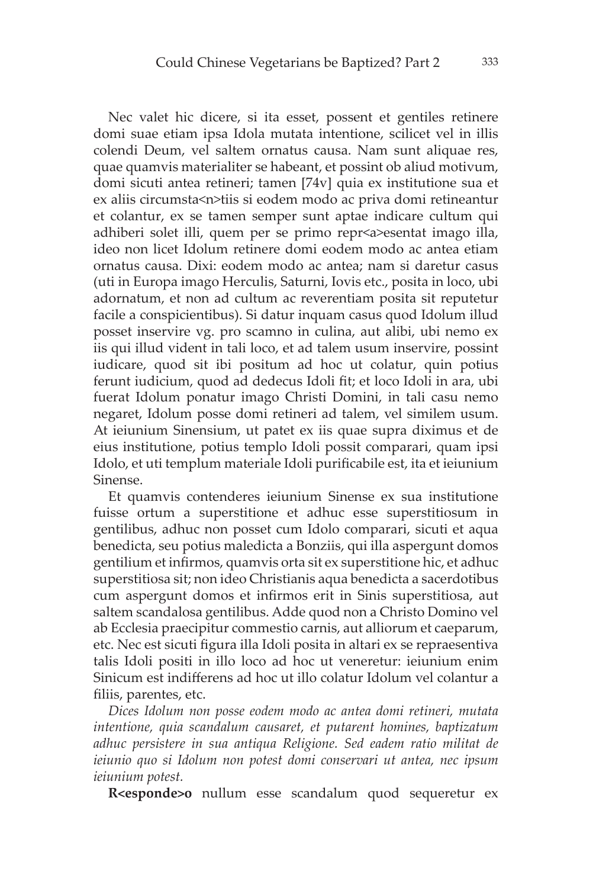Nec valet hic dicere, si ita esset, possent et gentiles retinere domi suae etiam ipsa Idola mutata intentione, scilicet vel in illis colendi Deum, vel saltem ornatus causa. Nam sunt aliquae res, quae quamvis materialiter se habeant, et possint ob aliud motivum, domi sicuti antea retineri; tamen [74v] quia ex institutione sua et ex aliis circumsta<n>tiis si eodem modo ac priva domi retineantur et colantur, ex se tamen semper sunt aptae indicare cultum qui adhiberi solet illi, quem per se primo repr<a>esentat imago illa, ideo non licet Idolum retinere domi eodem modo ac antea etiam ornatus causa. Dixi: eodem modo ac antea; nam si daretur casus (uti in Europa imago Herculis, Saturni, Iovis etc., posita in loco, ubi adornatum, et non ad cultum ac reverentiam posita sit reputetur facile a conspicientibus). Si datur inquam casus quod Idolum illud posset inservire vg. pro scamno in culina, aut alibi, ubi nemo ex iis qui illud vident in tali loco, et ad talem usum inservire, possint iudicare, quod sit ibi positum ad hoc ut colatur, quin potius ferunt iudicium, quod ad dedecus Idoli fit; et loco Idoli in ara, ubi fuerat Idolum ponatur imago Christi Domini, in tali casu nemo negaret, Idolum posse domi retineri ad talem, vel similem usum. At ieiunium Sinensium, ut patet ex iis quae supra diximus et de eius institutione, potius templo Idoli possit comparari, quam ipsi Idolo, et uti templum materiale Idoli purificabile est, ita et ieiunium Sinense.

Et quamvis contenderes ieiunium Sinense ex sua institutione fuisse ortum a superstitione et adhuc esse superstitiosum in gentilibus, adhuc non posset cum Idolo comparari, sicuti et aqua benedicta, seu potius maledicta a Bonziis, qui illa aspergunt domos gentilium et infirmos, quamvis orta sit ex superstitione hic, et adhuc superstitiosa sit; non ideo Christianis aqua benedicta a sacerdotibus cum aspergunt domos et infirmos erit in Sinis superstitiosa, aut saltem scandalosa gentilibus. Adde quod non a Christo Domino vel ab Ecclesia praecipitur commestio carnis, aut alliorum et caeparum, etc. Nec est sicuti figura illa Idoli posita in altari ex se repraesentiva talis Idoli positi in illo loco ad hoc ut veneretur: ieiunium enim Sinicum est indifferens ad hoc ut illo colatur Idolum vel colantur a filiis, parentes, etc.

*Dices Idolum non posse eodem modo ac antea domi retineri, mutata intentione, quia scandalum causaret, et putarent homines, baptizatum adhuc persistere in sua antiqua Religione. Sed eadem ratio militat de ieiunio quo si Idolum non potest domi conservari ut antea, nec ipsum ieiunium potest.*

**R<esponde>o** nullum esse scandalum quod sequeretur ex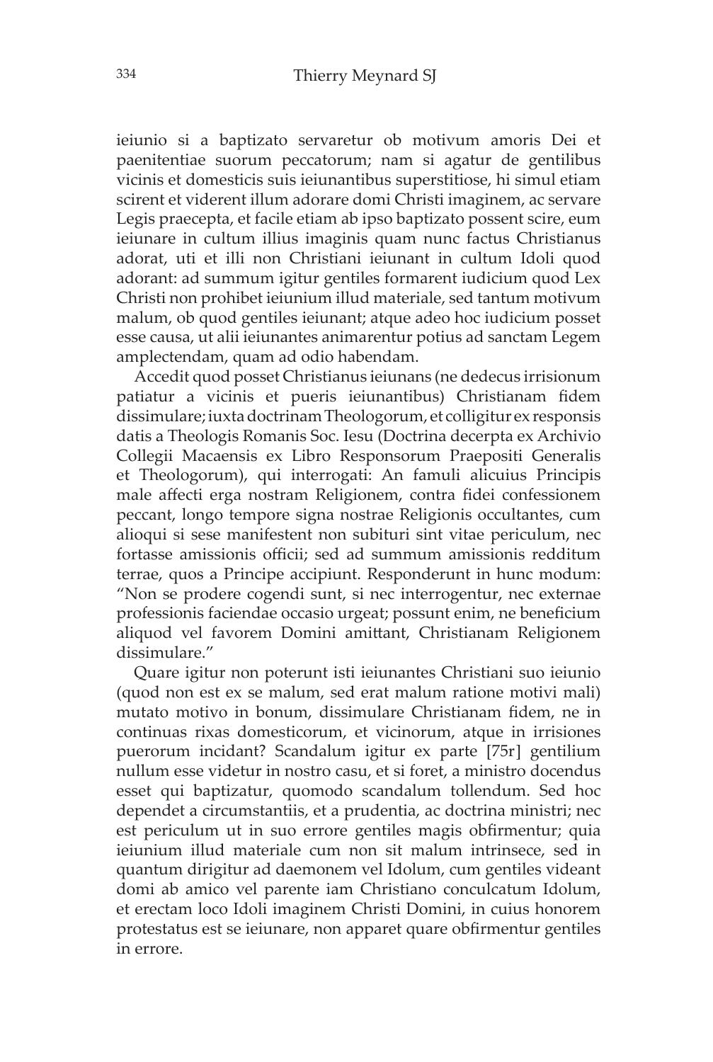ieiunio si a baptizato servaretur ob motivum amoris Dei et paenitentiae suorum peccatorum; nam si agatur de gentilibus vicinis et domesticis suis ieiunantibus superstitiose, hi simul etiam scirent et viderent illum adorare domi Christi imaginem, ac servare Legis praecepta, et facile etiam ab ipso baptizato possent scire, eum ieiunare in cultum illius imaginis quam nunc factus Christianus adorat, uti et illi non Christiani ieiunant in cultum Idoli quod adorant: ad summum igitur gentiles formarent iudicium quod Lex Christi non prohibet ieiunium illud materiale, sed tantum motivum malum, ob quod gentiles ieiunant; atque adeo hoc iudicium posset esse causa, ut alii ieiunantes animarentur potius ad sanctam Legem amplectendam, quam ad odio habendam.

Accedit quod posset Christianus ieiunans (ne dedecus irrisionum patiatur a vicinis et pueris ieiunantibus) Christianam fidem dissimulare; iuxta doctrinam Theologorum, et colligitur ex responsis datis a Theologis Romanis Soc. Iesu (Doctrina decerpta ex Archivio Collegii Macaensis ex Libro Responsorum Praepositi Generalis et Theologorum), qui interrogati: An famuli alicuius Principis male affecti erga nostram Religionem, contra fidei confessionem peccant, longo tempore signa nostrae Religionis occultantes, cum alioqui si sese manifestent non subituri sint vitae periculum, nec fortasse amissionis officii; sed ad summum amissionis redditum terrae, quos a Principe accipiunt. Responderunt in hunc modum: "Non se prodere cogendi sunt, si nec interrogentur, nec externae professionis faciendae occasio urgeat; possunt enim, ne beneficium aliquod vel favorem Domini amittant, Christianam Religionem dissimulare."

Quare igitur non poterunt isti ieiunantes Christiani suo ieiunio (quod non est ex se malum, sed erat malum ratione motivi mali) mutato motivo in bonum, dissimulare Christianam fidem, ne in continuas rixas domesticorum, et vicinorum, atque in irrisiones puerorum incidant? Scandalum igitur ex parte [75r] gentilium nullum esse videtur in nostro casu, et si foret, a ministro docendus esset qui baptizatur, quomodo scandalum tollendum. Sed hoc dependet a circumstantiis, et a prudentia, ac doctrina ministri; nec est periculum ut in suo errore gentiles magis obfirmentur; quia ieiunium illud materiale cum non sit malum intrinsece, sed in quantum dirigitur ad daemonem vel Idolum, cum gentiles videant domi ab amico vel parente iam Christiano conculcatum Idolum, et erectam loco Idoli imaginem Christi Domini, in cuius honorem protestatus est se ieiunare, non apparet quare obfirmentur gentiles in errore.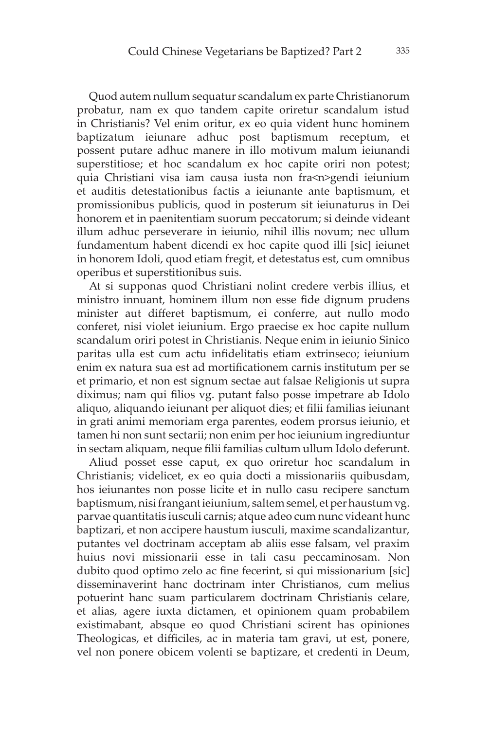Quod autem nullum sequatur scandalum ex parte Christianorum probatur, nam ex quo tandem capite oriretur scandalum istud in Christianis? Vel enim oritur, ex eo quia vident hunc hominem baptizatum ieiunare adhuc post baptismum receptum, et possent putare adhuc manere in illo motivum malum ieiunandi superstitiose; et hoc scandalum ex hoc capite oriri non potest; quia Christiani visa iam causa iusta non fra<n>gendi ieiunium et auditis detestationibus factis a ieiunante ante baptismum, et promissionibus publicis, quod in posterum sit ieiunaturus in Dei honorem et in paenitentiam suorum peccatorum; si deinde videant illum adhuc perseverare in ieiunio, nihil illis novum; nec ullum fundamentum habent dicendi ex hoc capite quod illi [sic] ieiunet in honorem Idoli, quod etiam fregit, et detestatus est, cum omnibus operibus et superstitionibus suis.

At si supponas quod Christiani nolint credere verbis illius, et ministro innuant, hominem illum non esse fide dignum prudens minister aut differet baptismum, ei conferre, aut nullo modo conferet, nisi violet ieiunium. Ergo praecise ex hoc capite nullum scandalum oriri potest in Christianis. Neque enim in ieiunio Sinico paritas ulla est cum actu infidelitatis etiam extrinseco; ieiunium enim ex natura sua est ad mortificationem carnis institutum per se et primario, et non est signum sectae aut falsae Religionis ut supra diximus; nam qui filios vg. putant falso posse impetrare ab Idolo aliquo, aliquando ieiunant per aliquot dies; et filii familias ieiunant in grati animi memoriam erga parentes, eodem prorsus ieiunio, et tamen hi non sunt sectarii; non enim per hoc ieiunium ingrediuntur in sectam aliquam, neque filii familias cultum ullum Idolo deferunt.

Aliud posset esse caput, ex quo oriretur hoc scandalum in Christianis; videlicet, ex eo quia docti a missionariis quibusdam, hos ieiunantes non posse licite et in nullo casu recipere sanctum baptismum, nisi frangant ieiunium, saltem semel, et per haustum vg. parvae quantitatis iusculi carnis; atque adeo cum nunc videant hunc baptizari, et non accipere haustum iusculi, maxime scandalizantur, putantes vel doctrinam acceptam ab aliis esse falsam, vel praxim huius novi missionarii esse in tali casu peccaminosam. Non dubito quod optimo zelo ac fine fecerint, si qui missionarium [sic] disseminaverint hanc doctrinam inter Christianos, cum melius potuerint hanc suam particularem doctrinam Christianis celare, et alias, agere iuxta dictamen, et opinionem quam probabilem existimabant, absque eo quod Christiani scirent has opiniones Theologicas, et difficiles, ac in materia tam gravi, ut est, ponere, vel non ponere obicem volenti se baptizare, et credenti in Deum,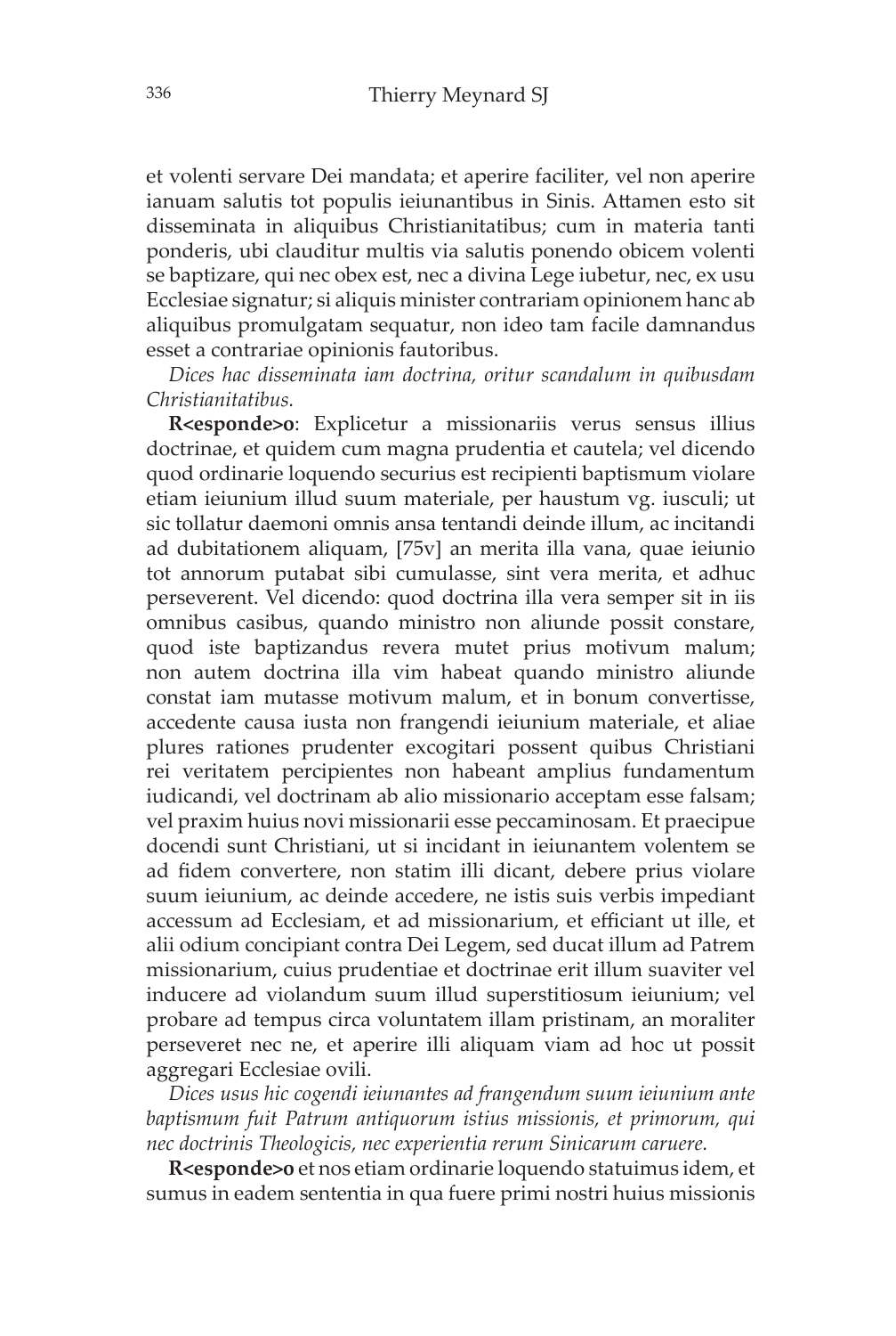et volenti servare Dei mandata; et aperire faciliter, vel non aperire ianuam salutis tot populis ieiunantibus in Sinis. Attamen esto sit disseminata in aliquibus Christianitatibus; cum in materia tanti ponderis, ubi clauditur multis via salutis ponendo obicem volenti se baptizare, qui nec obex est, nec a divina Lege iubetur, nec, ex usu Ecclesiae signatur; si aliquis minister contrariam opinionem hanc ab aliquibus promulgatam sequatur, non ideo tam facile damnandus esset a contrariae opinionis fautoribus.

*Dices hac disseminata iam doctrina, oritur scandalum in quibusdam Christianitatibus.*

**R<esponde>o**: Explicetur a missionariis verus sensus illius doctrinae, et quidem cum magna prudentia et cautela; vel dicendo quod ordinarie loquendo securius est recipienti baptismum violare etiam ieiunium illud suum materiale, per haustum vg. iusculi; ut sic tollatur daemoni omnis ansa tentandi deinde illum, ac incitandi ad dubitationem aliquam, [75v] an merita illa vana, quae ieiunio tot annorum putabat sibi cumulasse, sint vera merita, et adhuc perseverent. Vel dicendo: quod doctrina illa vera semper sit in iis omnibus casibus, quando ministro non aliunde possit constare, quod iste baptizandus revera mutet prius motivum malum; non autem doctrina illa vim habeat quando ministro aliunde constat iam mutasse motivum malum, et in bonum convertisse, accedente causa iusta non frangendi ieiunium materiale, et aliae plures rationes prudenter excogitari possent quibus Christiani rei veritatem percipientes non habeant amplius fundamentum iudicandi, vel doctrinam ab alio missionario acceptam esse falsam; vel praxim huius novi missionarii esse peccaminosam. Et praecipue docendi sunt Christiani, ut si incidant in ieiunantem volentem se ad fidem convertere, non statim illi dicant, debere prius violare suum ieiunium, ac deinde accedere, ne istis suis verbis impediant accessum ad Ecclesiam, et ad missionarium, et efficiant ut ille, et alii odium concipiant contra Dei Legem, sed ducat illum ad Patrem missionarium, cuius prudentiae et doctrinae erit illum suaviter vel inducere ad violandum suum illud superstitiosum ieiunium; vel probare ad tempus circa voluntatem illam pristinam, an moraliter perseveret nec ne, et aperire illi aliquam viam ad hoc ut possit aggregari Ecclesiae ovili.

*Dices usus hic cogendi ieiunantes ad frangendum suum ieiunium ante baptismum fuit Patrum antiquorum istius missionis, et primorum, qui nec doctrinis Theologicis, nec experientia rerum Sinicarum caruere.*

**R<esponde>o** et nos etiam ordinarie loquendo statuimus idem, et sumus in eadem sententia in qua fuere primi nostri huius missionis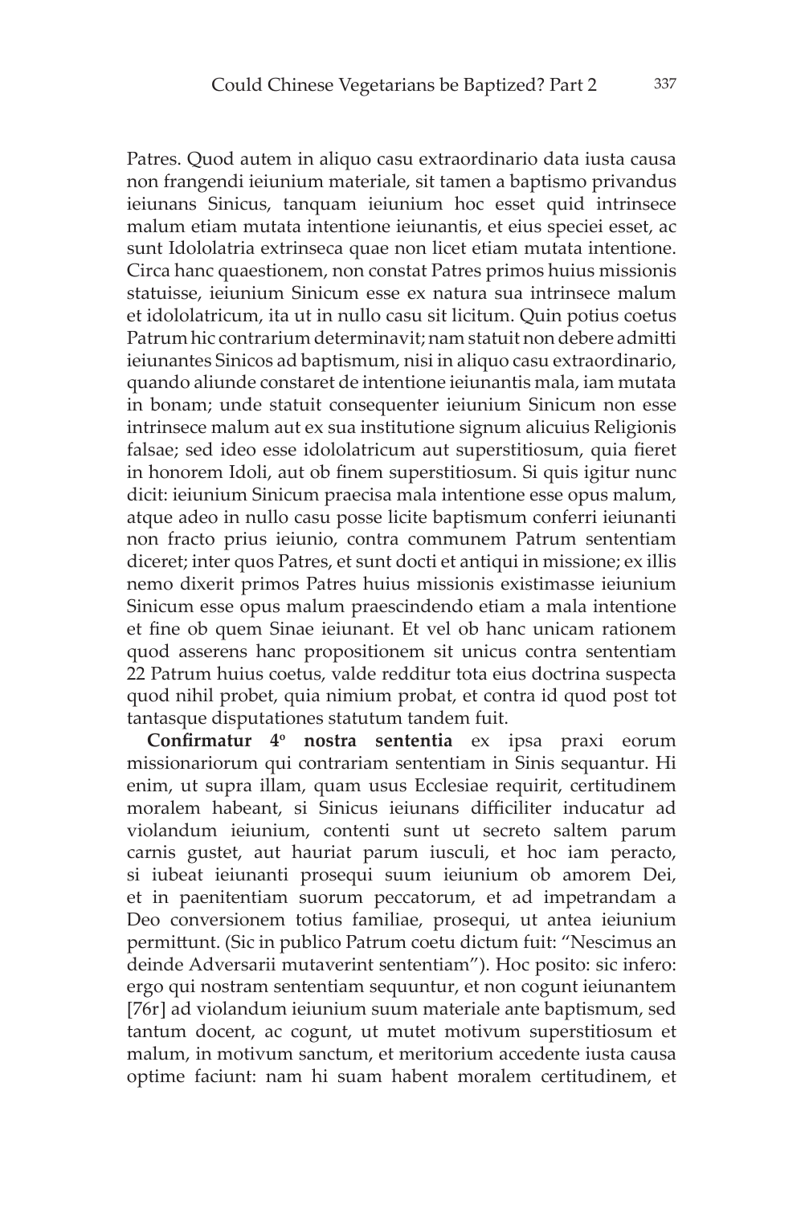Patres. Quod autem in aliquo casu extraordinario data iusta causa non frangendi ieiunium materiale, sit tamen a baptismo privandus ieiunans Sinicus, tanquam ieiunium hoc esset quid intrinsece malum etiam mutata intentione ieiunantis, et eius speciei esset, ac sunt Idololatria extrinseca quae non licet etiam mutata intentione. Circa hanc quaestionem, non constat Patres primos huius missionis statuisse, ieiunium Sinicum esse ex natura sua intrinsece malum et idololatricum, ita ut in nullo casu sit licitum. Quin potius coetus Patrum hic contrarium determinavit; nam statuit non debere admitti ieiunantes Sinicos ad baptismum, nisi in aliquo casu extraordinario, quando aliunde constaret de intentione ieiunantis mala, iam mutata in bonam; unde statuit consequenter ieiunium Sinicum non esse intrinsece malum aut ex sua institutione signum alicuius Religionis falsae; sed ideo esse idololatricum aut superstitiosum, quia fieret in honorem Idoli, aut ob finem superstitiosum. Si quis igitur nunc dicit: ieiunium Sinicum praecisa mala intentione esse opus malum, atque adeo in nullo casu posse licite baptismum conferri ieiunanti non fracto prius ieiunio, contra communem Patrum sententiam diceret; inter quos Patres, et sunt docti et antiqui in missione; ex illis nemo dixerit primos Patres huius missionis existimasse ieiunium Sinicum esse opus malum praescindendo etiam a mala intentione et fine ob quem Sinae ieiunant. Et vel ob hanc unicam rationem quod asserens hanc propositionem sit unicus contra sententiam 22 Patrum huius coetus, valde redditur tota eius doctrina suspecta quod nihil probet, quia nimium probat, et contra id quod post tot tantasque disputationes statutum tandem fuit.

**Confirmatur 4º nostra sententia** ex ipsa praxi eorum missionariorum qui contrariam sententiam in Sinis sequantur. Hi enim, ut supra illam, quam usus Ecclesiae requirit, certitudinem moralem habeant, si Sinicus ieiunans difficiliter inducatur ad violandum ieiunium, contenti sunt ut secreto saltem parum carnis gustet, aut hauriat parum iusculi, et hoc iam peracto, si iubeat ieiunanti prosequi suum ieiunium ob amorem Dei, et in paenitentiam suorum peccatorum, et ad impetrandam a Deo conversionem totius familiae, prosequi, ut antea ieiunium permittunt. (Sic in publico Patrum coetu dictum fuit: "Nescimus an deinde Adversarii mutaverint sententiam"). Hoc posito: sic infero: ergo qui nostram sententiam sequuntur, et non cogunt ieiunantem [76r] ad violandum ieiunium suum materiale ante baptismum, sed tantum docent, ac cogunt, ut mutet motivum superstitiosum et malum, in motivum sanctum, et meritorium accedente iusta causa optime faciunt: nam hi suam habent moralem certitudinem, et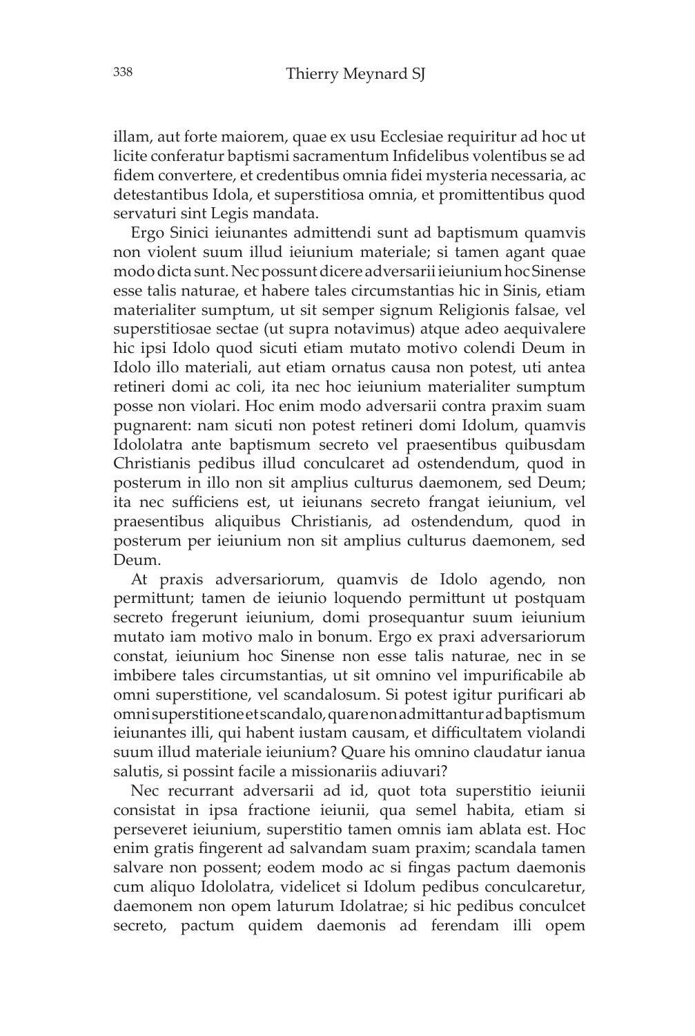illam, aut forte maiorem, quae ex usu Ecclesiae requiritur ad hoc ut licite conferatur baptismi sacramentum Infidelibus volentibus se ad fidem convertere, et credentibus omnia fidei mysteria necessaria, ac detestantibus Idola, et superstitiosa omnia, et promittentibus quod servaturi sint Legis mandata.

Ergo Sinici ieiunantes admittendi sunt ad baptismum quamvis non violent suum illud ieiunium materiale; si tamen agant quae modo dicta sunt. Nec possunt dicere adversarii ieiunium hoc Sinense esse talis naturae, et habere tales circumstantias hic in Sinis, etiam materialiter sumptum, ut sit semper signum Religionis falsae, vel superstitiosae sectae (ut supra notavimus) atque adeo aequivalere hic ipsi Idolo quod sicuti etiam mutato motivo colendi Deum in Idolo illo materiali, aut etiam ornatus causa non potest, uti antea retineri domi ac coli, ita nec hoc ieiunium materialiter sumptum posse non violari. Hoc enim modo adversarii contra praxim suam pugnarent: nam sicuti non potest retineri domi Idolum, quamvis Idololatra ante baptismum secreto vel praesentibus quibusdam Christianis pedibus illud conculcaret ad ostendendum, quod in posterum in illo non sit amplius culturus daemonem, sed Deum; ita nec sufficiens est, ut ieiunans secreto frangat ieiunium, vel praesentibus aliquibus Christianis, ad ostendendum, quod in posterum per ieiunium non sit amplius culturus daemonem, sed Deum.

At praxis adversariorum, quamvis de Idolo agendo, non permittunt; tamen de ieiunio loquendo permittunt ut postquam secreto fregerunt ieiunium, domi prosequantur suum ieiunium mutato iam motivo malo in bonum. Ergo ex praxi adversariorum constat, ieiunium hoc Sinense non esse talis naturae, nec in se imbibere tales circumstantias, ut sit omnino vel impurificabile ab omni superstitione, vel scandalosum. Si potest igitur purificari ab omni superstitione et scandalo, quare non admittantur ad baptismum ieiunantes illi, qui habent iustam causam, et difficultatem violandi suum illud materiale ieiunium? Quare his omnino claudatur ianua salutis, si possint facile a missionariis adiuvari?

Nec recurrant adversarii ad id, quot tota superstitio ieiunii consistat in ipsa fractione ieiunii, qua semel habita, etiam si perseveret ieiunium, superstitio tamen omnis iam ablata est. Hoc enim gratis fingerent ad salvandam suam praxim; scandala tamen salvare non possent; eodem modo ac si fingas pactum daemonis cum aliquo Idololatra, videlicet si Idolum pedibus conculcaretur, daemonem non opem laturum Idolatrae; si hic pedibus conculcet secreto, pactum quidem daemonis ad ferendam illi opem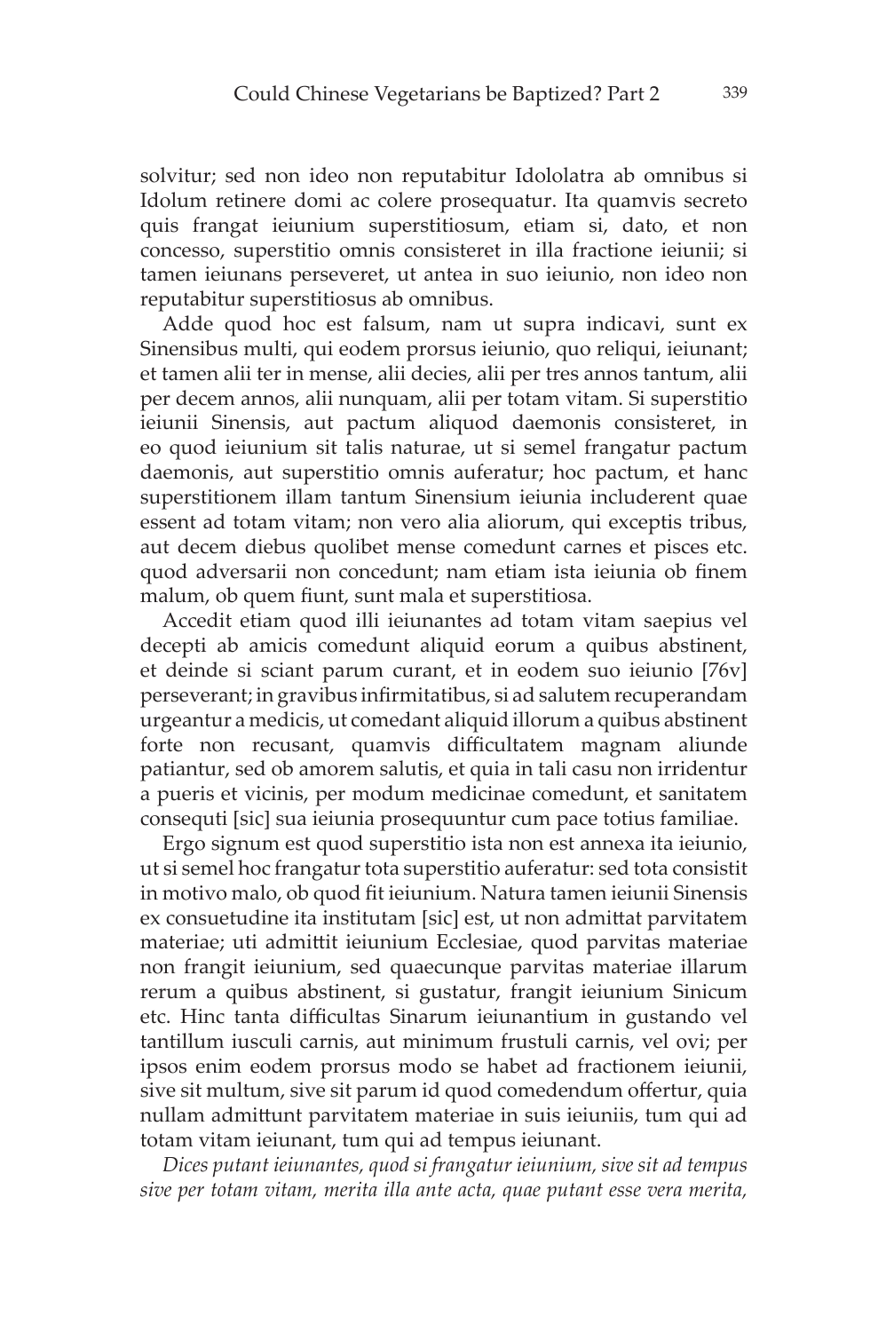solvitur; sed non ideo non reputabitur Idololatra ab omnibus si Idolum retinere domi ac colere prosequatur. Ita quamvis secreto quis frangat ieiunium superstitiosum, etiam si, dato, et non concesso, superstitio omnis consisteret in illa fractione ieiunii; si tamen ieiunans perseveret, ut antea in suo ieiunio, non ideo non reputabitur superstitiosus ab omnibus.

Adde quod hoc est falsum, nam ut supra indicavi, sunt ex Sinensibus multi, qui eodem prorsus ieiunio, quo reliqui, ieiunant; et tamen alii ter in mense, alii decies, alii per tres annos tantum, alii per decem annos, alii nunquam, alii per totam vitam. Si superstitio ieiunii Sinensis, aut pactum aliquod daemonis consisteret, in eo quod ieiunium sit talis naturae, ut si semel frangatur pactum daemonis, aut superstitio omnis auferatur; hoc pactum, et hanc superstitionem illam tantum Sinensium ieiunia includerent quae essent ad totam vitam; non vero alia aliorum, qui exceptis tribus, aut decem diebus quolibet mense comedunt carnes et pisces etc. quod adversarii non concedunt; nam etiam ista ieiunia ob finem malum, ob quem fiunt, sunt mala et superstitiosa.

Accedit etiam quod illi ieiunantes ad totam vitam saepius vel decepti ab amicis comedunt aliquid eorum a quibus abstinent, et deinde si sciant parum curant, et in eodem suo ieiunio [76v] perseverant; in gravibus infirmitatibus, si ad salutem recuperandam urgeantur a medicis, ut comedant aliquid illorum a quibus abstinent forte non recusant, quamvis difficultatem magnam aliunde patiantur, sed ob amorem salutis, et quia in tali casu non irridentur a pueris et vicinis, per modum medicinae comedunt, et sanitatem consequti [sic] sua ieiunia prosequuntur cum pace totius familiae.

Ergo signum est quod superstitio ista non est annexa ita ieiunio, ut si semel hoc frangatur tota superstitio auferatur: sed tota consistit in motivo malo, ob quod fit ieiunium. Natura tamen ieiunii Sinensis ex consuetudine ita institutam [sic] est, ut non admittat parvitatem materiae; uti admittit ieiunium Ecclesiae, quod parvitas materiae non frangit ieiunium, sed quaecunque parvitas materiae illarum rerum a quibus abstinent, si gustatur, frangit ieiunium Sinicum etc. Hinc tanta difficultas Sinarum ieiunantium in gustando vel tantillum iusculi carnis, aut minimum frustuli carnis, vel ovi; per ipsos enim eodem prorsus modo se habet ad fractionem ieiunii, sive sit multum, sive sit parum id quod comedendum offertur, quia nullam admittunt parvitatem materiae in suis ieiuniis, tum qui ad totam vitam ieiunant, tum qui ad tempus ieiunant.

*Dices putant ieiunantes, quod si frangatur ieiunium, sive sit ad tempus sive per totam vitam, merita illa ante acta, quae putant esse vera merita,*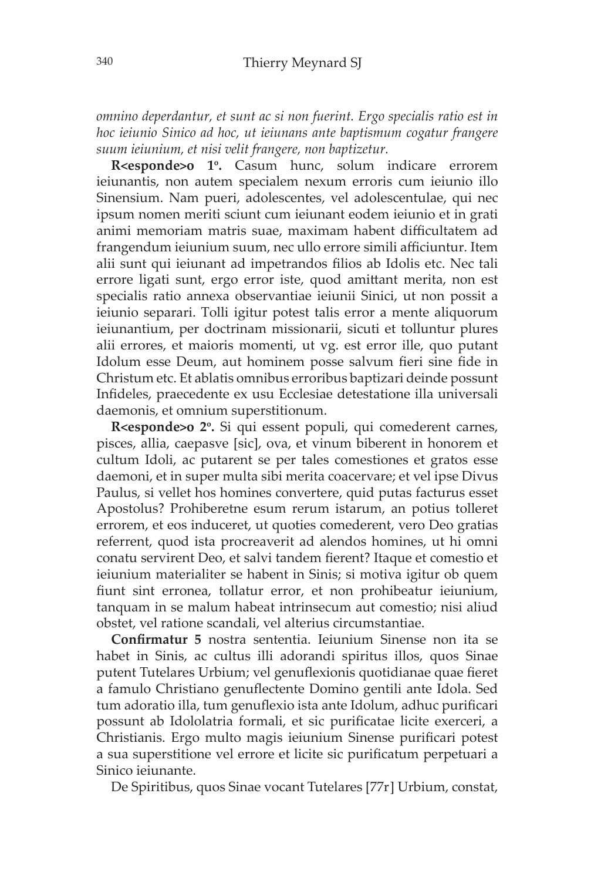*omnino deperdantur, et sunt ac si non fuerint. Ergo specialis ratio est in hoc ieiunio Sinico ad hoc, ut ieiunans ante baptismum cogatur frangere suum ieiunium, et nisi velit frangere, non baptizetur.*

**R<esponde>o 1º.** Casum hunc, solum indicare errorem ieiunantis, non autem specialem nexum erroris cum ieiunio illo Sinensium. Nam pueri, adolescentes, vel adolescentulae, qui nec ipsum nomen meriti sciunt cum ieiunant eodem ieiunio et in grati animi memoriam matris suae, maximam habent difficultatem ad frangendum ieiunium suum, nec ullo errore simili afficiuntur. Item alii sunt qui ieiunant ad impetrandos filios ab Idolis etc. Nec tali errore ligati sunt, ergo error iste, quod amittant merita, non est specialis ratio annexa observantiae ieiunii Sinici, ut non possit a ieiunio separari. Tolli igitur potest talis error a mente aliquorum ieiunantium, per doctrinam missionarii, sicuti et tolluntur plures alii errores, et maioris momenti, ut vg. est error ille, quo putant Idolum esse Deum, aut hominem posse salvum fieri sine fide in Christum etc. Et ablatis omnibus erroribus baptizari deinde possunt Infideles, praecedente ex usu Ecclesiae detestatione illa universali daemonis, et omnium superstitionum.

**R<esponde>o 2º.** Si qui essent populi, qui comederent carnes, pisces, allia, caepasve [sic], ova, et vinum biberent in honorem et cultum Idoli, ac putarent se per tales comestiones et gratos esse daemoni, et in super multa sibi merita coacervare; et vel ipse Divus Paulus, si vellet hos homines convertere, quid putas facturus esset Apostolus? Prohiberetne esum rerum istarum, an potius tolleret errorem, et eos induceret, ut quoties comederent, vero Deo gratias referrent, quod ista procreaverit ad alendos homines, ut hi omni conatu servirent Deo, et salvi tandem fierent? Itaque et comestio et ieiunium materialiter se habent in Sinis; si motiva igitur ob quem fiunt sint erronea, tollatur error, et non prohibeatur ieiunium, tanquam in se malum habeat intrinsecum aut comestio; nisi aliud obstet, vel ratione scandali, vel alterius circumstantiae.

**Confirmatur 5** nostra sententia. Ieiunium Sinense non ita se habet in Sinis, ac cultus illi adorandi spiritus illos, quos Sinae putent Tutelares Urbium; vel genuflexionis quotidianae quae fieret a famulo Christiano genuflectente Domino gentili ante Idola. Sed tum adoratio illa, tum genuflexio ista ante Idolum, adhuc purificari possunt ab Idololatria formali, et sic purificatae licite exerceri, a Christianis. Ergo multo magis ieiunium Sinense purificari potest a sua superstitione vel errore et licite sic purificatum perpetuari a Sinico ieiunante.

De Spiritibus, quos Sinae vocant Tutelares [77r] Urbium, constat,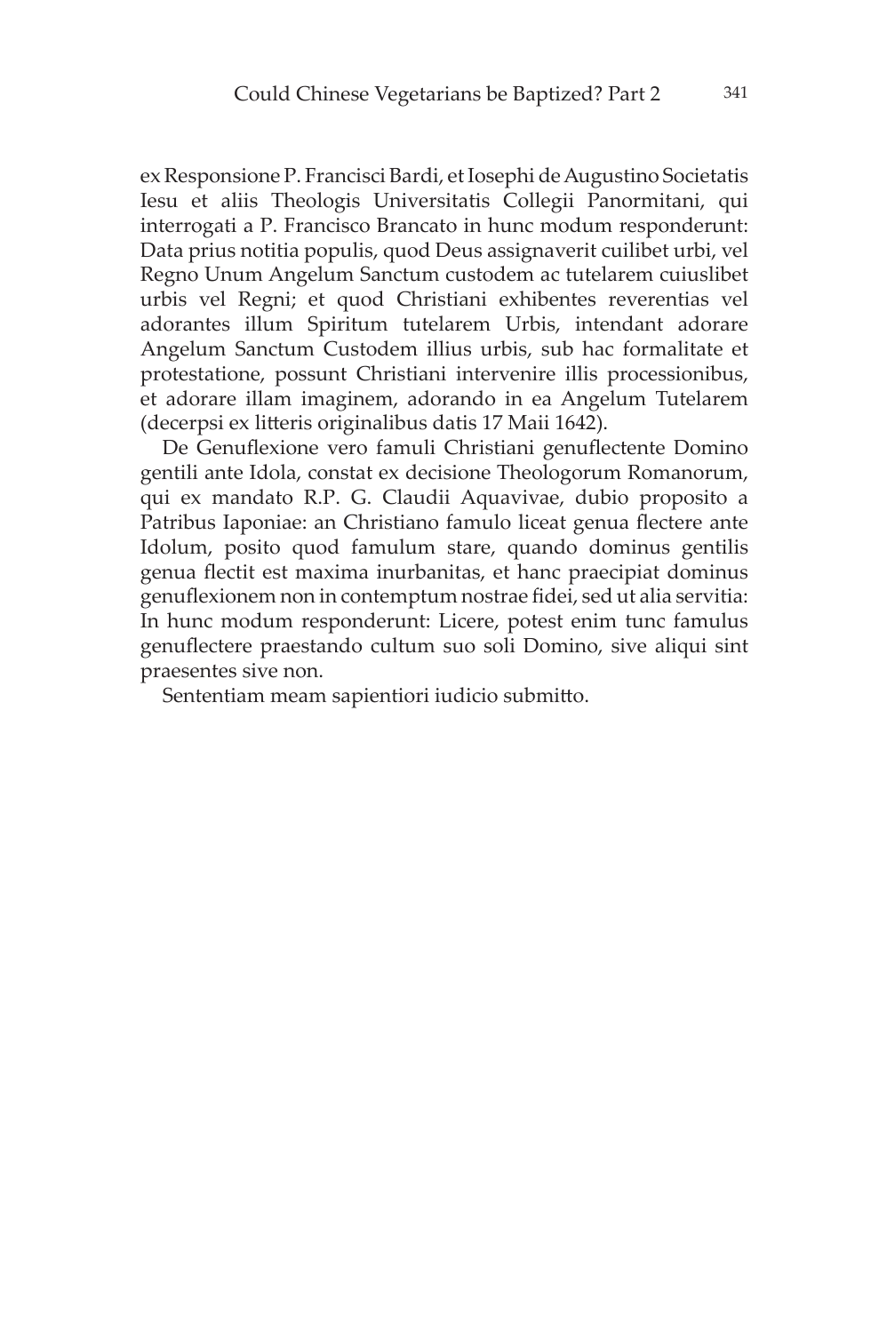ex Responsione P. Francisci Bardi, et Iosephi de Augustino Societatis Iesu et aliis Theologis Universitatis Collegii Panormitani, qui interrogati a P. Francisco Brancato in hunc modum responderunt: Data prius notitia populis, quod Deus assignaverit cuilibet urbi, vel Regno Unum Angelum Sanctum custodem ac tutelarem cuiuslibet urbis vel Regni; et quod Christiani exhibentes reverentias vel adorantes illum Spiritum tutelarem Urbis, intendant adorare Angelum Sanctum Custodem illius urbis, sub hac formalitate et protestatione, possunt Christiani intervenire illis processionibus, et adorare illam imaginem, adorando in ea Angelum Tutelarem (decerpsi ex litteris originalibus datis 17 Maii 1642).

De Genuflexione vero famuli Christiani genuflectente Domino gentili ante Idola, constat ex decisione Theologorum Romanorum, qui ex mandato R.P. G. Claudii Aquavivae, dubio proposito a Patribus Iaponiae: an Christiano famulo liceat genua flectere ante Idolum, posito quod famulum stare, quando dominus gentilis genua flectit est maxima inurbanitas, et hanc praecipiat dominus genuflexionem non in contemptum nostrae fidei, sed ut alia servitia: In hunc modum responderunt: Licere, potest enim tunc famulus genuflectere praestando cultum suo soli Domino, sive aliqui sint praesentes sive non.

Sententiam meam sapientiori iudicio submitto.